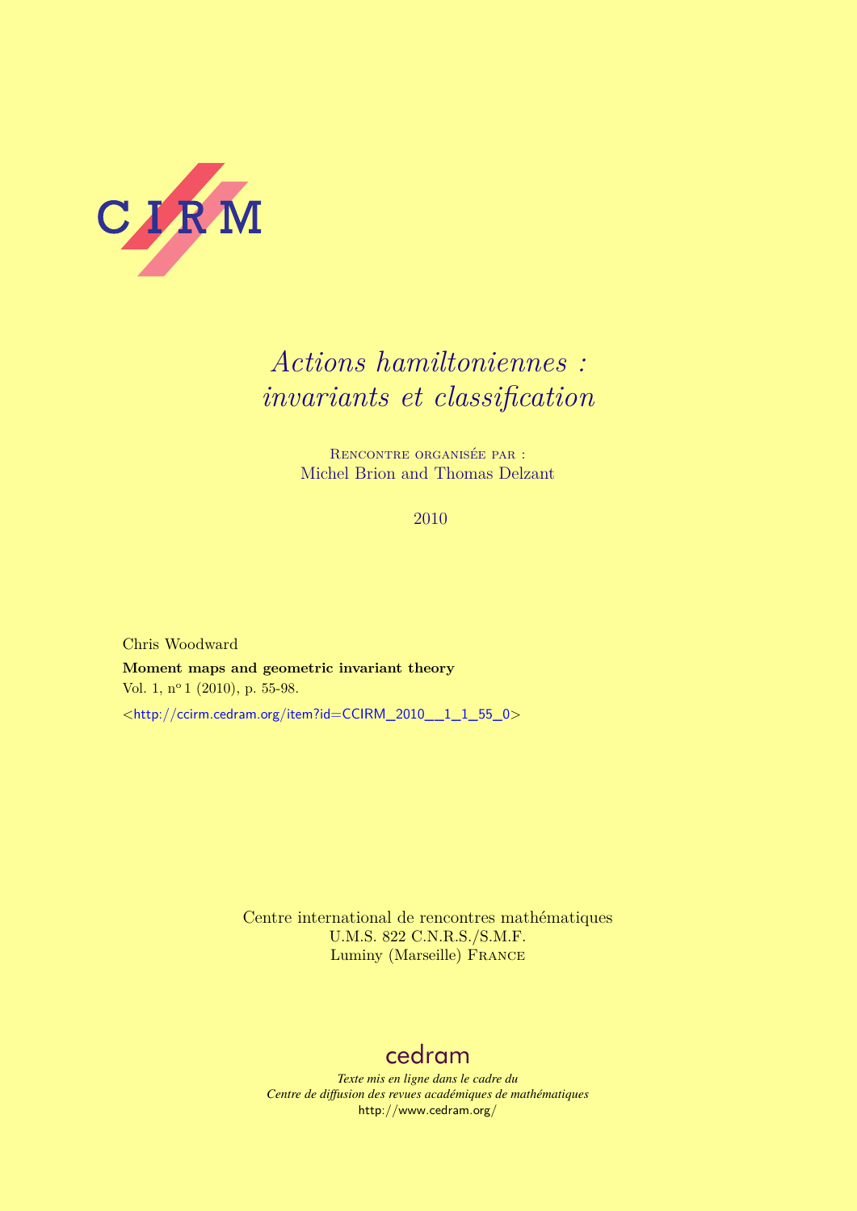C I R M

# *Actions hamiltoniennes : invariants et classification*

Rencontre organisée par :
Michel Brion and Thomas Delzant

2010

Chris Woodward

**Moment maps and geometric invariant theory**

Vol. 1, n° 1 (2010), p. 55-98.

<http://ccirm.cedram.org/item?id=CCIRM_2010__1_1_55_0>

Centre international de rencontres mathématiques
U.M.S. 822 C.N.R.S./S.M.F.
Luminy (Marseille) France

cedram

*Texte mis en ligne dans le cadre du*
*Centre de diffusion des revues académiques de mathématiques*
http://www.cedram.org/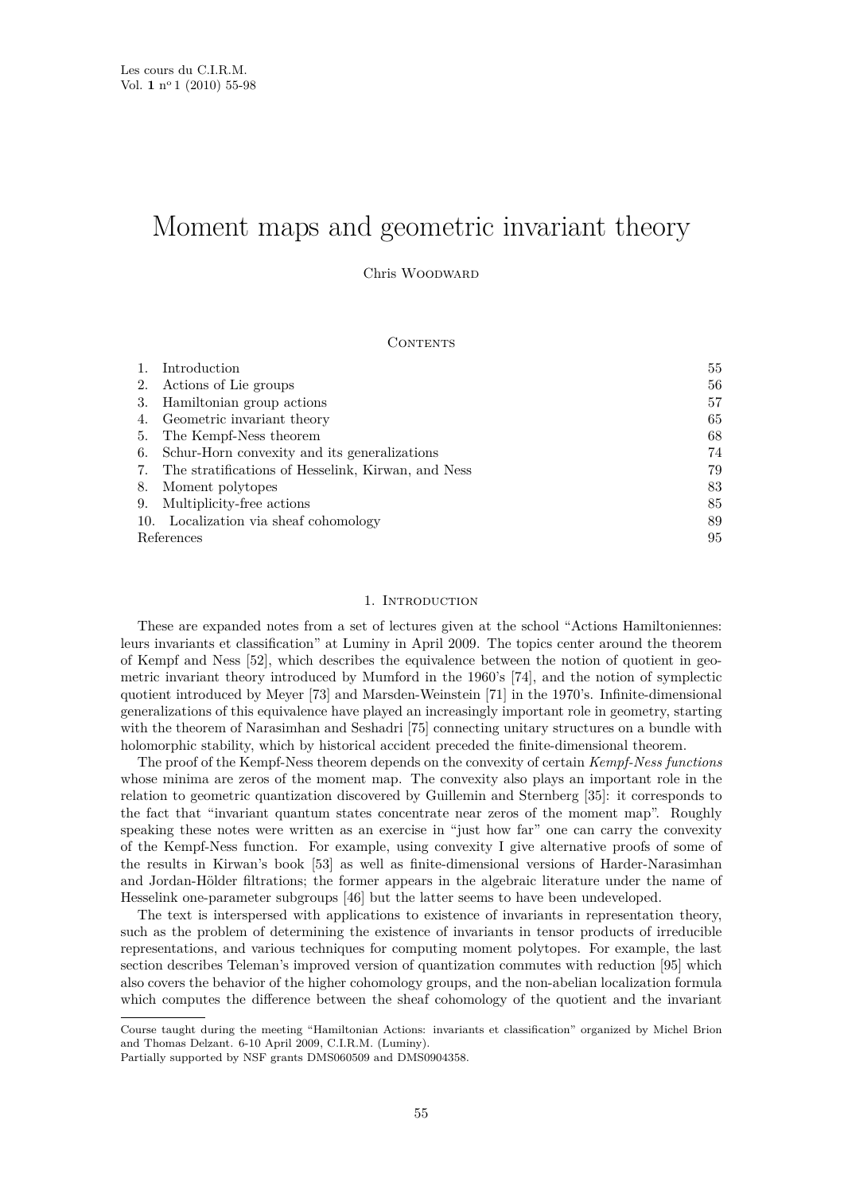# Moment maps and geometric invariant theory

Chris Woodward

Contents

| | | |
|---|---|---|
| 1. | Introduction | 55 |
| 2. | Actions of Lie groups | 56 |
| 3. | Hamiltonian group actions | 57 |
| 4. | Geometric invariant theory | 65 |
| 5. | The Kempf-Ness theorem | 68 |
| 6. | Schur-Horn convexity and its generalizations | 74 |
| 7. | The stratifications of Hesselink, Kirwan, and Ness | 79 |
| 8. | Moment polytopes | 83 |
| 9. | Multiplicity-free actions | 85 |
| 10. | Localization via sheaf cohomology | 89 |
| | References | 95 |

## 1. Introduction

These are expanded notes from a set of lectures given at the school "Actions Hamiltoniennes: leurs invariants et classification" at Luminy in April 2009. The topics center around the theorem of Kempf and Ness [52], which describes the equivalence between the notion of quotient in geometric invariant theory introduced by Mumford in the 1960's [74], and the notion of symplectic quotient introduced by Meyer [73] and Marsden-Weinstein [71] in the 1970's. Infinite-dimensional generalizations of this equivalence have played an increasingly important role in geometry, starting with the theorem of Narasimhan and Seshadri [75] connecting unitary structures on a bundle with holomorphic stability, which by historical accident preceded the finite-dimensional theorem.

The proof of the Kempf-Ness theorem depends on the convexity of certain *Kempf-Ness functions* whose minima are zeros of the moment map. The convexity also plays an important role in the relation to geometric quantization discovered by Guillemin and Sternberg [35]: it corresponds to the fact that "invariant quantum states concentrate near zeros of the moment map". Roughly speaking these notes were written as an exercise in "just how far" one can carry the convexity of the Kempf-Ness function. For example, using convexity I give alternative proofs of some of the results in Kirwan's book [53] as well as finite-dimensional versions of Harder-Narasimhan and Jordan-Hölder filtrations; the former appears in the algebraic literature under the name of Hesselink one-parameter subgroups [46] but the latter seems to have been undeveloped.

The text is interspersed with applications to existence of invariants in representation theory, such as the problem of determining the existence of invariants in tensor products of irreducible representations, and various techniques for computing moment polytopes. For example, the last section describes Teleman's improved version of quantization commutes with reduction [95] which also covers the behavior of the higher cohomology groups, and the non-abelian localization formula which computes the difference between the sheaf cohomology of the quotient and the invariant

---

Course taught during the meeting "Hamiltonian Actions: invariants et classification" organized by Michel Brion and Thomas Delzant. 6-10 April 2009, C.I.R.M. (Luminy).

Partially supported by NSF grants DMS060509 and DMS0904358.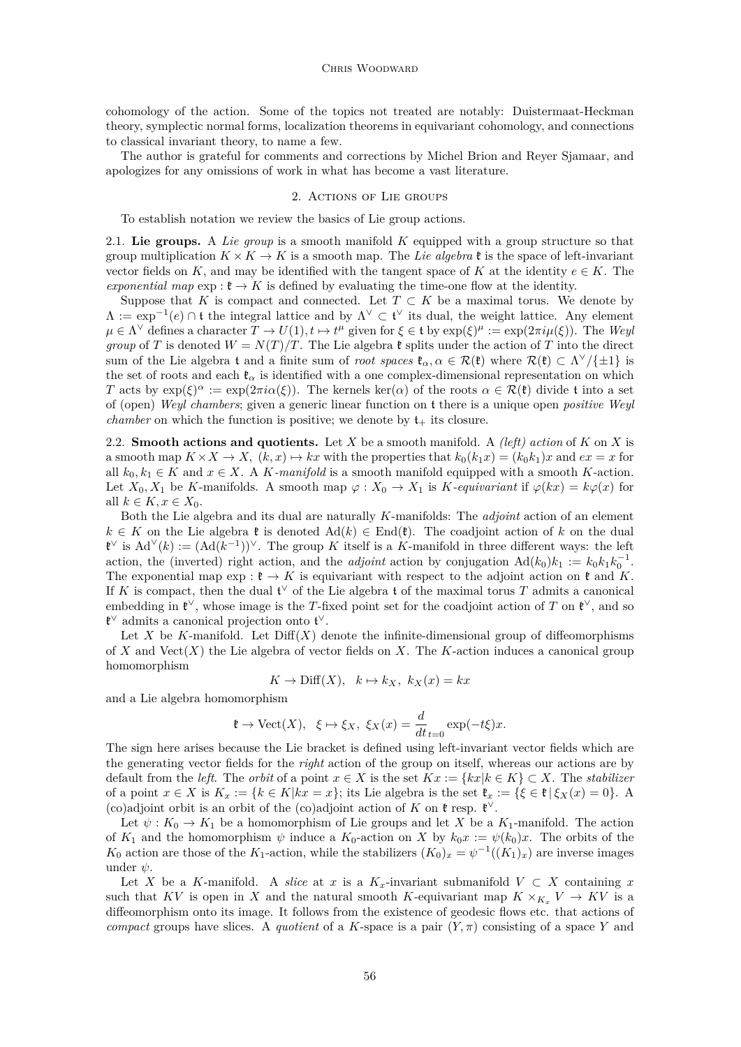cohomology of the action. Some of the topics not treated are notably: Duistermaat-Heckman theory, symplectic normal forms, localization theorems in equivariant cohomology, and connections to classical invariant theory, to name a few.

The author is grateful for comments and corrections by Michel Brion and Reyer Sjamaar, and apologizes for any omissions of work in what has become a vast literature.

## 2. Actions of Lie groups

To establish notation we review the basics of Lie group actions.

2.1. **Lie groups.** A *Lie group* is a smooth manifold $K$ equipped with a group structure so that group multiplication $K \times K \to K$ is a smooth map. The *Lie algebra* $\mathfrak{k}$ is the space of left-invariant vector fields on $K$, and may be identified with the tangent space of $K$ at the identity $e \in K$. The *exponential map* $\exp : \mathfrak{k} \to K$ is defined by evaluating the time-one flow at the identity.

Suppose that $K$ is compact and connected. Let $T \subset K$ be a maximal torus. We denote by $\Lambda := \exp^{-1}(e) \cap \mathfrak{t}$ the integral lattice and by $\Lambda^\vee \subset \mathfrak{t}^\vee$ its dual, the weight lattice. Any element $\mu \in \Lambda^\vee$ defines a character $T \to U(1), t \mapsto t^\mu$ given for $\xi \in \mathfrak{t}$ by $\exp(\xi)^\mu := \exp(2\pi i \mu(\xi))$. The *Weyl group* of $T$ is denoted $W = N(T)/T$. The Lie algebra $\mathfrak{k}$ splits under the action of $T$ into the direct sum of the Lie algebra $\mathfrak{t}$ and a finite sum of *root spaces* $\mathfrak{k}_\alpha, \alpha \in \mathcal{R}(\mathfrak{k})$ where $\mathcal{R}(\mathfrak{k}) \subset \Lambda^\vee/\{\pm 1\}$ is the set of roots and each $\mathfrak{k}_\alpha$ is identified with a one complex-dimensional representation on which $T$ acts by $\exp(\xi)^\alpha := \exp(2\pi i \alpha(\xi))$. The kernels $\ker(\alpha)$ of the roots $\alpha \in \mathcal{R}(\mathfrak{k})$ divide $\mathfrak{t}$ into a set of (open) *Weyl chambers*; given a generic linear function on $\mathfrak{t}$ there is a unique open *positive Weyl chamber* on which the function is positive; we denote by $\mathfrak{t}_+$ its closure.

2.2. **Smooth actions and quotients.** Let $X$ be a smooth manifold. A *(left) action* of $K$ on $X$ is a smooth map $K \times X \to X$, $(k, x) \mapsto kx$ with the properties that $k_0(k_1 x) = (k_0 k_1)x$ and $ex = x$ for all $k_0, k_1 \in K$ and $x \in X$. A *$K$-manifold* is a smooth manifold equipped with a smooth $K$-action. Let $X_0, X_1$ be $K$-manifolds. A smooth map $\varphi : X_0 \to X_1$ is *$K$-equivariant* if $\varphi(kx) = k\varphi(x)$ for all $k \in K, x \in X_0$.

Both the Lie algebra and its dual are naturally $K$-manifolds: The *adjoint* action of an element $k \in K$ on the Lie algebra $\mathfrak{k}$ is denoted $\operatorname{Ad}(k) \in \operatorname{End}(\mathfrak{k})$. The coadjoint action of $k$ on the dual $\mathfrak{k}^\vee$ is $\operatorname{Ad}^\vee(k) := (\operatorname{Ad}(k^{-1}))^\vee$. The group $K$ itself is a $K$-manifold in three different ways: the left action, the (inverted) right action, and the *adjoint* action by conjugation $\operatorname{Ad}(k_0)k_1 := k_0 k_1 k_0^{-1}$. The exponential map $\exp : \mathfrak{k} \to K$ is equivariant with respect to the adjoint action on $\mathfrak{k}$ and $K$. If $K$ is compact, then the dual $\mathfrak{t}^\vee$ of the Lie algebra $\mathfrak{t}$ of the maximal torus $T$ admits a canonical embedding in $\mathfrak{k}^\vee$, whose image is the $T$-fixed point set for the coadjoint action of $T$ on $\mathfrak{k}^\vee$, and so $\mathfrak{k}^\vee$ admits a canonical projection onto $\mathfrak{t}^\vee$.

Let $X$ be $K$-manifold. Let $\operatorname{Diff}(X)$ denote the infinite-dimensional group of diffeomorphisms of $X$ and $\operatorname{Vect}(X)$ the Lie algebra of vector fields on $X$. The $K$-action induces a canonical group homomorphism

$$K \to \operatorname{Diff}(X), \quad k \mapsto k_X, \ k_X(x) = kx$$

and a Lie algebra homomorphism

$$\mathfrak{k} \to \operatorname{Vect}(X), \quad \xi \mapsto \xi_X, \ \xi_X(x) = \frac{d}{dt}_{t=0} \exp(-t\xi)x.$$

The sign here arises because the Lie bracket is defined using left-invariant vector fields which are the generating vector fields for the *right* action of the group on itself, whereas our actions are by default from the *left*. The *orbit* of a point $x \in X$ is the set $Kx := \{kx | k \in K\} \subset X$. The *stabilizer* of a point $x \in X$ is $K_x := \{k \in K | kx = x\}$; its Lie algebra is the set $\mathfrak{k}_x := \{\xi \in \mathfrak{k} \,|\, \xi_X(x) = 0\}$. A (co)adjoint orbit is an orbit of the (co)adjoint action of $K$ on $\mathfrak{k}$ resp. $\mathfrak{k}^\vee$.

Let $\psi : K_0 \to K_1$ be a homomorphism of Lie groups and let $X$ be a $K_1$-manifold. The action of $K_1$ and the homomorphism $\psi$ induce a $K_0$-action on $X$ by $k_0 x := \psi(k_0)x$. The orbits of the $K_0$ action are those of the $K_1$-action, while the stabilizers $(K_0)_x = \psi^{-1}((K_1)_x)$ are inverse images under $\psi$.

Let $X$ be a $K$-manifold. A *slice* at $x$ is a $K_x$-invariant submanifold $V \subset X$ containing $x$ such that $KV$ is open in $X$ and the natural smooth $K$-equivariant map $K \times_{K_x} V \to KV$ is a diffeomorphism onto its image. It follows from the existence of geodesic flows etc. that actions of *compact* groups have slices. A *quotient* of a $K$-space is a pair $(Y, \pi)$ consisting of a space $Y$ and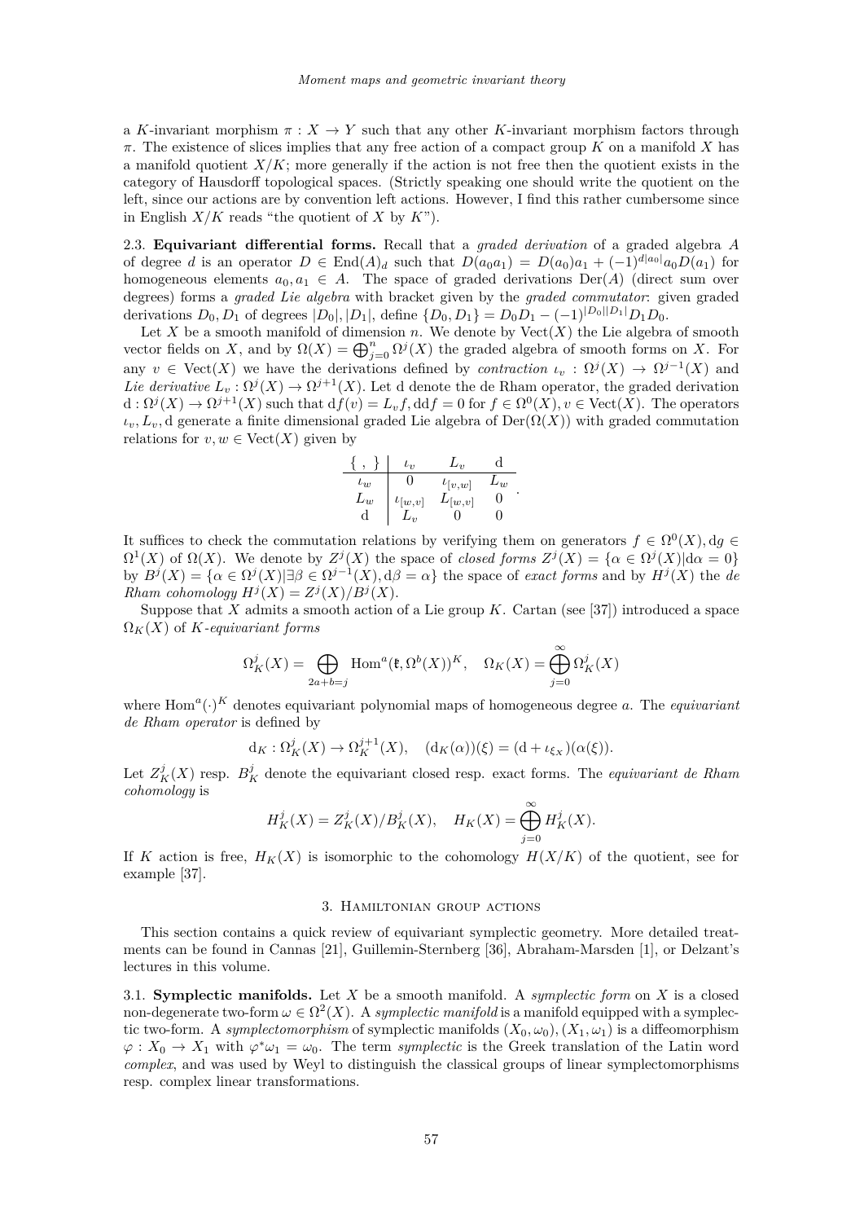a $K$-invariant morphism $\pi : X \to Y$ such that any other $K$-invariant morphism factors through $\pi$. The existence of slices implies that any free action of a compact group $K$ on a manifold $X$ has a manifold quotient $X/K$; more generally if the action is not free then the quotient exists in the category of Hausdorff topological spaces. (Strictly speaking one should write the quotient on the left, since our actions are by convention left actions. However, I find this rather cumbersome since in English $X/K$ reads "the quotient of $X$ by $K$").

2.3. **Equivariant differential forms.** Recall that a *graded derivation* of a graded algebra $A$ of degree $d$ is an operator $D \in \mathrm{End}(A)_d$ such that $D(a_0 a_1) = D(a_0)a_1 + (-1)^{d|a_0|} a_0 D(a_1)$ for homogeneous elements $a_0, a_1 \in A$. The space of graded derivations $\mathrm{Der}(A)$ (direct sum over degrees) forms a *graded Lie algebra* with bracket given by the *graded commutator*: given graded derivations $D_0, D_1$ of degrees $|D_0|, |D_1|$, define $\{D_0, D_1\} = D_0 D_1 - (-1)^{|D_0||D_1|} D_1 D_0$.

Let $X$ be a smooth manifold of dimension $n$. We denote by $\mathrm{Vect}(X)$ the Lie algebra of smooth vector fields on $X$, and by $\Omega(X) = \bigoplus_{j=0}^n \Omega^j(X)$ the graded algebra of smooth forms on $X$. For any $v \in \mathrm{Vect}(X)$ we have the derivations defined by *contraction* $\iota_v : \Omega^j(X) \to \Omega^{j-1}(X)$ and *Lie derivative* $L_v : \Omega^j(X) \to \Omega^{j+1}(X)$. Let $\mathrm{d}$ denote the de Rham operator, the graded derivation $\mathrm{d} : \Omega^j(X) \to \Omega^{j+1}(X)$ such that $\mathrm{d}f(v) = L_v f, \mathrm{d}\mathrm{d}f = 0$ for $f \in \Omega^0(X), v \in \mathrm{Vect}(X)$. The operators $\iota_v, L_v, \mathrm{d}$ generate a finite dimensional graded Lie algebra of $\mathrm{Der}(\Omega(X))$ with graded commutation relations for $v, w \in \mathrm{Vect}(X)$ given by

| $\{\ ,\ \}$ | $\iota_v$ | $L_v$ | $\mathrm{d}$ |
|---|---|---|---|
| $\iota_w$ | $0$ | $\iota_{[v,w]}$ | $L_w$ |
| $L_w$ | $\iota_{[w,v]}$ | $L_{[w,v]}$ | $0$ |
| $\mathrm{d}$ | $L_v$ | $0$ | $0$ |

It suffices to check the commutation relations by verifying them on generators $f \in \Omega^0(X), \mathrm{d}g \in \Omega^1(X)$ of $\Omega(X)$. We denote by $Z^j(X)$ the space of *closed forms* $Z^j(X) = \{\alpha \in \Omega^j(X) | \mathrm{d}\alpha = 0\}$ by $B^j(X) = \{\alpha \in \Omega^j(X) | \exists \beta \in \Omega^{j-1}(X), \mathrm{d}\beta = \alpha\}$ the space of *exact forms* and by $H^j(X)$ the *de Rham cohomology* $H^j(X) = Z^j(X)/B^j(X)$.

Suppose that $X$ admits a smooth action of a Lie group $K$. Cartan (see [37]) introduced a space $\Omega_K(X)$ of *$K$-equivariant forms*

$$\Omega_K^j(X) = \bigoplus_{2a+b=j} \mathrm{Hom}^a(\mathfrak{k}, \Omega^b(X))^K, \quad \Omega_K(X) = \bigoplus_{j=0}^{\infty} \Omega_K^j(X)$$

where $\mathrm{Hom}^a(\cdot)^K$ denotes equivariant polynomial maps of homogeneous degree $a$. The *equivariant de Rham operator* is defined by

$$\mathrm{d}_K : \Omega_K^j(X) \to \Omega_K^{j+1}(X), \quad (\mathrm{d}_K(\alpha))(\xi) = (\mathrm{d} + \iota_{\xi_X})(\alpha(\xi)).$$

Let $Z_K^j(X)$ resp. $B_K^j$ denote the equivariant closed resp. exact forms. The *equivariant de Rham cohomology* is

$$H_K^j(X) = Z_K^j(X)/B_K^j(X), \quad H_K(X) = \bigoplus_{j=0}^{\infty} H_K^j(X).$$

If $K$ action is free, $H_K(X)$ is isomorphic to the cohomology $H(X/K)$ of the quotient, see for example [37].

## 3. Hamiltonian group actions

This section contains a quick review of equivariant symplectic geometry. More detailed treatments can be found in Cannas [21], Guillemin-Sternberg [36], Abraham-Marsden [1], or Delzant's lectures in this volume.

3.1. **Symplectic manifolds.** Let $X$ be a smooth manifold. A *symplectic form* on $X$ is a closed non-degenerate two-form $\omega \in \Omega^2(X)$. A *symplectic manifold* is a manifold equipped with a symplectic two-form. A *symplectomorphism* of symplectic manifolds $(X_0, \omega_0), (X_1, \omega_1)$ is a diffeomorphism $\varphi : X_0 \to X_1$ with $\varphi^* \omega_1 = \omega_0$. The term *symplectic* is the Greek translation of the Latin word *complex*, and was used by Weyl to distinguish the classical groups of linear symplectomorphisms resp. complex linear transformations.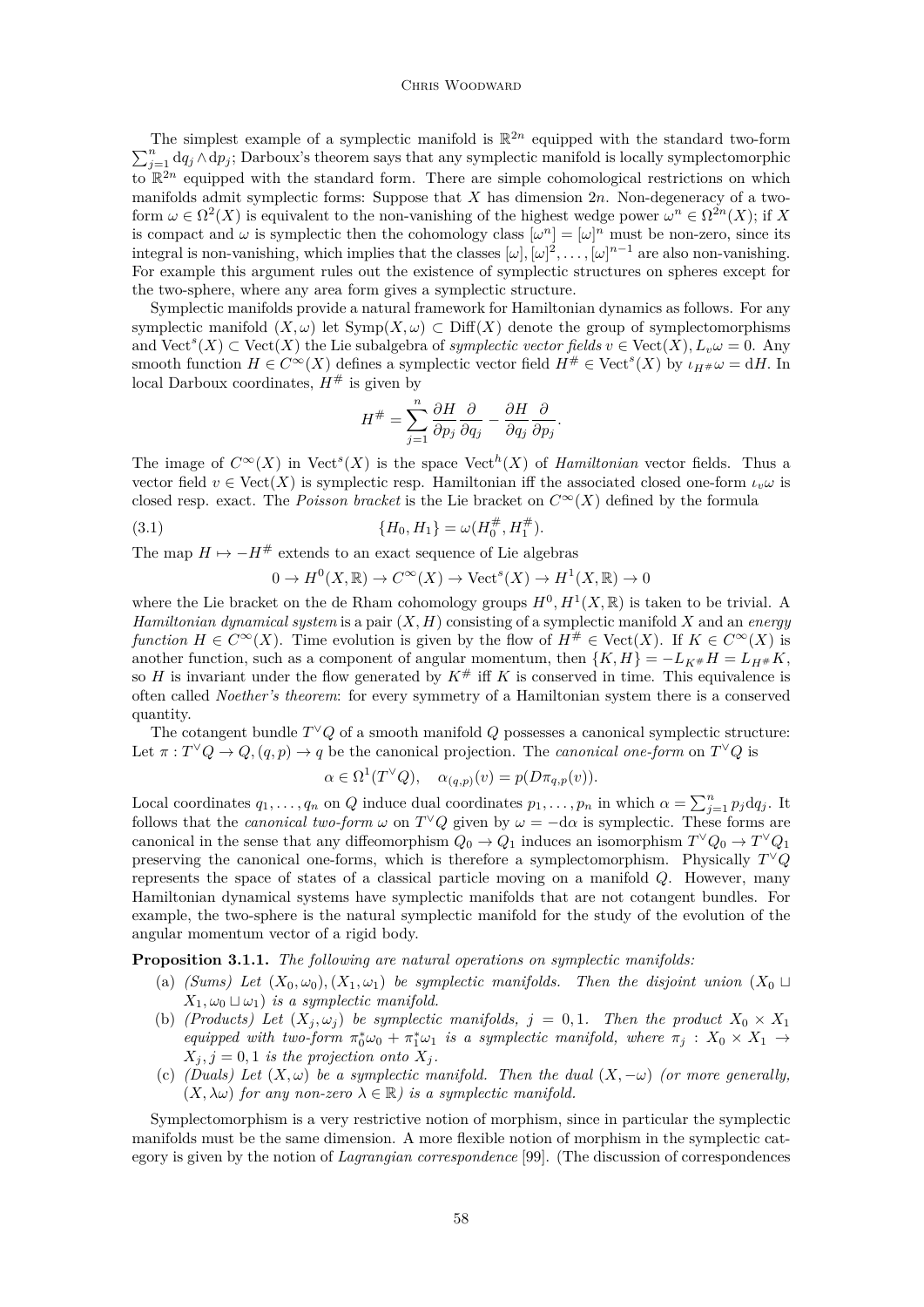The simplest example of a symplectic manifold is $\mathbb{R}^{2n}$ equipped with the standard two-form $\sum_{j=1}^n \mathrm{d}q_j \wedge \mathrm{d}p_j$; Darboux's theorem says that any symplectic manifold is locally symplectomorphic to $\mathbb{R}^{2n}$ equipped with the standard form. There are simple cohomological restrictions on which manifolds admit symplectic forms: Suppose that $X$ has dimension $2n$. Non-degeneracy of a two-form $\omega \in \Omega^2(X)$ is equivalent to the non-vanishing of the highest wedge power $\omega^n \in \Omega^{2n}(X)$; if $X$ is compact and $\omega$ is symplectic then the cohomology class $[\omega^n] = [\omega]^n$ must be non-zero, since its integral is non-vanishing, which implies that the classes $[\omega], [\omega]^2, \ldots, [\omega]^{n-1}$ are also non-vanishing. For example this argument rules out the existence of symplectic structures on spheres except for the two-sphere, where any area form gives a symplectic structure.

Symplectic manifolds provide a natural framework for Hamiltonian dynamics as follows. For any symplectic manifold $(X, \omega)$ let $\mathrm{Symp}(X, \omega) \subset \mathrm{Diff}(X)$ denote the group of symplectomorphisms and $\mathrm{Vect}^s(X) \subset \mathrm{Vect}(X)$ the Lie subalgebra of *symplectic vector fields* $v \in \mathrm{Vect}(X), L_v \omega = 0$. Any smooth function $H \in C^\infty(X)$ defines a symplectic vector field $H^\# \in \mathrm{Vect}^s(X)$ by $\iota_{H^\#}\omega = \mathrm{d}H$. In local Darboux coordinates, $H^\#$ is given by

$$H^\# = \sum_{j=1}^n \frac{\partial H}{\partial p_j}\frac{\partial}{\partial q_j} - \frac{\partial H}{\partial q_j}\frac{\partial}{\partial p_j}.$$

The image of $C^\infty(X)$ in $\mathrm{Vect}^s(X)$ is the space $\mathrm{Vect}^h(X)$ of *Hamiltonian* vector fields. Thus a vector field $v \in \mathrm{Vect}(X)$ is symplectic resp. Hamiltonian iff the associated closed one-form $\iota_v \omega$ is closed resp. exact. The *Poisson bracket* is the Lie bracket on $C^\infty(X)$ defined by the formula

$$\{H_0, H_1\} = \omega(H_0^\#, H_1^\#). \tag{3.1}$$

The map $H \mapsto -H^\#$ extends to an exact sequence of Lie algebras

$$0 \to H^0(X, \mathbb{R}) \to C^\infty(X) \to \mathrm{Vect}^s(X) \to H^1(X, \mathbb{R}) \to 0$$

where the Lie bracket on the de Rham cohomology groups $H^0, H^1(X, \mathbb{R})$ is taken to be trivial. A *Hamiltonian dynamical system* is a pair $(X, H)$ consisting of a symplectic manifold $X$ and an *energy function* $H \in C^\infty(X)$. Time evolution is given by the flow of $H^\# \in \mathrm{Vect}(X)$. If $K \in C^\infty(X)$ is another function, such as a component of angular momentum, then $\{K, H\} = -L_{K^\#}H = L_{H^\#}K$, so $H$ is invariant under the flow generated by $K^\#$ iff $K$ is conserved in time. This equivalence is often called *Noether's theorem*: for every symmetry of a Hamiltonian system there is a conserved quantity.

The cotangent bundle $T^\vee Q$ of a smooth manifold $Q$ possesses a canonical symplectic structure: Let $\pi : T^\vee Q \to Q, (q,p) \to q$ be the canonical projection. The *canonical one-form* on $T^\vee Q$ is

$$\alpha \in \Omega^1(T^\vee Q), \quad \alpha_{(q,p)}(v) = p(D\pi_{q,p}(v)).$$

Local coordinates $q_1, \ldots, q_n$ on $Q$ induce dual coordinates $p_1, \ldots, p_n$ in which $\alpha = \sum_{j=1}^n p_j \mathrm{d}q_j$. It follows that the *canonical two-form* $\omega$ on $T^\vee Q$ given by $\omega = -\mathrm{d}\alpha$ is symplectic. These forms are canonical in the sense that any diffeomorphism $Q_0 \to Q_1$ induces an isomorphism $T^\vee Q_0 \to T^\vee Q_1$ preserving the canonical one-forms, which is therefore a symplectomorphism. Physically $T^\vee Q$ represents the space of states of a classical particle moving on a manifold $Q$. However, many Hamiltonian dynamical systems have symplectic manifolds that are not cotangent bundles. For example, the two-sphere is the natural symplectic manifold for the study of the evolution of the angular momentum vector of a rigid body.

**Proposition 3.1.1.** *The following are natural operations on symplectic manifolds:*

(a) *(Sums) Let $(X_0, \omega_0), (X_1, \omega_1)$ be symplectic manifolds. Then the disjoint union $(X_0 \sqcup X_1, \omega_0 \sqcup \omega_1)$ is a symplectic manifold.*

(b) *(Products) Let $(X_j, \omega_j)$ be symplectic manifolds, $j = 0, 1$. Then the product $X_0 \times X_1$ equipped with two-form $\pi_0^*\omega_0 + \pi_1^*\omega_1$ is a symplectic manifold, where $\pi_j : X_0 \times X_1 \to X_j, j = 0, 1$ is the projection onto $X_j$.*

(c) *(Duals) Let $(X, \omega)$ be a symplectic manifold. Then the dual $(X, -\omega)$ (or more generally, $(X, \lambda\omega)$ for any non-zero $\lambda \in \mathbb{R}$) is a symplectic manifold.*

Symplectomorphism is a very restrictive notion of morphism, since in particular the symplectic manifolds must be the same dimension. A more flexible notion of morphism in the symplectic category is given by the notion of *Lagrangian correspondence* [99]. (The discussion of correspondences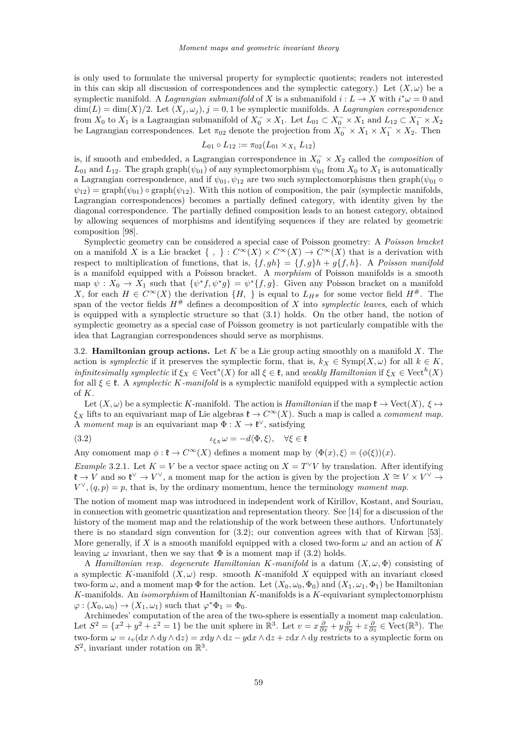is only used to formulate the universal property for symplectic quotients; readers not interested in this can skip all discussion of correspondences and the symplectic category.) Let $(X, \omega)$ be a symplectic manifold. A *Lagrangian submanifold* of $X$ is a submanifold $i : L \to X$ with $i^*\omega = 0$ and $\dim(L) = \dim(X)/2$. Let $(X_j, \omega_j), j = 0, 1$ be symplectic manifolds. A *Lagrangian correspondence* from $X_0$ to $X_1$ is a Lagrangian submanifold of $X_0^- \times X_1$. Let $L_{01} \subset X_0^- \times X_1$ and $L_{12} \subset X_1^- \times X_2$ be Lagrangian correspondences. Let $\pi_{02}$ denote the projection from $X_0^- \times X_1 \times X_1^- \times X_2$. Then

$$L_{01} \circ L_{12} := \pi_{02}(L_{01} \times_{X_1} L_{12})$$

is, if smooth and embedded, a Lagrangian correspondence in $X_0^- \times X_2$ called the *composition* of $L_{01}$ and $L_{12}$. The graph $\operatorname{graph}(\psi_{01})$ of any symplectomorphism $\psi_{01}$ from $X_0$ to $X_1$ is automatically a Lagrangian correspondence, and if $\psi_{01}, \psi_{12}$ are two such symplectomorphisms then $\operatorname{graph}(\psi_{01} \circ \psi_{12}) = \operatorname{graph}(\psi_{01}) \circ \operatorname{graph}(\psi_{12})$. With this notion of composition, the pair (symplectic manifolds, Lagrangian correspondences) becomes a partially defined category, with identity given by the diagonal correspondence. The partially defined composition leads to an honest category, obtained by allowing sequences of morphisms and identifying sequences if they are related by geometric composition [98].

Symplectic geometry can be considered a special case of Poisson geometry: A *Poisson bracket* on a manifold $X$ is a Lie bracket $\{\ ,\ \} : C^\infty(X) \times C^\infty(X) \to C^\infty(X)$ that is a derivation with respect to multiplication of functions, that is, $\{f, gh\} = \{f, g\}h + g\{f, h\}$. A *Poisson manifold* is a manifold equipped with a Poisson bracket. A *morphism* of Poisson manifolds is a smooth map $\psi : X_0 \to X_1$ such that $\{\psi^* f, \psi^* g\} = \psi^*\{f, g\}$. Given any Poisson bracket on a manifold $X$, for each $H \in C^\infty(X)$ the derivation $\{H,\ \}$ is equal to $L_{H^\#}$ for some vector field $H^\#$. The span of the vector fields $H^\#$ defines a decomposition of $X$ into *symplectic leaves*, each of which is equipped with a symplectic structure so that (3.1) holds. On the other hand, the notion of symplectic geometry as a special case of Poisson geometry is not particularly compatible with the idea that Lagrangian correspondences should serve as morphisms.

3.2. **Hamiltonian group actions.** Let $K$ be a Lie group acting smoothly on a manifold $X$. The action is *symplectic* if it preserves the symplectic form, that is, $k_X \in \operatorname{Symp}(X, \omega)$ for all $k \in K$, *infinitesimally symplectic* if $\xi_X \in \operatorname{Vect}^s(X)$ for all $\xi \in \mathfrak{k}$, and *weakly Hamiltonian* if $\xi_X \in \operatorname{Vect}^h(X)$ for all $\xi \in \mathfrak{k}$. A *symplectic $K$-manifold* is a symplectic manifold equipped with a symplectic action of $K$.

Let $(X, \omega)$ be a symplectic $K$-manifold. The action is *Hamiltonian* if the map $\mathfrak{k} \to \operatorname{Vect}(X)$, $\xi \mapsto \xi_X$ lifts to an equivariant map of Lie algebras $\mathfrak{k} \to C^\infty(X)$. Such a map is called a *comoment map*. A *moment map* is an equivariant map $\Phi : X \to \mathfrak{k}^\vee$, satisfying

$$\iota_{\xi_X}\omega = -d\langle \Phi, \xi\rangle, \quad \forall \xi \in \mathfrak{k} \tag{3.2}$$

Any comoment map $\phi : \mathfrak{k} \to C^\infty(X)$ defines a moment map by $\langle \Phi(x), \xi\rangle = (\phi(\xi))(x)$.

*Example* 3.2.1. Let $K = V$ be a vector space acting on $X = T^\vee V$ by translation. After identifying $\mathfrak{k} \to V$ and so $\mathfrak{k}^\vee \to V^\vee$, a moment map for the action is given by the projection $X \cong V \times V^\vee \to V^\vee, (q, p) = p$, that is, by the ordinary momentum, hence the terminology *moment map*.

The notion of moment map was introduced in independent work of Kirillov, Kostant, and Souriau, in connection with geometric quantization and representation theory. See [14] for a discussion of the history of the moment map and the relationship of the work between these authors. Unfortunately there is no standard sign convention for (3.2); our convention agrees with that of Kirwan [53]. More generally, if $X$ is a smooth manifold equipped with a closed two-form $\omega$ and an action of $K$ leaving $\omega$ invariant, then we say that $\Phi$ is a moment map if (3.2) holds.

A *Hamiltonian resp. degenerate Hamiltonian $K$-manifold* is a datum $(X, \omega, \Phi)$ consisting of a symplectic $K$-manifold $(X, \omega)$ resp. smooth $K$-manifold $X$ equipped with an invariant closed two-form $\omega$, and a moment map $\Phi$ for the action. Let $(X_0, \omega_0, \Phi_0)$ and $(X_1, \omega_1, \Phi_1)$ be Hamiltonian $K$-manifolds. An *isomorphism* of Hamiltonian $K$-manifolds is a $K$-equivariant symplectomorphism $\varphi : (X_0, \omega_0) \to (X_1, \omega_1)$ such that $\varphi^*\Phi_1 = \Phi_0$.

Archimedes' computation of the area of the two-sphere is essentially a moment map calculation. Let $S^2 = \{x^2 + y^2 + z^2 = 1\}$ be the unit sphere in $\mathbb{R}^3$. Let $v = x\frac{\partial}{\partial x} + y\frac{\partial}{\partial y} + z\frac{\partial}{\partial z} \in \operatorname{Vect}(\mathbb{R}^3)$. The two-form $\omega = \iota_v(\mathrm{d}x \wedge \mathrm{d}y \wedge \mathrm{d}z) = x\mathrm{d}y \wedge \mathrm{d}z - y\mathrm{d}x \wedge \mathrm{d}z + z\mathrm{d}x \wedge \mathrm{d}y$ restricts to a symplectic form on $S^2$, invariant under rotation on $\mathbb{R}^3$.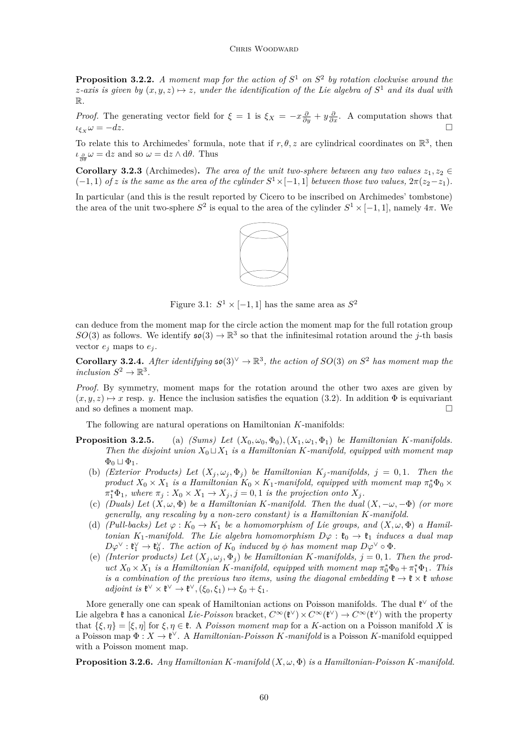**Proposition 3.2.2.** *A moment map for the action of $S^1$ on $S^2$ by rotation clockwise around the $z$-axis is given by $(x,y,z) \mapsto z$, under the identification of the Lie algebra of $S^1$ and its dual with $\mathbb{R}$.*

*Proof.* The generating vector field for $\xi = 1$ is $\xi_X = -x\frac{\partial}{\partial y} + y\frac{\partial}{\partial x}$. A computation shows that $\iota_{\xi_X}\omega = -dz$. □

To relate this to Archimedes' formula, note that if $r, \theta, z$ are cylindrical coordinates on $\mathbb{R}^3$, then $\iota_{\frac{\partial}{\partial \theta}}\omega = \mathrm{d}z$ and so $\omega = \mathrm{d}z \wedge \mathrm{d}\theta$. Thus

**Corollary 3.2.3** (Archimedes)**.** *The area of the unit two-sphere between any two values $z_1, z_2 \in (-1,1)$ of $z$ is the same as the area of the cylinder $S^1 \times [-1,1]$ between those two values, $2\pi(z_2 - z_1)$.*

In particular (and this is the result reported by Cicero to be inscribed on Archimedes' tombstone) the area of the unit two-sphere $S^2$ is equal to the area of the cylinder $S^1 \times [-1,1]$, namely $4\pi$. We can deduce from the moment map for the circle action the moment map for the full rotation group $SO(3)$ as follows. We identify $\mathfrak{so}(3) \to \mathbb{R}^3$ so that the infinitesimal rotation around the $j$-th basis vector $e_j$ maps to $e_j$.

Figure 3.1: $S^1 \times [-1,1]$ has the same area as $S^2$

**Corollary 3.2.4.** *After identifying $\mathfrak{so}(3)^\vee \to \mathbb{R}^3$, the action of $SO(3)$ on $S^2$ has moment map the inclusion $S^2 \to \mathbb{R}^3$.*

*Proof.* By symmetry, moment maps for the rotation around the other two axes are given by $(x,y,z) \mapsto x$ resp. $y$. Hence the inclusion satisfies the equation (3.2). In addition $\Phi$ is equivariant and so defines a moment map. □

The following are natural operations on Hamiltonian $K$-manifolds:

**Proposition 3.2.5.**
(a) *(Sums) Let $(X_0, \omega_0, \Phi_0), (X_1, \omega_1, \Phi_1)$ be Hamiltonian $K$-manifolds. Then the disjoint union $X_0 \sqcup X_1$ is a Hamiltonian $K$-manifold, equipped with moment map $\Phi_0 \sqcup \Phi_1$.*
(b) *(Exterior Products) Let $(X_j, \omega_j, \Phi_j)$ be Hamiltonian $K_j$-manifolds, $j = 0,1$. Then the product $X_0 \times X_1$ is a Hamiltonian $K_0 \times K_1$-manifold, equipped with moment map $\pi_0^*\Phi_0 \times \pi_1^*\Phi_1$, where $\pi_j : X_0 \times X_1 \to X_j, j = 0,1$ is the projection onto $X_j$.*
(c) *(Duals) Let $(X, \omega, \Phi)$ be a Hamiltonian $K$-manifold. Then the dual $(X, -\omega, -\Phi)$ (or more generally, any rescaling by a non-zero constant) is a Hamiltonian $K$-manifold.*
(d) *(Pull-backs) Let $\varphi : K_0 \to K_1$ be a homomorphism of Lie groups, and $(X, \omega, \Phi)$ a Hamiltonian $K_1$-manifold. The Lie algebra homomorphism $D\varphi : \mathfrak{k}_0 \to \mathfrak{k}_1$ induces a dual map $D\varphi^\vee : \mathfrak{k}_1^\vee \to \mathfrak{k}_0^\vee$. The action of $K_0$ induced by $\phi$ has moment map $D\varphi^\vee \circ \Phi$.*
(e) *(Interior products) Let $(X_j, \omega_j, \Phi_j)$ be Hamiltonian $K$-manifolds, $j = 0,1$. Then the product $X_0 \times X_1$ is a Hamiltonian $K$-manifold, equipped with moment map $\pi_0^*\Phi_0 + \pi_1^*\Phi_1$. This is a combination of the previous two items, using the diagonal embedding $\mathfrak{k} \to \mathfrak{k} \times \mathfrak{k}$ whose adjoint is $\mathfrak{k}^\vee \times \mathfrak{k}^\vee \to \mathfrak{k}^\vee, (\xi_0, \xi_1) \mapsto \xi_0 + \xi_1$.*

More generally one can speak of Hamiltonian actions on Poisson manifolds. The dual $\mathfrak{k}^\vee$ of the Lie algebra $\mathfrak{k}$ has a canonical *Lie-Poisson* bracket, $C^\infty(\mathfrak{k}^\vee) \times C^\infty(\mathfrak{k}^\vee) \to C^\infty(\mathfrak{k}^\vee)$ with the property that $\{\xi, \eta\} = [\xi, \eta]$ for $\xi, \eta \in \mathfrak{k}$. A *Poisson moment map* for a $K$-action on a Poisson manifold $X$ is a Poisson map $\Phi : X \to \mathfrak{k}^\vee$. A *Hamiltonian-Poisson $K$-manifold* is a Poisson $K$-manifold equipped with a Poisson moment map.

**Proposition 3.2.6.** *Any Hamiltonian $K$-manifold $(X, \omega, \Phi)$ is a Hamiltonian-Poisson $K$-manifold.*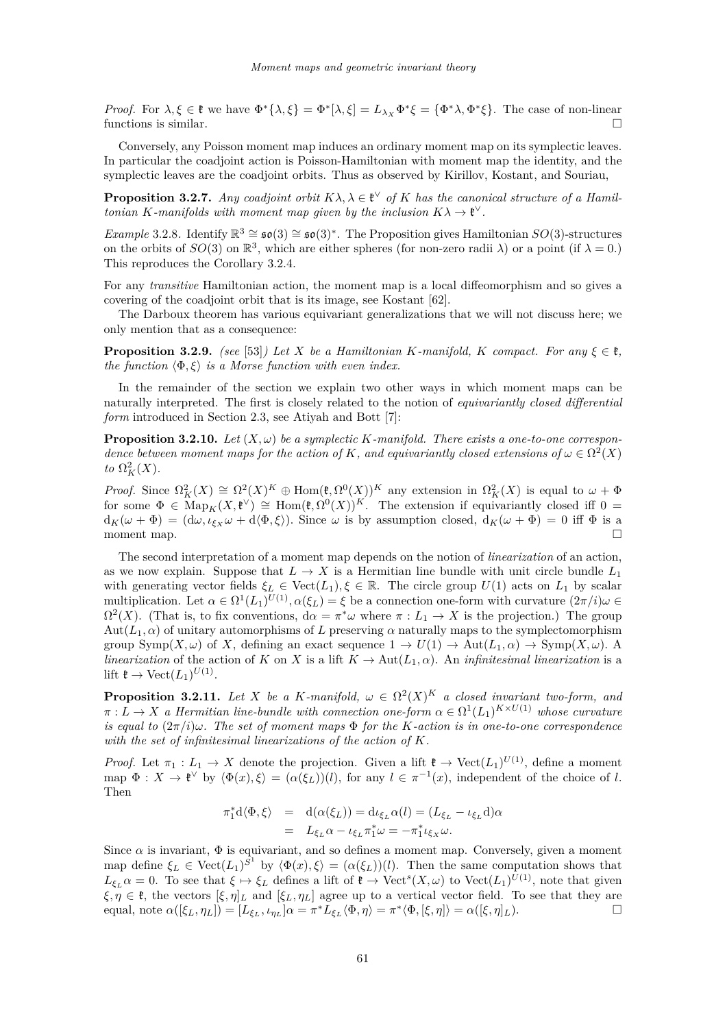*Proof.* For $\lambda, \xi \in \mathfrak{k}$ we have $\Phi^*\{\lambda, \xi\} = \Phi^*[\lambda, \xi] = L_{\lambda_X}\Phi^*\xi = \{\Phi^*\lambda, \Phi^*\xi\}$. The case of non-linear functions is similar. □

Conversely, any Poisson moment map induces an ordinary moment map on its symplectic leaves. In particular the coadjoint action is Poisson-Hamiltonian with moment map the identity, and the symplectic leaves are the coadjoint orbits. Thus as observed by Kirillov, Kostant, and Souriau,

**Proposition 3.2.7.** *Any coadjoint orbit $K\lambda, \lambda \in \mathfrak{k}^\vee$ of $K$ has the canonical structure of a Hamiltonian $K$-manifolds with moment map given by the inclusion $K\lambda \to \mathfrak{k}^\vee$.*

*Example* 3.2.8. Identify $\mathbb{R}^3 \cong \mathfrak{so}(3) \cong \mathfrak{so}(3)^*$. The Proposition gives Hamiltonian $SO(3)$-structures on the orbits of $SO(3)$ on $\mathbb{R}^3$, which are either spheres (for non-zero radii $\lambda$) or a point (if $\lambda = 0$.) This reproduces the Corollary 3.2.4.

For any *transitive* Hamiltonian action, the moment map is a local diffeomorphism and so gives a covering of the coadjoint orbit that is its image, see Kostant [62].

The Darboux theorem has various equivariant generalizations that we will not discuss here; we only mention that as a consequence:

**Proposition 3.2.9.** *(see [53]) Let $X$ be a Hamiltonian $K$-manifold, $K$ compact. For any $\xi \in \mathfrak{k}$, the function $\langle \Phi, \xi \rangle$ is a Morse function with even index.*

In the remainder of the section we explain two other ways in which moment maps can be naturally interpreted. The first is closely related to the notion of *equivariantly closed differential form* introduced in Section 2.3, see Atiyah and Bott [7]:

**Proposition 3.2.10.** *Let $(X, \omega)$ be a symplectic $K$-manifold. There exists a one-to-one correspondence between moment maps for the action of $K$, and equivariantly closed extensions of $\omega \in \Omega^2(X)$ to $\Omega^2_K(X)$.*

*Proof.* Since $\Omega^2_K(X) \cong \Omega^2(X)^K \oplus \operatorname{Hom}(\mathfrak{k}, \Omega^0(X))^K$ any extension in $\Omega^2_K(X)$ is equal to $\omega + \Phi$ for some $\Phi \in \operatorname{Map}_K(X, \mathfrak{k}^\vee) \cong \operatorname{Hom}(\mathfrak{k}, \Omega^0(X))^K$. The extension if equivariantly closed iff $0 = \mathrm{d}_K(\omega + \Phi) = (\mathrm{d}\omega, \iota_{\xi_X}\omega + \mathrm{d}\langle \Phi, \xi \rangle)$. Since $\omega$ is by assumption closed, $\mathrm{d}_K(\omega + \Phi) = 0$ iff $\Phi$ is a moment map. □

The second interpretation of a moment map depends on the notion of *linearization* of an action, as we now explain. Suppose that $L \to X$ is a Hermitian line bundle with unit circle bundle $L_1$ with generating vector fields $\xi_L \in \operatorname{Vect}(L_1), \xi \in \mathbb{R}$. The circle group $U(1)$ acts on $L_1$ by scalar multiplication. Let $\alpha \in \Omega^1(L_1)^{U(1)}, \alpha(\xi_L) = \xi$ be a connection one-form with curvature $(2\pi/i)\omega \in \Omega^2(X)$. (That is, to fix conventions, $\mathrm{d}\alpha = \pi^*\omega$ where $\pi : L_1 \to X$ is the projection.) The group $\operatorname{Aut}(L_1, \alpha)$ of unitary automorphisms of $L$ preserving $\alpha$ naturally maps to the symplectomorphism group $\operatorname{Symp}(X, \omega)$ of $X$, defining an exact sequence $1 \to U(1) \to \operatorname{Aut}(L_1, \alpha) \to \operatorname{Symp}(X, \omega)$. A *linearization* of the action of $K$ on $X$ is a lift $K \to \operatorname{Aut}(L_1, \alpha)$. An *infinitesimal linearization* is a lift $\mathfrak{k} \to \operatorname{Vect}(L_1)^{U(1)}$.

**Proposition 3.2.11.** *Let $X$ be a $K$-manifold, $\omega \in \Omega^2(X)^K$ a closed invariant two-form, and $\pi : L \to X$ a Hermitian line-bundle with connection one-form $\alpha \in \Omega^1(L_1)^{K \times U(1)}$ whose curvature is equal to $(2\pi/i)\omega$. The set of moment maps $\Phi$ for the $K$-action is in one-to-one correspondence with the set of infinitesimal linearizations of the action of $K$.*

*Proof.* Let $\pi_1 : L_1 \to X$ denote the projection. Given a lift $\mathfrak{k} \to \operatorname{Vect}(L_1)^{U(1)}$, define a moment map $\Phi : X \to \mathfrak{k}^\vee$ by $\langle \Phi(x), \xi \rangle = (\alpha(\xi_L))(l)$, for any $l \in \pi^{-1}(x)$, independent of the choice of $l$. Then

$$
\begin{aligned}
\pi_1^* \mathrm{d}\langle \Phi, \xi \rangle &= \mathrm{d}(\alpha(\xi_L)) = \mathrm{d}\iota_{\xi_L}\alpha(l) = (L_{\xi_L} - \iota_{\xi_L}\mathrm{d})\alpha \\
&= L_{\xi_L}\alpha - \iota_{\xi_L}\pi_1^*\omega = -\pi_1^*\iota_{\xi_X}\omega.
\end{aligned}
$$

Since $\alpha$ is invariant, $\Phi$ is equivariant, and so defines a moment map. Conversely, given a moment map define $\xi_L \in \operatorname{Vect}(L_1)^{S^1}$ by $\langle \Phi(x), \xi \rangle = (\alpha(\xi_L))(l)$. Then the same computation shows that $L_{\xi_L}\alpha = 0$. To see that $\xi \mapsto \xi_L$ defines a lift of $\mathfrak{k} \to \operatorname{Vect}^s(X, \omega)$ to $\operatorname{Vect}(L_1)^{U(1)}$, note that given $\xi, \eta \in \mathfrak{k}$, the vectors $[\xi, \eta]_L$ and $[\xi_L, \eta_L]$ agree up to a vertical vector field. To see that they are equal, note $\alpha([\xi_L, \eta_L]) = [L_{\xi_L}, \iota_{\eta_L}]\alpha = \pi^* L_{\xi_L}\langle \Phi, \eta \rangle = \pi^*\langle \Phi, [\xi, \eta] \rangle = \alpha([\xi, \eta]_L)$. □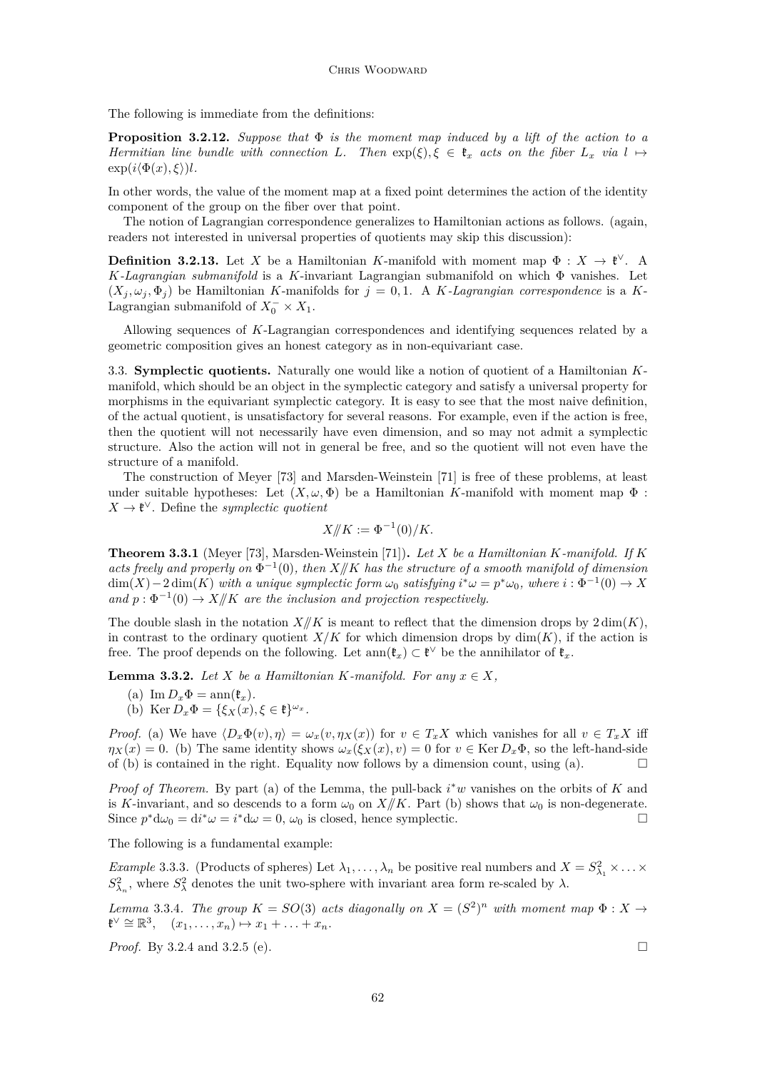The following is immediate from the definitions:

**Proposition 3.2.12.** *Suppose that $\Phi$ is the moment map induced by a lift of the action to a Hermitian line bundle with connection $L$. Then $\exp(\xi), \xi \in \mathfrak{k}_x$ acts on the fiber $L_x$ via $l \mapsto \exp(i\langle \Phi(x), \xi\rangle) l$.*

In other words, the value of the moment map at a fixed point determines the action of the identity component of the group on the fiber over that point.

The notion of Lagrangian correspondence generalizes to Hamiltonian actions as follows. (again, readers not interested in universal properties of quotients may skip this discussion):

**Definition 3.2.13.** Let $X$ be a Hamiltonian $K$-manifold with moment map $\Phi : X \to \mathfrak{k}^\vee$. A *$K$-Lagrangian submanifold* is a $K$-invariant Lagrangian submanifold on which $\Phi$ vanishes. Let $(X_j, \omega_j, \Phi_j)$ be Hamiltonian $K$-manifolds for $j = 0, 1$. A *$K$-Lagrangian correspondence* is a $K$-Lagrangian submanifold of $X_0^- \times X_1$.

Allowing sequences of $K$-Lagrangian correspondences and identifying sequences related by a geometric composition gives an honest category as in non-equivariant case.

3.3. **Symplectic quotients.** Naturally one would like a notion of quotient of a Hamiltonian $K$-manifold, which should be an object in the symplectic category and satisfy a universal property for morphisms in the equivariant symplectic category. It is easy to see that the most naive definition, of the actual quotient, is unsatisfactory for several reasons. For example, even if the action is free, then the quotient will not necessarily have even dimension, and so may not admit a symplectic structure. Also the action will not in general be free, and so the quotient will not even have the structure of a manifold.

The construction of Meyer [73] and Marsden-Weinstein [71] is free of these problems, at least under suitable hypotheses: Let $(X, \omega, \Phi)$ be a Hamiltonian $K$-manifold with moment map $\Phi : X \to \mathfrak{k}^\vee$. Define the *symplectic quotient*

$$X/\!\!/K := \Phi^{-1}(0)/K.$$

**Theorem 3.3.1** (Meyer [73], Marsden-Weinstein [71])**.** *Let $X$ be a Hamiltonian $K$-manifold. If $K$ acts freely and properly on $\Phi^{-1}(0)$, then $X/\!\!/K$ has the structure of a smooth manifold of dimension $\dim(X) - 2\dim(K)$ with a unique symplectic form $\omega_0$ satisfying $i^*\omega = p^*\omega_0$, where $i : \Phi^{-1}(0) \to X$ and $p : \Phi^{-1}(0) \to X/\!\!/K$ are the inclusion and projection respectively.*

The double slash in the notation $X/\!\!/K$ is meant to reflect that the dimension drops by $2\dim(K)$, in contrast to the ordinary quotient $X/K$ for which dimension drops by $\dim(K)$, if the action is free. The proof depends on the following. Let $\operatorname{ann}(\mathfrak{k}_x) \subset \mathfrak{k}^\vee$ be the annihilator of $\mathfrak{k}_x$.

**Lemma 3.3.2.** *Let $X$ be a Hamiltonian $K$-manifold. For any $x \in X$,*

(a) $\operatorname{Im} D_x\Phi = \operatorname{ann}(\mathfrak{k}_x)$.
(b) $\operatorname{Ker} D_x\Phi = \{\xi_X(x), \xi \in \mathfrak{k}\}^{\omega_x}$.

*Proof.* (a) We have $\langle D_x\Phi(v), \eta\rangle = \omega_x(v, \eta_X(x))$ for $v \in T_xX$ which vanishes for all $v \in T_xX$ iff $\eta_X(x) = 0$. (b) The same identity shows $\omega_x(\xi_X(x), v) = 0$ for $v \in \operatorname{Ker} D_x\Phi$, so the left-hand-side of (b) is contained in the right. Equality now follows by a dimension count, using (a). □

*Proof of Theorem.* By part (a) of the Lemma, the pull-back $i^*w$ vanishes on the orbits of $K$ and is $K$-invariant, and so descends to a form $\omega_0$ on $X/\!\!/K$. Part (b) shows that $\omega_0$ is non-degenerate. Since $p^*\mathrm{d}\omega_0 = \mathrm{d}i^*\omega = i^*\mathrm{d}\omega = 0$, $\omega_0$ is closed, hence symplectic. □

The following is a fundamental example:

*Example* 3.3.3. (Products of spheres) Let $\lambda_1, \ldots, \lambda_n$ be positive real numbers and $X = S^2_{\lambda_1} \times \ldots \times S^2_{\lambda_n}$, where $S^2_\lambda$ denotes the unit two-sphere with invariant area form re-scaled by $\lambda$.

*Lemma* 3.3.4. *The group $K = SO(3)$ acts diagonally on $X = (S^2)^n$ with moment map $\Phi : X \to \mathfrak{k}^\vee \cong \mathbb{R}^3, \quad (x_1, \ldots, x_n) \mapsto x_1 + \ldots + x_n$.*

*Proof.* By 3.2.4 and 3.2.5 (e). □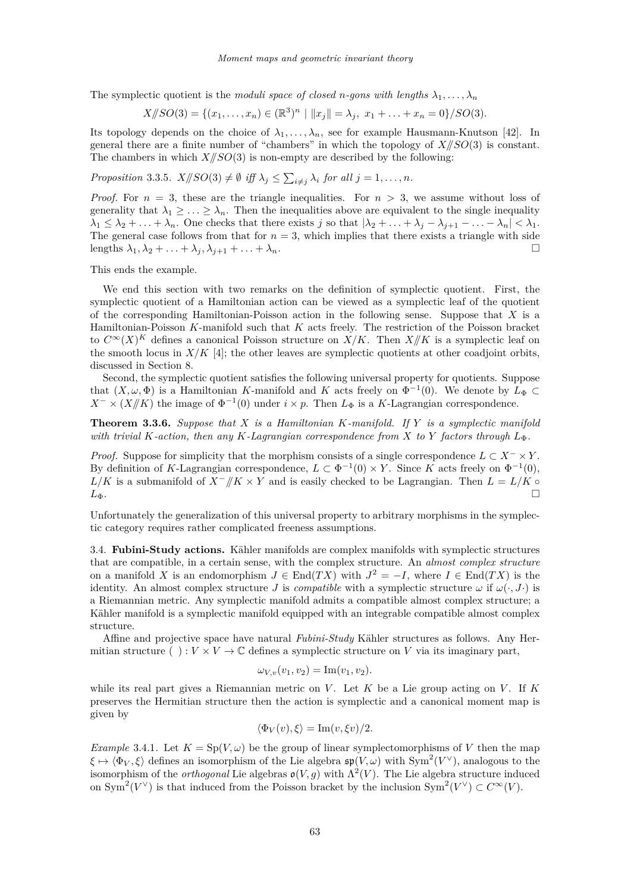The symplectic quotient is the *moduli space of closed n-gons with lengths* $\lambda_1, \ldots, \lambda_n$

$$X /\!\!/ SO(3) = \{(x_1, \ldots, x_n) \in (\mathbb{R}^3)^n \mid \|x_j\| = \lambda_j,\ x_1 + \ldots + x_n = 0\}/SO(3).$$

Its topology depends on the choice of $\lambda_1, \ldots, \lambda_n$, see for example Hausmann-Knutson [42]. In general there are a finite number of "chambers" in which the topology of $X /\!\!/ SO(3)$ is constant. The chambers in which $X /\!\!/ SO(3)$ is non-empty are described by the following:

*Proposition* 3.3.5. *$X /\!\!/ SO(3) \neq \emptyset$ iff $\lambda_j \leq \sum_{i \neq j} \lambda_i$ for all $j = 1, \ldots, n$.*

*Proof.* For $n = 3$, these are the triangle inequalities. For $n > 3$, we assume without loss of generality that $\lambda_1 \geq \ldots \geq \lambda_n$. Then the inequalities above are equivalent to the single inequality $\lambda_1 \leq \lambda_2 + \ldots + \lambda_n$. One checks that there exists $j$ so that $|\lambda_2 + \ldots + \lambda_j - \lambda_{j+1} - \ldots - \lambda_n| < \lambda_1$. The general case follows from that for $n = 3$, which implies that there exists a triangle with side lengths $\lambda_1, \lambda_2 + \ldots + \lambda_j, \lambda_{j+1} + \ldots + \lambda_n$. □

This ends the example.

We end this section with two remarks on the definition of symplectic quotient. First, the symplectic quotient of a Hamiltonian action can be viewed as a symplectic leaf of the quotient of the corresponding Hamiltonian-Poisson action in the following sense. Suppose that $X$ is a Hamiltonian-Poisson $K$-manifold such that $K$ acts freely. The restriction of the Poisson bracket to $C^\infty(X)^K$ defines a canonical Poisson structure on $X/K$. Then $X /\!\!/ K$ is a symplectic leaf on the smooth locus in $X/K$ [4]; the other leaves are symplectic quotients at other coadjoint orbits, discussed in Section 8.

Second, the symplectic quotient satisfies the following universal property for quotients. Suppose that $(X, \omega, \Phi)$ is a Hamiltonian $K$-manifold and $K$ acts freely on $\Phi^{-1}(0)$. We denote by $L_\Phi \subset X^- \times (X /\!\!/ K)$ the image of $\Phi^{-1}(0)$ under $i \times p$. Then $L_\Phi$ is a $K$-Lagrangian correspondence.

**Theorem 3.3.6.** *Suppose that $X$ is a Hamiltonian $K$-manifold. If $Y$ is a symplectic manifold with trivial $K$-action, then any $K$-Lagrangian correspondence from $X$ to $Y$ factors through $L_\Phi$.*

*Proof.* Suppose for simplicity that the morphism consists of a single correspondence $L \subset X^- \times Y$. By definition of $K$-Lagrangian correspondence, $L \subset \Phi^{-1}(0) \times Y$. Since $K$ acts freely on $\Phi^{-1}(0)$, $L/K$ is a submanifold of $X^- /\!\!/ K \times Y$ and is easily checked to be Lagrangian. Then $L = L/K \circ L_\Phi$. □

Unfortunately the generalization of this universal property to arbitrary morphisms in the symplectic category requires rather complicated freeness assumptions.

3.4. **Fubini-Study actions.** Kähler manifolds are complex manifolds with symplectic structures that are compatible, in a certain sense, with the complex structure. An *almost complex structure* on a manifold $X$ is an endomorphism $J \in \operatorname{End}(TX)$ with $J^2 = -I$, where $I \in \operatorname{End}(TX)$ is the identity. An almost complex structure $J$ is *compatible* with a symplectic structure $\omega$ if $\omega(\cdot, J\cdot)$ is a Riemannian metric. Any symplectic manifold admits a compatible almost complex structure; a Kähler manifold is a symplectic manifold equipped with an integrable compatible almost complex structure.

Affine and projective space have natural *Fubini-Study* Kähler structures as follows. Any Hermitian structure $(\ ) : V \times V \to \mathbb{C}$ defines a symplectic structure on $V$ via its imaginary part,

$$\omega_{V,v}(v_1, v_2) = \operatorname{Im}(v_1, v_2).$$

while its real part gives a Riemannian metric on $V$. Let $K$ be a Lie group acting on $V$. If $K$ preserves the Hermitian structure then the action is symplectic and a canonical moment map is given by

$$\langle \Phi_V(v), \xi \rangle = \operatorname{Im}(v, \xi v)/2.$$

*Example* 3.4.1. Let $K = \operatorname{Sp}(V, \omega)$ be the group of linear symplectomorphisms of $V$ then the map $\xi \mapsto \langle \Phi_V, \xi \rangle$ defines an isomorphism of the Lie algebra $\mathfrak{sp}(V, \omega)$ with $\operatorname{Sym}^2(V^\vee)$, analogous to the isomorphism of the *orthogonal* Lie algebras $\mathfrak{o}(V, g)$ with $\Lambda^2(V)$. The Lie algebra structure induced on $\operatorname{Sym}^2(V^\vee)$ is that induced from the Poisson bracket by the inclusion $\operatorname{Sym}^2(V^\vee) \subset C^\infty(V)$.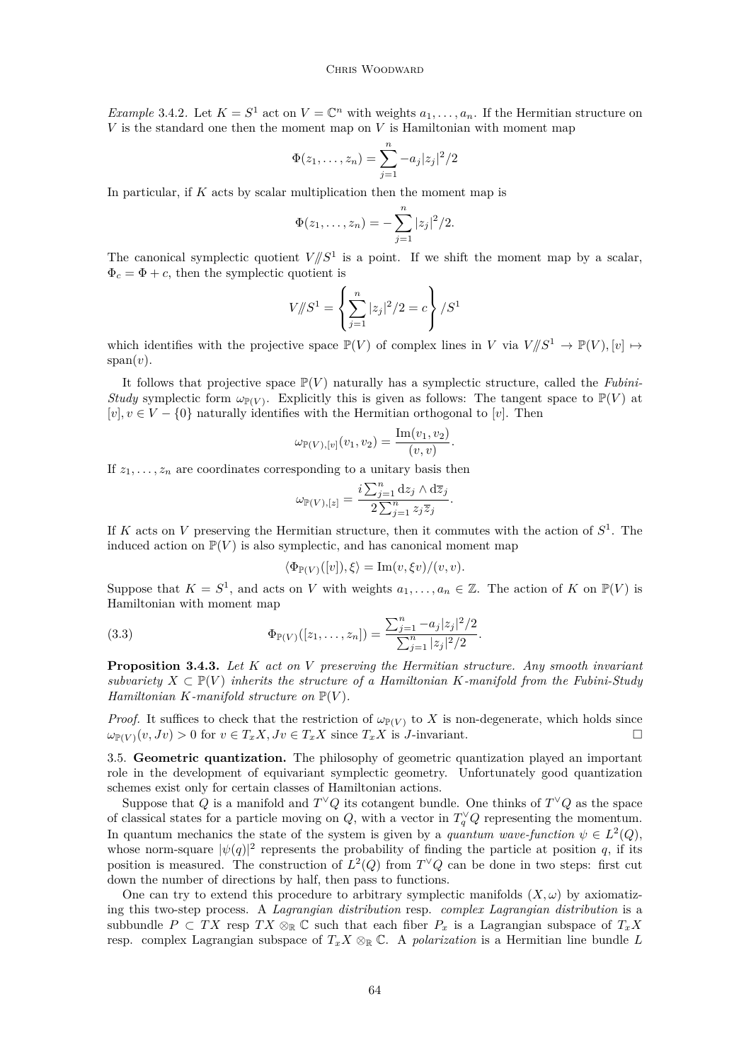*Example* 3.4.2. Let $K = S^1$ act on $V = \mathbb{C}^n$ with weights $a_1, \ldots, a_n$. If the Hermitian structure on $V$ is the standard one then the moment map on $V$ is Hamiltonian with moment map

$$\Phi(z_1, \ldots, z_n) = \sum_{j=1}^{n} -a_j |z_j|^2/2$$

In particular, if $K$ acts by scalar multiplication then the moment map is

$$\Phi(z_1, \ldots, z_n) = -\sum_{j=1}^{n} |z_j|^2/2.$$

The canonical symplectic quotient $V /\!\!/ S^1$ is a point. If we shift the moment map by a scalar, $\Phi_c = \Phi + c$, then the symplectic quotient is

$$V /\!\!/ S^1 = \left\{ \sum_{j=1}^{n} |z_j|^2/2 = c \right\} / S^1$$

which identifies with the projective space $\mathbb{P}(V)$ of complex lines in $V$ via $V /\!\!/ S^1 \to \mathbb{P}(V), [v] \mapsto \operatorname{span}(v)$.

It follows that projective space $\mathbb{P}(V)$ naturally has a symplectic structure, called the *Fubini-Study* symplectic form $\omega_{\mathbb{P}(V)}$. Explicitly this is given as follows: The tangent space to $\mathbb{P}(V)$ at $[v], v \in V - \{0\}$ naturally identifies with the Hermitian orthogonal to $[v]$. Then

$$\omega_{\mathbb{P}(V),[v]}(v_1, v_2) = \frac{\operatorname{Im}(v_1, v_2)}{(v, v)}.$$

If $z_1, \ldots, z_n$ are coordinates corresponding to a unitary basis then

$$\omega_{\mathbb{P}(V),[z]} = \frac{i \sum_{j=1}^{n} \mathrm{d}z_j \wedge \mathrm{d}\overline{z}_j}{2 \sum_{j=1}^{n} z_j \overline{z}_j}.$$

If $K$ acts on $V$ preserving the Hermitian structure, then it commutes with the action of $S^1$. The induced action on $\mathbb{P}(V)$ is also symplectic, and has canonical moment map

$$\langle \Phi_{\mathbb{P}(V)}([v]), \xi \rangle = \operatorname{Im}(v, \xi v)/(v, v).$$

Suppose that $K = S^1$, and acts on $V$ with weights $a_1, \ldots, a_n \in \mathbb{Z}$. The action of $K$ on $\mathbb{P}(V)$ is Hamiltonian with moment map

$$\Phi_{\mathbb{P}(V)}([z_1, \ldots, z_n]) = \frac{\sum_{j=1}^{n} -a_j |z_j|^2/2}{\sum_{j=1}^{n} |z_j|^2/2}. \tag{3.3}$$

**Proposition 3.4.3.** *Let $K$ act on $V$ preserving the Hermitian structure. Any smooth invariant subvariety $X \subset \mathbb{P}(V)$ inherits the structure of a Hamiltonian $K$-manifold from the Fubini-Study Hamiltonian $K$-manifold structure on $\mathbb{P}(V)$.*

*Proof.* It suffices to check that the restriction of $\omega_{\mathbb{P}(V)}$ to $X$ is non-degenerate, which holds since $\omega_{\mathbb{P}(V)}(v, Jv) > 0$ for $v \in T_x X, Jv \in T_x X$ since $T_x X$ is $J$-invariant. $\square$

3.5. **Geometric quantization.** The philosophy of geometric quantization played an important role in the development of equivariant symplectic geometry. Unfortunately good quantization schemes exist only for certain classes of Hamiltonian actions.

Suppose that $Q$ is a manifold and $T^\vee Q$ its cotangent bundle. One thinks of $T^\vee Q$ as the space of classical states for a particle moving on $Q$, with a vector in $T^\vee_q Q$ representing the momentum. In quantum mechanics the state of the system is given by a *quantum wave-function* $\psi \in L^2(Q)$, whose norm-square $|\psi(q)|^2$ represents the probability of finding the particle at position $q$, if its position is measured. The construction of $L^2(Q)$ from $T^\vee Q$ can be done in two steps: first cut down the number of directions by half, then pass to functions.

One can try to extend this procedure to arbitrary symplectic manifolds $(X, \omega)$ by axiomatizing this two-step process. A *Lagrangian distribution* resp. *complex Lagrangian distribution* is a subbundle $P \subset TX$ resp $TX \otimes_\mathbb{R} \mathbb{C}$ such that each fiber $P_x$ is a Lagrangian subspace of $T_x X$ resp. complex Lagrangian subspace of $T_x X \otimes_\mathbb{R} \mathbb{C}$. A *polarization* is a Hermitian line bundle $L$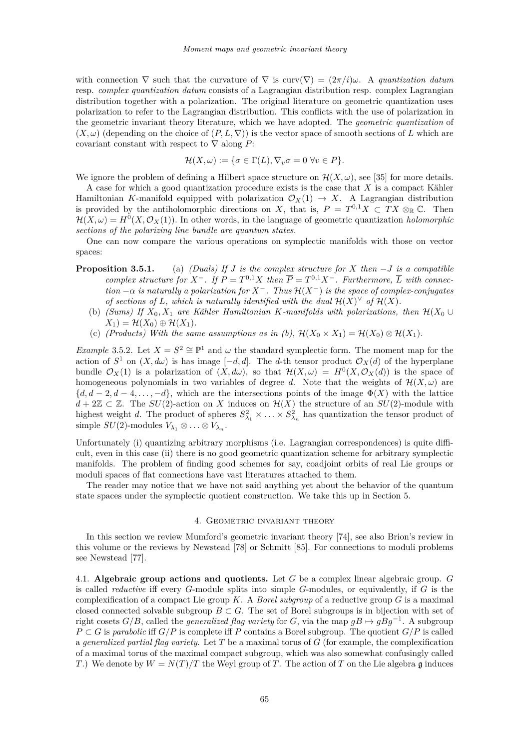with connection $\nabla$ such that the curvature of $\nabla$ is $\operatorname{curv}(\nabla) = (2\pi/i)\omega$. A *quantization datum* resp. *complex quantization datum* consists of a Lagrangian distribution resp. complex Lagrangian distribution together with a polarization. The original literature on geometric quantization uses polarization to refer to the Lagrangian distribution. This conflicts with the use of polarization in the geometric invariant theory literature, which we have adopted. The *geometric quantization* of $(X,\omega)$ (depending on the choice of $(P,L,\nabla)$) is the vector space of smooth sections of $L$ which are covariant constant with respect to $\nabla$ along $P$:

$$\mathcal{H}(X,\omega) := \{\sigma \in \Gamma(L), \nabla_v \sigma = 0 \ \forall v \in P\}.$$

We ignore the problem of defining a Hilbert space structure on $\mathcal{H}(X,\omega)$, see [35] for more details.

A case for which a good quantization procedure exists is the case that $X$ is a compact Kähler Hamiltonian $K$-manifold equipped with polarization $\mathcal{O}_X(1) \to X$. A Lagrangian distribution is provided by the antiholomorphic directions on $X$, that is, $P = T^{0,1}X \subset TX \otimes_{\mathbb{R}} \mathbb{C}$. Then $\mathcal{H}(X,\omega) = H^0(X,\mathcal{O}_X(1))$. In other words, in the language of geometric quantization *holomorphic sections of the polarizing line bundle are quantum states.*

One can now compare the various operations on symplectic manifolds with those on vector spaces:

**Proposition 3.5.1.** (a) *(Duals) If $J$ is the complex structure for $X$ then $-J$ is a compatible complex structure for $X^-$. If $P = T^{0,1}X$ then $\overline{P} = T^{0,1}X^-$. Furthermore, $\overline{L}$ with connection $-\alpha$ is naturally a polarization for $X^-$. Thus $\mathcal{H}(X^-)$ is the space of complex-conjugates of sections of $L$, which is naturally identified with the dual $\mathcal{H}(X)^\vee$ of $\mathcal{H}(X)$.*

(b) *(Sums) If $X_0, X_1$ are Kähler Hamiltonian $K$-manifolds with polarizations, then $\mathcal{H}(X_0 \cup X_1) = \mathcal{H}(X_0) \oplus \mathcal{H}(X_1)$.*

(c) *(Products) With the same assumptions as in (b), $\mathcal{H}(X_0 \times X_1) = \mathcal{H}(X_0) \otimes \mathcal{H}(X_1)$.*

*Example* 3.5.2. Let $X = S^2 \cong \mathbb{P}^1$ and $\omega$ the standard symplectic form. The moment map for the action of $S^1$ on $(X, d\omega)$ is has image $[-d,d]$. The $d$-th tensor product $\mathcal{O}_X(d)$ of the hyperplane bundle $\mathcal{O}_X(1)$ is a polarization of $(X, d\omega)$, so that $\mathcal{H}(X,\omega) = H^0(X,\mathcal{O}_X(d))$ is the space of homogeneous polynomials in two variables of degree $d$. Note that the weights of $\mathcal{H}(X,\omega)$ are $\{d, d-2, d-4, \ldots, -d\}$, which are the intersections points of the image $\Phi(X)$ with the lattice $d + 2\mathbb{Z} \subset \mathbb{Z}$. The $SU(2)$-action on $X$ induces on $\mathcal{H}(X)$ the structure of an $SU(2)$-module with highest weight $d$. The product of spheres $S^2_{\lambda_1} \times \ldots \times S^2_{\lambda_n}$ has quantization the tensor product of simple $SU(2)$-modules $V_{\lambda_1} \otimes \ldots \otimes V_{\lambda_n}$.

Unfortunately (i) quantizing arbitrary morphisms (i.e. Lagrangian correspondences) is quite difficult, even in this case (ii) there is no good geometric quantization scheme for arbitrary symplectic manifolds. The problem of finding good schemes for say, coadjoint orbits of real Lie groups or moduli spaces of flat connections have vast literatures attached to them.

The reader may notice that we have not said anything yet about the behavior of the quantum state spaces under the symplectic quotient construction. We take this up in Section 5.

## 4. Geometric invariant theory

In this section we review Mumford's geometric invariant theory [74], see also Brion's review in this volume or the reviews by Newstead [78] or Schmitt [85]. For connections to moduli problems see Newstead [77].

### 4.1. Algebraic group actions and quotients.

Let $G$ be a complex linear algebraic group. $G$ is called *reductive* iff every $G$-module splits into simple $G$-modules, or equivalently, if $G$ is the complexification of a compact Lie group $K$. A *Borel subgroup* of a reductive group $G$ is a maximal closed connected solvable subgroup $B \subset G$. The set of Borel subgroups is in bijection with set of right cosets $G/B$, called the *generalized flag variety* for $G$, via the map $gB \mapsto gBg^{-1}$. A subgroup $P \subset G$ is *parabolic* iff $G/P$ is complete iff $P$ contains a Borel subgroup. The quotient $G/P$ is called a *generalized partial flag variety.* Let $T$ be a maximal torus of $G$ (for example, the complexification of a maximal torus of the maximal compact subgroup, which was also somewhat confusingly called $T$.) We denote by $W = N(T)/T$ the Weyl group of $T$. The action of $T$ on the Lie algebra $\mathfrak{g}$ induces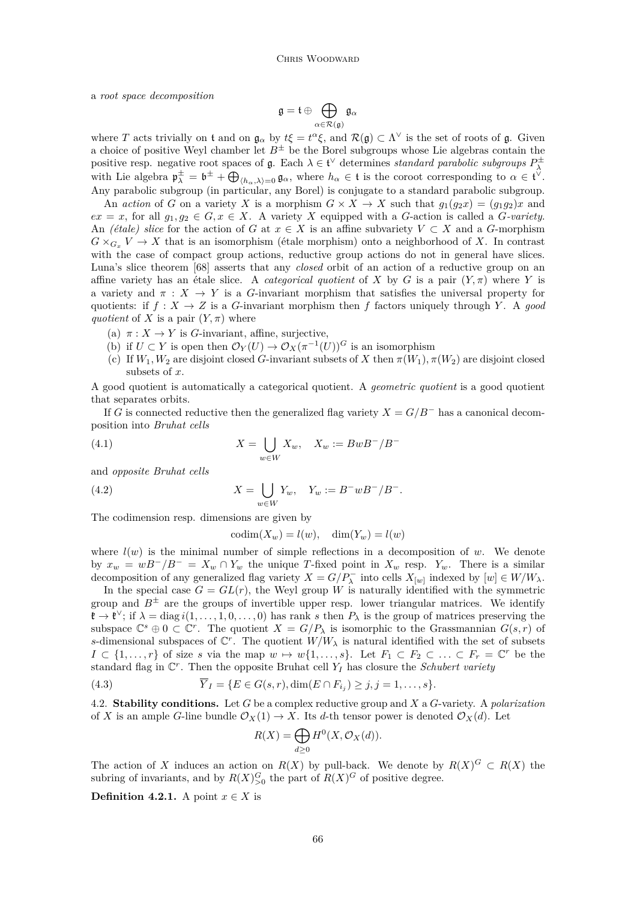a *root space decomposition*

$$\mathfrak{g} = \mathfrak{t} \oplus \bigoplus_{\alpha \in \mathcal{R}(\mathfrak{g})} \mathfrak{g}_\alpha$$

where $T$ acts trivially on $\mathfrak{t}$ and on $\mathfrak{g}_\alpha$ by $t\xi = t^\alpha \xi$, and $\mathcal{R}(\mathfrak{g}) \subset \Lambda^\vee$ is the set of roots of $\mathfrak{g}$. Given a choice of positive Weyl chamber let $B^\pm$ be the Borel subgroups whose Lie algebras contain the positive resp. negative root spaces of $\mathfrak{g}$. Each $\lambda \in \mathfrak{t}^\vee$ determines *standard parabolic subgroups* $P_\lambda^\pm$ with Lie algebra $\mathfrak{p}_\lambda^\pm = \mathfrak{b}^\pm + \bigoplus_{\langle h_\alpha, \lambda \rangle = 0} \mathfrak{g}_\alpha$, where $h_\alpha \in \mathfrak{t}$ is the coroot corresponding to $\alpha \in \mathfrak{t}^\vee$. Any parabolic subgroup (in particular, any Borel) is conjugate to a standard parabolic subgroup.

An *action* of $G$ on a variety $X$ is a morphism $G \times X \to X$ such that $g_1(g_2 x) = (g_1 g_2)x$ and $ex = x$, for all $g_1, g_2 \in G, x \in X$. A variety $X$ equipped with a $G$-action is called a *$G$-variety*. An *(étale) slice* for the action of $G$ at $x \in X$ is an affine subvariety $V \subset X$ and a $G$-morphism $G \times_{G_x} V \to X$ that is an isomorphism (étale morphism) onto a neighborhood of $X$. In contrast with the case of compact group actions, reductive group actions do not in general have slices. Luna's slice theorem [68] asserts that any *closed* orbit of an action of a reductive group on an affine variety has an étale slice. A *categorical quotient* of $X$ by $G$ is a pair $(Y, \pi)$ where $Y$ is a variety and $\pi : X \to Y$ is a $G$-invariant morphism that satisfies the universal property for quotients: if $f : X \to Z$ is a $G$-invariant morphism then $f$ factors uniquely through $Y$. A *good quotient* of $X$ is a pair $(Y, \pi)$ where

(a) $\pi : X \to Y$ is $G$-invariant, affine, surjective,
(b) if $U \subset Y$ is open then $\mathcal{O}_Y(U) \to \mathcal{O}_X(\pi^{-1}(U))^G$ is an isomorphism
(c) If $W_1, W_2$ are disjoint closed $G$-invariant subsets of $X$ then $\pi(W_1), \pi(W_2)$ are disjoint closed subsets of $x$.

A good quotient is automatically a categorical quotient. A *geometric quotient* is a good quotient that separates orbits.

If $G$ is connected reductive then the generalized flag variety $X = G/B^-$ has a canonical decomposition into *Bruhat cells*

$$X = \bigcup_{w \in W} X_w, \quad X_w := BwB^-/B^- \tag{4.1}$$

and *opposite Bruhat cells*

$$X = \bigcup_{w \in W} Y_w, \quad Y_w := B^- wB^-/B^-. \tag{4.2}$$

The codimension resp. dimensions are given by

$$\operatorname{codim}(X_w) = l(w), \quad \dim(Y_w) = l(w)$$

where $l(w)$ is the minimal number of simple reflections in a decomposition of $w$. We denote by $x_w = wB^-/B^- = X_w \cap Y_w$ the unique $T$-fixed point in $X_w$ resp. $Y_w$. There is a similar decomposition of any generalized flag variety $X = G/P_\lambda^-$ into cells $X_{[w]}$ indexed by $[w] \in W/W_\lambda$.

In the special case $G = GL(r)$, the Weyl group $W$ is naturally identified with the symmetric group and $B^\pm$ are the groups of invertible upper resp. lower triangular matrices. We identify $\mathfrak{k} \to \mathfrak{k}^\vee$; if $\lambda = \operatorname{diag} i(1, \ldots, 1, 0, \ldots, 0)$ has rank $s$ then $P_\lambda$ is the group of matrices preserving the subspace $\mathbb{C}^s \oplus 0 \subset \mathbb{C}^r$. The quotient $X = G/P_\lambda$ is isomorphic to the Grassmannian $G(s, r)$ of $s$-dimensional subspaces of $\mathbb{C}^r$. The quotient $W/W_\lambda$ is natural identified with the set of subsets $I \subset \{1, \ldots, r\}$ of size $s$ via the map $w \mapsto w\{1, \ldots, s\}$. Let $F_1 \subset F_2 \subset \ldots \subset F_r = \mathbb{C}^r$ be the standard flag in $\mathbb{C}^r$. Then the opposite Bruhat cell $Y_I$ has closure the *Schubert variety*

$$\overline{Y}_I = \{E \in G(s, r), \dim(E \cap F_{i_j}) \geq j, j = 1, \ldots, s\}. \tag{4.3}$$

## 4.2. Stability conditions.

Let $G$ be a complex reductive group and $X$ a $G$-variety. A *polarization* of $X$ is an ample $G$-line bundle $\mathcal{O}_X(1) \to X$. Its $d$-th tensor power is denoted $\mathcal{O}_X(d)$. Let

$$R(X) = \bigoplus_{d \geq 0} H^0(X, \mathcal{O}_X(d)).$$

The action of $X$ induces an action on $R(X)$ by pull-back. We denote by $R(X)^G \subset R(X)$ the subring of invariants, and by $R(X)^G_{>0}$ the part of $R(X)^G$ of positive degree.

**Definition 4.2.1.** A point $x \in X$ is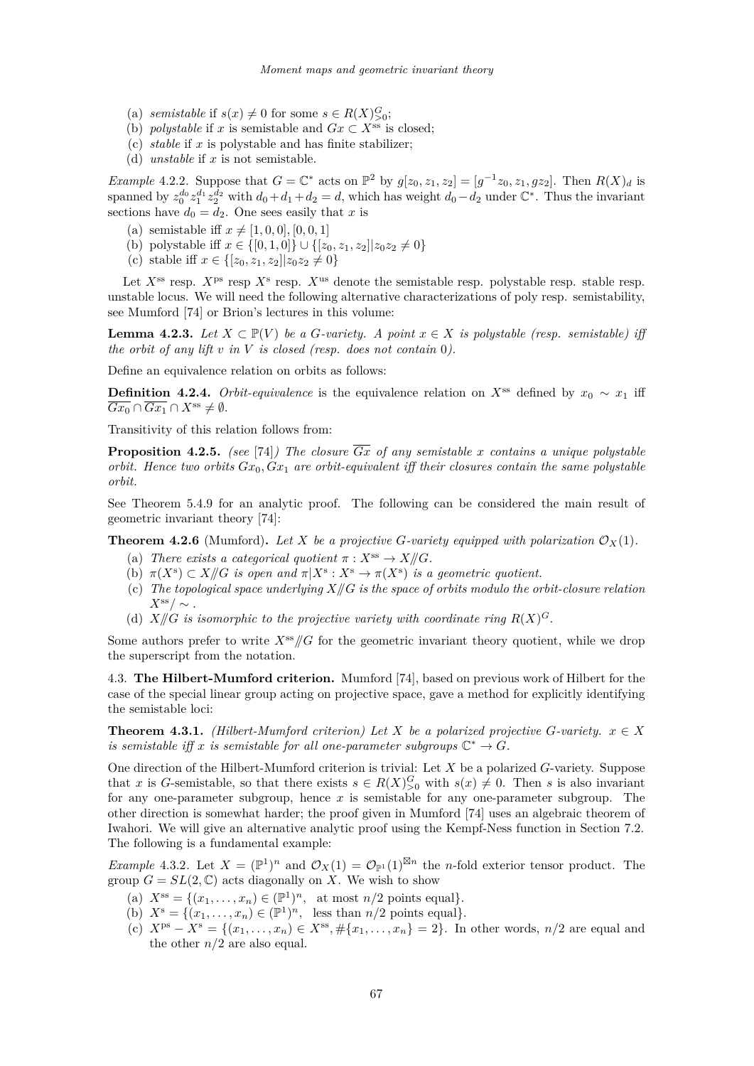(a) *semistable* if $s(x) \neq 0$ for some $s \in R(X)^G_{>0}$;
(b) *polystable* if $x$ is semistable and $Gx \subset X^{\mathrm{ss}}$ is closed;
(c) *stable* if $x$ is polystable and has finite stabilizer;
(d) *unstable* if $x$ is not semistable.

*Example* 4.2.2. Suppose that $G = \mathbb{C}^*$ acts on $\mathbb{P}^2$ by $g[z_0, z_1, z_2] = [g^{-1}z_0, z_1, gz_2]$. Then $R(X)_d$ is spanned by $z_0^{d_0} z_1^{d_1} z_2^{d_2}$ with $d_0 + d_1 + d_2 = d$, which has weight $d_0 - d_2$ under $\mathbb{C}^*$. Thus the invariant sections have $d_0 = d_2$. One sees easily that $x$ is

(a) semistable iff $x \neq [1, 0, 0], [0, 0, 1]$
(b) polystable iff $x \in \{[0, 1, 0]\} \cup \{[z_0, z_1, z_2] | z_0 z_2 \neq 0\}$
(c) stable iff $x \in \{[z_0, z_1, z_2] | z_0 z_2 \neq 0\}$

Let $X^{\mathrm{ss}}$ resp. $X^{\mathrm{ps}}$ resp $X^{\mathrm{s}}$ resp. $X^{\mathrm{us}}$ denote the semistable resp. polystable resp. stable resp. unstable locus. We will need the following alternative characterizations of poly resp. semistability, see Mumford [74] or Brion's lectures in this volume:

**Lemma 4.2.3.** *Let $X \subset \mathbb{P}(V)$ be a $G$-variety. A point $x \in X$ is polystable (resp. semistable) iff the orbit of any lift $v$ in $V$ is closed (resp. does not contain* $0$*).*

Define an equivalence relation on orbits as follows:

**Definition 4.2.4.** *Orbit-equivalence* is the equivalence relation on $X^{\mathrm{ss}}$ defined by $x_0 \sim x_1$ iff $\overline{Gx_0} \cap \overline{Gx_1} \cap X^{\mathrm{ss}} \neq \emptyset$.

Transitivity of this relation follows from:

**Proposition 4.2.5.** *(see* [74]*) The closure $\overline{Gx}$ of any semistable $x$ contains a unique polystable orbit. Hence two orbits $Gx_0, Gx_1$ are orbit-equivalent iff their closures contain the same polystable orbit.*

See Theorem 5.4.9 for an analytic proof. The following can be considered the main result of geometric invariant theory [74]:

**Theorem 4.2.6** (Mumford)**.** *Let $X$ be a projective $G$-variety equipped with polarization $\mathcal{O}_X(1)$.*

(a) *There exists a categorical quotient $\pi : X^{\mathrm{ss}} \to X/\!\!/G$.*
(b) *$\pi(X^{\mathrm{s}}) \subset X/\!\!/G$ is open and $\pi | X^{\mathrm{s}} : X^{\mathrm{s}} \to \pi(X^{\mathrm{s}})$ is a geometric quotient.*
(c) *The topological space underlying $X/\!\!/G$ is the space of orbits modulo the orbit-closure relation $X^{\mathrm{ss}}/\sim$.*
(d) *$X/\!\!/G$ is isomorphic to the projective variety with coordinate ring $R(X)^G$.*

Some authors prefer to write $X^{\mathrm{ss}}/\!\!/G$ for the geometric invariant theory quotient, while we drop the superscript from the notation.

4.3. **The Hilbert-Mumford criterion.** Mumford [74], based on previous work of Hilbert for the case of the special linear group acting on projective space, gave a method for explicitly identifying the semistable loci:

**Theorem 4.3.1.** *(Hilbert-Mumford criterion) Let $X$ be a polarized projective $G$-variety. $x \in X$ is semistable iff $x$ is semistable for all one-parameter subgroups $\mathbb{C}^* \to G$.*

One direction of the Hilbert-Mumford criterion is trivial: Let $X$ be a polarized $G$-variety. Suppose that $x$ is $G$-semistable, so that there exists $s \in R(X)^G_{>0}$ with $s(x) \neq 0$. Then $s$ is also invariant for any one-parameter subgroup, hence $x$ is semistable for any one-parameter subgroup. The other direction is somewhat harder; the proof given in Mumford [74] uses an algebraic theorem of Iwahori. We will give an alternative analytic proof using the Kempf-Ness function in Section 7.2. The following is a fundamental example:

*Example* 4.3.2. Let $X = (\mathbb{P}^1)^n$ and $\mathcal{O}_X(1) = \mathcal{O}_{\mathbb{P}^1}(1)^{\boxtimes n}$ the $n$-fold exterior tensor product. The group $G = SL(2, \mathbb{C})$ acts diagonally on $X$. We wish to show

(a) $X^{\mathrm{ss}} = \{(x_1, \ldots, x_n) \in (\mathbb{P}^1)^n,$ at most $n/2$ points equal$\}$.
(b) $X^{\mathrm{s}} = \{(x_1, \ldots, x_n) \in (\mathbb{P}^1)^n,$ less than $n/2$ points equal$\}$.
(c) $X^{\mathrm{ps}} - X^{\mathrm{s}} = \{(x_1, \ldots, x_n) \in X^{\mathrm{ss}}, \#\{x_1, \ldots, x_n\} = 2\}$. In other words, $n/2$ are equal and the other $n/2$ are also equal.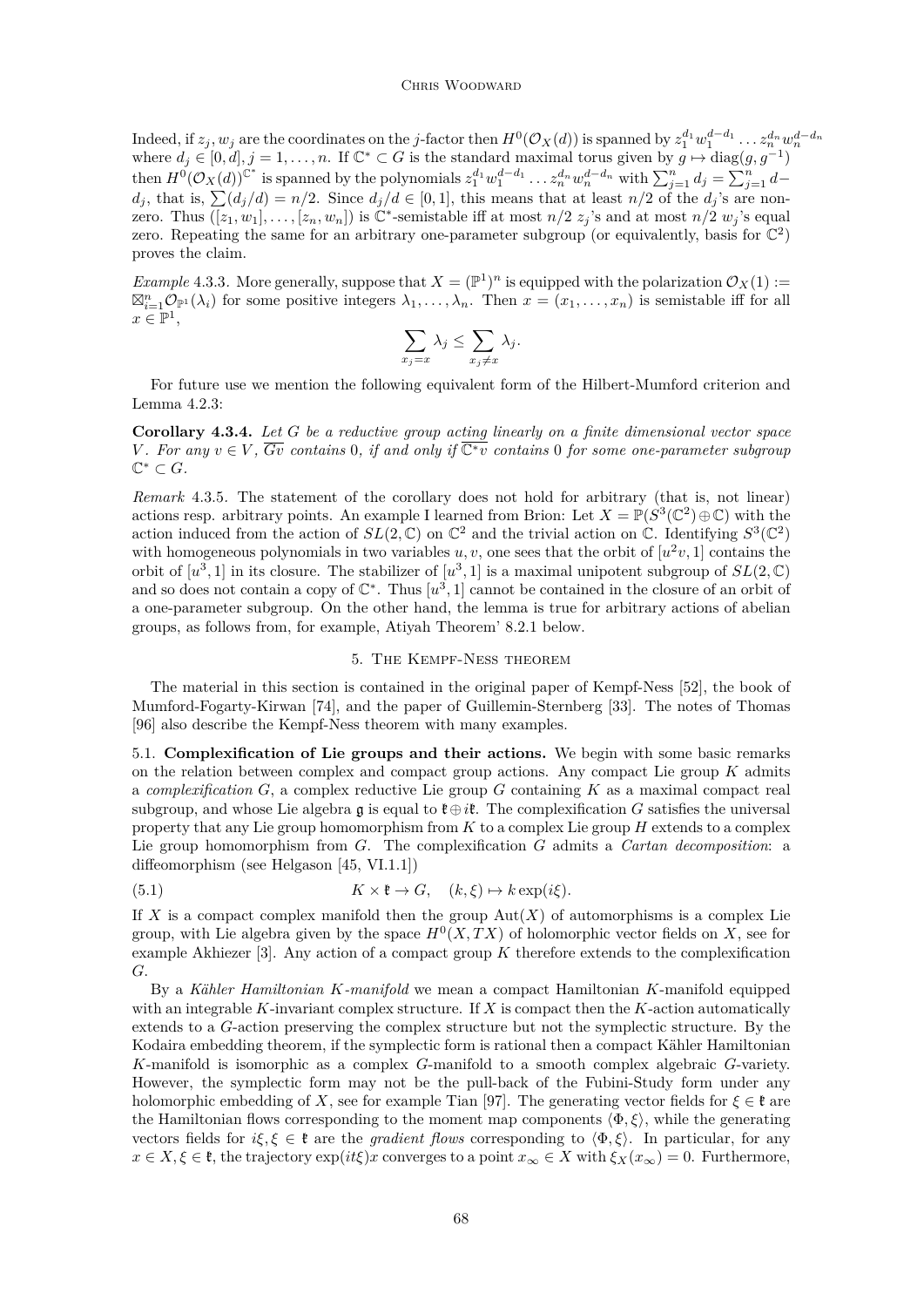Indeed, if $z_j, w_j$ are the coordinates on the $j$-factor then $H^0(\mathcal{O}_X(d))$ is spanned by $z_1^{d_1} w_1^{d-d_1} \ldots z_n^{d_n} w_n^{d-d_n}$ where $d_j \in [0,d], j = 1, \ldots, n$. If $\mathbb{C}^* \subset G$ is the standard maximal torus given by $g \mapsto \operatorname{diag}(g, g^{-1})$ then $H^0(\mathcal{O}_X(d))^{\mathbb{C}^*}$ is spanned by the polynomials $z_1^{d_1} w_1^{d-d_1} \ldots z_n^{d_n} w_n^{d-d_n}$ with $\sum_{j=1}^n d_j = \sum_{j=1}^n d - d_j$, that is, $\sum (d_j/d) = n/2$. Since $d_j/d \in [0,1]$, this means that at least $n/2$ of the $d_j$'s are nonzero. Thus $([z_1, w_1], \ldots, [z_n, w_n])$ is $\mathbb{C}^*$-semistable iff at most $n/2$ $z_j$'s and at most $n/2$ $w_j$'s equal zero. Repeating the same for an arbitrary one-parameter subgroup (or equivalently, basis for $\mathbb{C}^2$) proves the claim.

*Example* 4.3.3. More generally, suppose that $X = (\mathbb{P}^1)^n$ is equipped with the polarization $\mathcal{O}_X(1) := \boxtimes_{i=1}^n \mathcal{O}_{\mathbb{P}^1}(\lambda_i)$ for some positive integers $\lambda_1, \ldots, \lambda_n$. Then $x = (x_1, \ldots, x_n)$ is semistable iff for all $x \in \mathbb{P}^1$,

$$\sum_{x_j = x} \lambda_j \leq \sum_{x_j \neq x} \lambda_j.$$

For future use we mention the following equivalent form of the Hilbert-Mumford criterion and Lemma 4.2.3:

**Corollary 4.3.4.** *Let $G$ be a reductive group acting linearly on a finite dimensional vector space $V$. For any $v \in V$, $\overline{Gv}$ contains $0$, if and only if $\overline{\mathbb{C}^* v}$ contains $0$ for some one-parameter subgroup $\mathbb{C}^* \subset G$.*

*Remark* 4.3.5. The statement of the corollary does not hold for arbitrary (that is, not linear) actions resp. arbitrary points. An example I learned from Brion: Let $X = \mathbb{P}(S^3(\mathbb{C}^2) \oplus \mathbb{C})$ with the action induced from the action of $SL(2,\mathbb{C})$ on $\mathbb{C}^2$ and the trivial action on $\mathbb{C}$. Identifying $S^3(\mathbb{C}^2)$ with homogeneous polynomials in two variables $u, v$, one sees that the orbit of $[u^2 v, 1]$ contains the orbit of $[u^3, 1]$ in its closure. The stabilizer of $[u^3, 1]$ is a maximal unipotent subgroup of $SL(2,\mathbb{C})$ and so does not contain a copy of $\mathbb{C}^*$. Thus $[u^3, 1]$ cannot be contained in the closure of an orbit of a one-parameter subgroup. On the other hand, the lemma is true for arbitrary actions of abelian groups, as follows from, for example, Atiyah Theorem' 8.2.1 below.

## 5. The Kempf-Ness theorem

The material in this section is contained in the original paper of Kempf-Ness [52], the book of Mumford-Fogarty-Kirwan [74], and the paper of Guillemin-Sternberg [33]. The notes of Thomas [96] also describe the Kempf-Ness theorem with many examples.

5.1. **Complexification of Lie groups and their actions.** We begin with some basic remarks on the relation between complex and compact group actions. Any compact Lie group $K$ admits a *complexification* $G$, a complex reductive Lie group $G$ containing $K$ as a maximal compact real subgroup, and whose Lie algebra $\mathfrak{g}$ is equal to $\mathfrak{k} \oplus i\mathfrak{k}$. The complexification $G$ satisfies the universal property that any Lie group homomorphism from $K$ to a complex Lie group $H$ extends to a complex Lie group homomorphism from $G$. The complexification $G$ admits a *Cartan decomposition*: a diffeomorphism (see Helgason [45, VI.1.1])

$$K \times \mathfrak{k} \to G, \quad (k, \xi) \mapsto k \exp(i\xi). \tag{5.1}$$

If $X$ is a compact complex manifold then the group $\operatorname{Aut}(X)$ of automorphisms is a complex Lie group, with Lie algebra given by the space $H^0(X, TX)$ of holomorphic vector fields on $X$, see for example Akhiezer [3]. Any action of a compact group $K$ therefore extends to the complexification $G$.

By a *Kähler Hamiltonian $K$-manifold* we mean a compact Hamiltonian $K$-manifold equipped with an integrable $K$-invariant complex structure. If $X$ is compact then the $K$-action automatically extends to a $G$-action preserving the complex structure but not the symplectic structure. By the Kodaira embedding theorem, if the symplectic form is rational then a compact Kähler Hamiltonian $K$-manifold is isomorphic as a complex $G$-manifold to a smooth complex algebraic $G$-variety. However, the symplectic form may not be the pull-back of the Fubini-Study form under any holomorphic embedding of $X$, see for example Tian [97]. The generating vector fields for $\xi \in \mathfrak{k}$ are the Hamiltonian flows corresponding to the moment map components $\langle \Phi, \xi \rangle$, while the generating vectors fields for $i\xi, \xi \in \mathfrak{k}$ are the *gradient flows* corresponding to $\langle \Phi, \xi \rangle$. In particular, for any $x \in X, \xi \in \mathfrak{k}$, the trajectory $\exp(it\xi)x$ converges to a point $x_\infty \in X$ with $\xi_X(x_\infty) = 0$. Furthermore,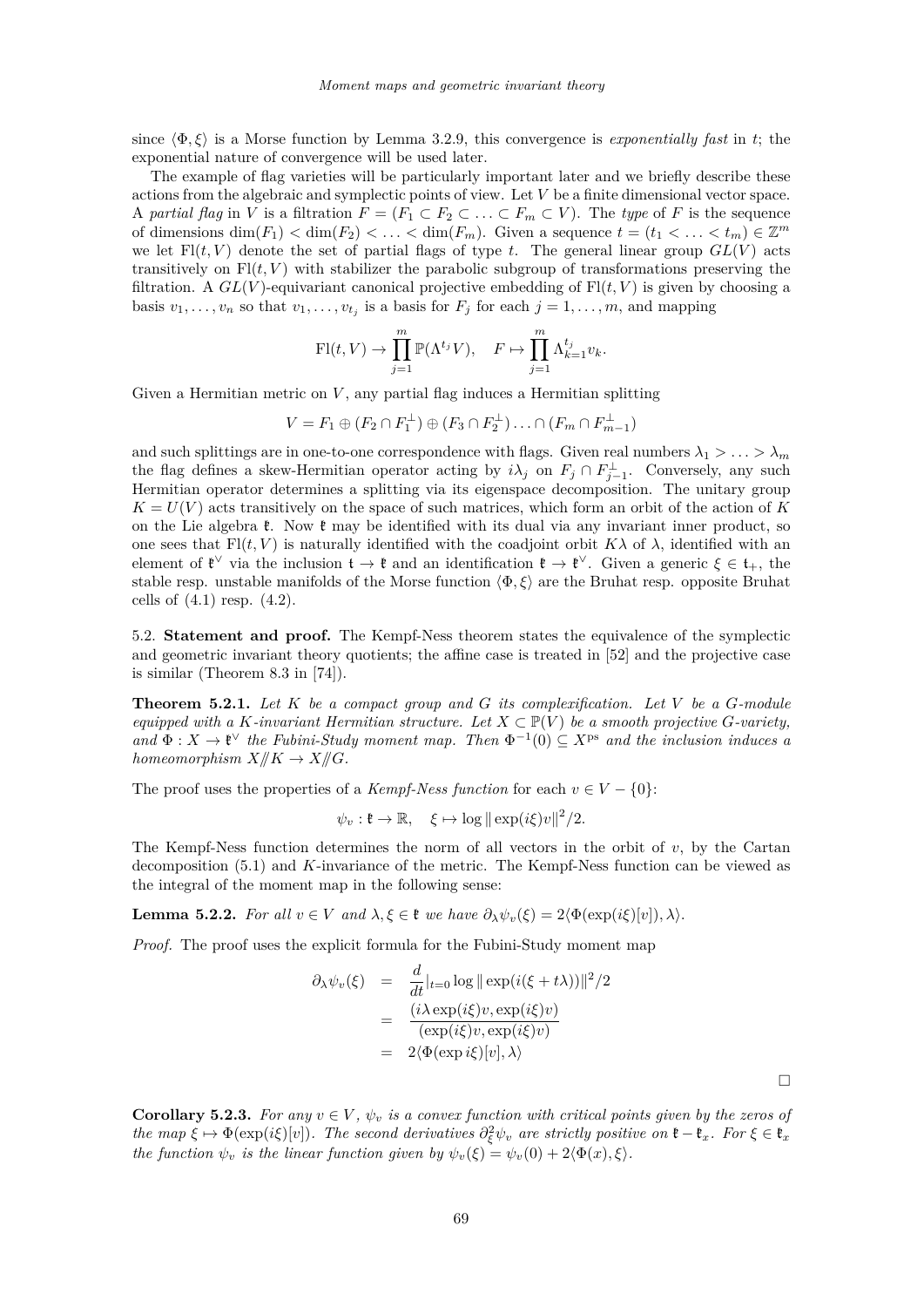since $\langle \Phi, \xi \rangle$ is a Morse function by Lemma 3.2.9, this convergence is *exponentially fast* in $t$; the exponential nature of convergence will be used later.

The example of flag varieties will be particularly important later and we briefly describe these actions from the algebraic and symplectic points of view. Let $V$ be a finite dimensional vector space. A *partial flag* in $V$ is a filtration $F = (F_1 \subset F_2 \subset \ldots \subset F_m \subset V)$. The *type* of $F$ is the sequence of dimensions $\dim(F_1) < \dim(F_2) < \ldots < \dim(F_m)$. Given a sequence $t = (t_1 < \ldots < t_m) \in \mathbb{Z}^m$ we let $\mathrm{Fl}(t, V)$ denote the set of partial flags of type $t$. The general linear group $GL(V)$ acts transitively on $\mathrm{Fl}(t, V)$ with stabilizer the parabolic subgroup of transformations preserving the filtration. A $GL(V)$-equivariant canonical projective embedding of $\mathrm{Fl}(t, V)$ is given by choosing a basis $v_1, \ldots, v_n$ so that $v_1, \ldots, v_{t_j}$ is a basis for $F_j$ for each $j = 1, \ldots, m$, and mapping

$$\mathrm{Fl}(t, V) \to \prod_{j=1}^{m} \mathbb{P}(\Lambda^{t_j} V), \quad F \mapsto \prod_{j=1}^{m} \Lambda_{k=1}^{t_j} v_k.$$

Given a Hermitian metric on $V$, any partial flag induces a Hermitian splitting

$$V = F_1 \oplus (F_2 \cap F_1^{\perp}) \oplus (F_3 \cap F_2^{\perp}) \ldots \cap (F_m \cap F_{m-1}^{\perp})$$

and such splittings are in one-to-one correspondence with flags. Given real numbers $\lambda_1 > \ldots > \lambda_m$ the flag defines a skew-Hermitian operator acting by $i\lambda_j$ on $F_j \cap F_{j-1}^{\perp}$. Conversely, any such Hermitian operator determines a splitting via its eigenspace decomposition. The unitary group $K = U(V)$ acts transitively on the space of such matrices, which form an orbit of the action of $K$ on the Lie algebra $\mathfrak{k}$. Now $\mathfrak{k}$ may be identified with its dual via any invariant inner product, so one sees that $\mathrm{Fl}(t, V)$ is naturally identified with the coadjoint orbit $K\lambda$ of $\lambda$, identified with an element of $\mathfrak{k}^{\vee}$ via the inclusion $\mathfrak{t} \to \mathfrak{k}$ and an identification $\mathfrak{k} \to \mathfrak{k}^{\vee}$. Given a generic $\xi \in \mathfrak{t}_+$, the stable resp. unstable manifolds of the Morse function $\langle \Phi, \xi \rangle$ are the Bruhat resp. opposite Bruhat cells of (4.1) resp. (4.2).

5.2. **Statement and proof.** The Kempf-Ness theorem states the equivalence of the symplectic and geometric invariant theory quotients; the affine case is treated in [52] and the projective case is similar (Theorem 8.3 in [74]).

**Theorem 5.2.1.** *Let $K$ be a compact group and $G$ its complexification. Let $V$ be a $G$-module equipped with a $K$-invariant Hermitian structure. Let $X \subset \mathbb{P}(V)$ be a smooth projective $G$-variety, and $\Phi : X \to \mathfrak{k}^{\vee}$ the Fubini-Study moment map. Then $\Phi^{-1}(0) \subseteq X^{\mathrm{ps}}$ and the inclusion induces a homeomorphism $X /\!\!/ K \to X /\!\!/ G$.*

The proof uses the properties of a *Kempf-Ness function* for each $v \in V - \{0\}$:

$$\psi_v : \mathfrak{k} \to \mathbb{R}, \quad \xi \mapsto \log \| \exp(i\xi) v \|^2 / 2.$$

The Kempf-Ness function determines the norm of all vectors in the orbit of $v$, by the Cartan decomposition (5.1) and $K$-invariance of the metric. The Kempf-Ness function can be viewed as the integral of the moment map in the following sense:

**Lemma 5.2.2.** *For all $v \in V$ and $\lambda, \xi \in \mathfrak{k}$ we have $\partial_\lambda \psi_v(\xi) = 2\langle \Phi(\exp(i\xi)[v]), \lambda \rangle$.*

*Proof.* The proof uses the explicit formula for the Fubini-Study moment map

$$\begin{aligned}
\partial_\lambda \psi_v(\xi) &= \frac{d}{dt}|_{t=0} \log \| \exp(i(\xi + t\lambda)) \|^2 / 2 \\
&= \frac{(i\lambda \exp(i\xi) v, \exp(i\xi) v)}{(\exp(i\xi) v, \exp(i\xi) v)} \\
&= 2\langle \Phi(\exp i\xi)[v], \lambda \rangle
\end{aligned}$$

□

**Corollary 5.2.3.** *For any $v \in V$, $\psi_v$ is a convex function with critical points given by the zeros of the map $\xi \mapsto \Phi(\exp(i\xi)[v])$. The second derivatives $\partial_\xi^2 \psi_v$ are strictly positive on $\mathfrak{k} - \mathfrak{k}_x$. For $\xi \in \mathfrak{k}_x$ the function $\psi_v$ is the linear function given by $\psi_v(\xi) = \psi_v(0) + 2\langle \Phi(x), \xi \rangle$.*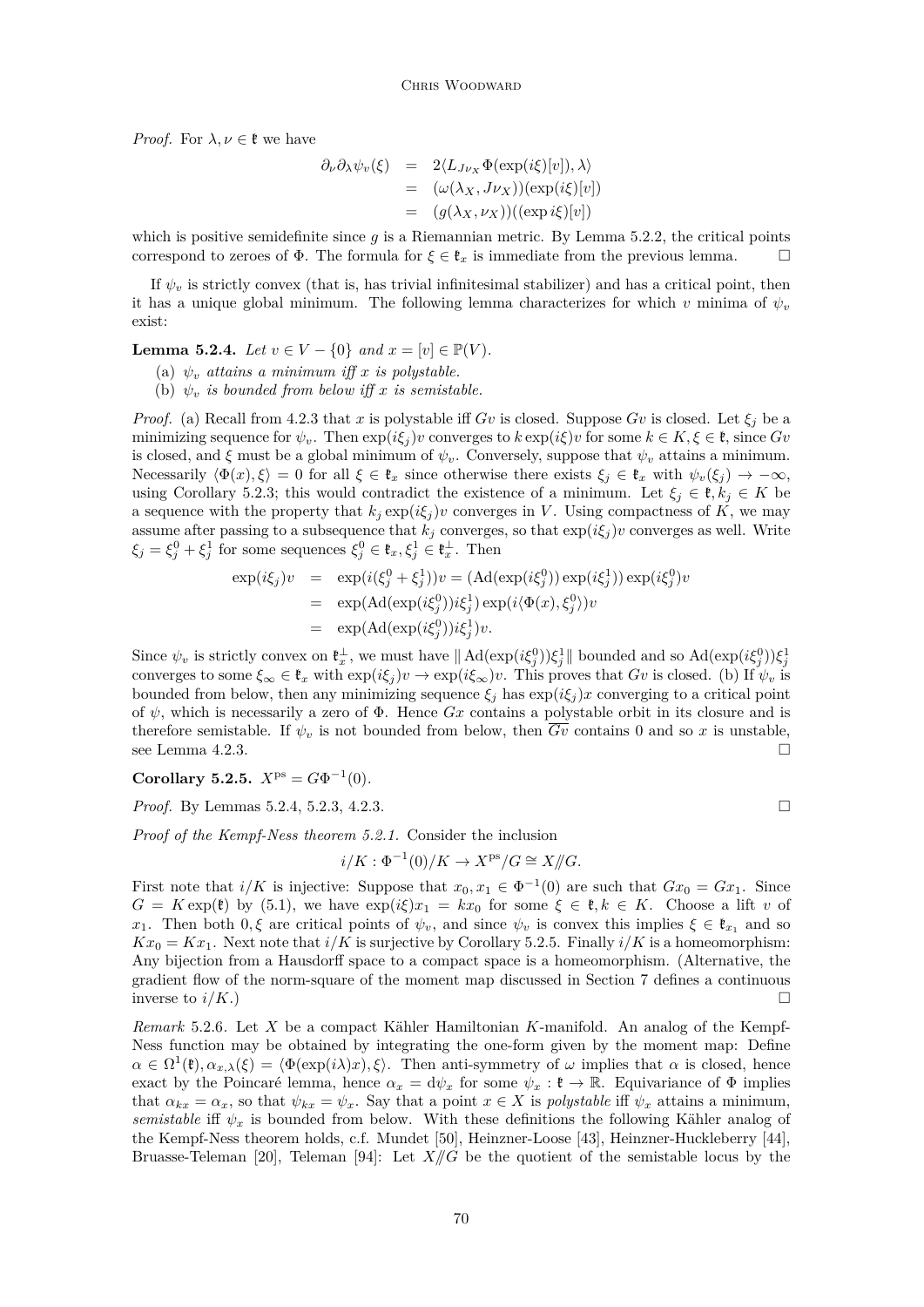*Proof.* For $\lambda, \nu \in \mathfrak{k}$ we have

$$\begin{aligned}
\partial_\nu \partial_\lambda \psi_v(\xi) &= 2\langle L_{J\nu_X} \Phi(\exp(i\xi)[v]), \lambda \rangle \\
&= (\omega(\lambda_X, J\nu_X))(\exp(i\xi)[v]) \\
&= (g(\lambda_X, \nu_X))((\exp i\xi)[v])
\end{aligned}$$

which is positive semidefinite since $g$ is a Riemannian metric. By Lemma 5.2.2, the critical points correspond to zeroes of $\Phi$. The formula for $\xi \in \mathfrak{k}_x$ is immediate from the previous lemma. $\square$

If $\psi_v$ is strictly convex (that is, has trivial infinitesimal stabilizer) and has a critical point, then it has a unique global minimum. The following lemma characterizes for which $v$ minima of $\psi_v$ exist:

**Lemma 5.2.4.** *Let $v \in V - \{0\}$ and $x = [v] \in \mathbb{P}(V)$.*

(a) *$\psi_v$ attains a minimum iff $x$ is polystable.*
(b) *$\psi_v$ is bounded from below iff $x$ is semistable.*

*Proof.* (a) Recall from 4.2.3 that $x$ is polystable iff $Gv$ is closed. Suppose $Gv$ is closed. Let $\xi_j$ be a minimizing sequence for $\psi_v$. Then $\exp(i\xi_j)v$ converges to $k\exp(i\xi)v$ for some $k \in K, \xi \in \mathfrak{k}$, since $Gv$ is closed, and $\xi$ must be a global minimum of $\psi_v$. Conversely, suppose that $\psi_v$ attains a minimum. Necessarily $\langle \Phi(x), \xi \rangle = 0$ for all $\xi \in \mathfrak{k}_x$ since otherwise there exists $\xi_j \in \mathfrak{k}_x$ with $\psi_v(\xi_j) \to -\infty$, using Corollary 5.2.3; this would contradict the existence of a minimum. Let $\xi_j \in \mathfrak{k}, k_j \in K$ be a sequence with the property that $k_j \exp(i\xi_j)v$ converges in $V$. Using compactness of $K$, we may assume after passing to a subsequence that $k_j$ converges, so that $\exp(i\xi_j)v$ converges as well. Write $\xi_j = \xi_j^0 + \xi_j^1$ for some sequences $\xi_j^0 \in \mathfrak{k}_x, \xi_j^1 \in \mathfrak{k}_x^\perp$. Then

$$\begin{aligned}
\exp(i\xi_j)v &= \exp(i(\xi_j^0 + \xi_j^1))v = (\mathrm{Ad}(\exp(i\xi_j^0))\exp(i\xi_j^1))\exp(i\xi_j^0)v \\
&= \exp(\mathrm{Ad}(\exp(i\xi_j^0))i\xi_j^1)\exp(i\langle \Phi(x), \xi_j^0 \rangle)v \\
&= \exp(\mathrm{Ad}(\exp(i\xi_j^0))i\xi_j^1)v.
\end{aligned}$$

Since $\psi_v$ is strictly convex on $\mathfrak{k}_x^\perp$, we must have $\| \mathrm{Ad}(\exp(i\xi_j^0))\xi_j^1 \|$ bounded and so $\mathrm{Ad}(\exp(i\xi_j^0))\xi_j^1$ converges to some $\xi_\infty \in \mathfrak{k}_x$ with $\exp(i\xi_j)v \to \exp(i\xi_\infty)v$. This proves that $Gv$ is closed. (b) If $\psi_v$ is bounded from below, then any minimizing sequence $\xi_j$ has $\exp(i\xi_j)x$ converging to a critical point of $\psi$, which is necessarily a zero of $\Phi$. Hence $Gx$ contains a polystable orbit in its closure and is therefore semistable. If $\psi_v$ is not bounded from below, then $\overline{Gv}$ contains 0 and so $x$ is unstable, see Lemma 4.2.3. $\square$

**Corollary 5.2.5.** $X^{\mathrm{ps}} = G\Phi^{-1}(0)$.

*Proof.* By Lemmas 5.2.4, 5.2.3, 4.2.3. $\square$

*Proof of the Kempf-Ness theorem 5.2.1.* Consider the inclusion

$$i/K : \Phi^{-1}(0)/K \to X^{\mathrm{ps}}/G \cong X /\!\!/ G.$$

First note that $i/K$ is injective: Suppose that $x_0, x_1 \in \Phi^{-1}(0)$ are such that $Gx_0 = Gx_1$. Since $G = K\exp(\mathfrak{k})$ by (5.1), we have $\exp(i\xi)x_1 = kx_0$ for some $\xi \in \mathfrak{k}, k \in K$. Choose a lift $v$ of $x_1$. Then both $0, \xi$ are critical points of $\psi_v$, and since $\psi_v$ is convex this implies $\xi \in \mathfrak{k}_{x_1}$ and so $Kx_0 = Kx_1$. Next note that $i/K$ is surjective by Corollary 5.2.5. Finally $i/K$ is a homeomorphism: Any bijection from a Hausdorff space to a compact space is a homeomorphism. (Alternative, the gradient flow of the norm-square of the moment map discussed in Section 7 defines a continuous inverse to $i/K$.) $\square$

*Remark* 5.2.6. Let $X$ be a compact Kähler Hamiltonian $K$-manifold. An analog of the Kempf-Ness function may be obtained by integrating the one-form given by the moment map: Define $\alpha \in \Omega^1(\mathfrak{k}), \alpha_{x,\lambda}(\xi) = \langle \Phi(\exp(i\lambda)x), \xi \rangle$. Then anti-symmetry of $\omega$ implies that $\alpha$ is closed, hence exact by the Poincaré lemma, hence $\alpha_x = \mathrm{d}\psi_x$ for some $\psi_x : \mathfrak{k} \to \mathbb{R}$. Equivariance of $\Phi$ implies that $\alpha_{kx} = \alpha_x$, so that $\psi_{kx} = \psi_x$. Say that a point $x \in X$ is *polystable* iff $\psi_x$ attains a minimum, *semistable* iff $\psi_x$ is bounded from below. With these definitions the following Kähler analog of the Kempf-Ness theorem holds, c.f. Mundet [50], Heinzner-Loose [43], Heinzner-Huckleberry [44], Bruasse-Teleman [20], Teleman [94]: Let $X /\!\!/ G$ be the quotient of the semistable locus by the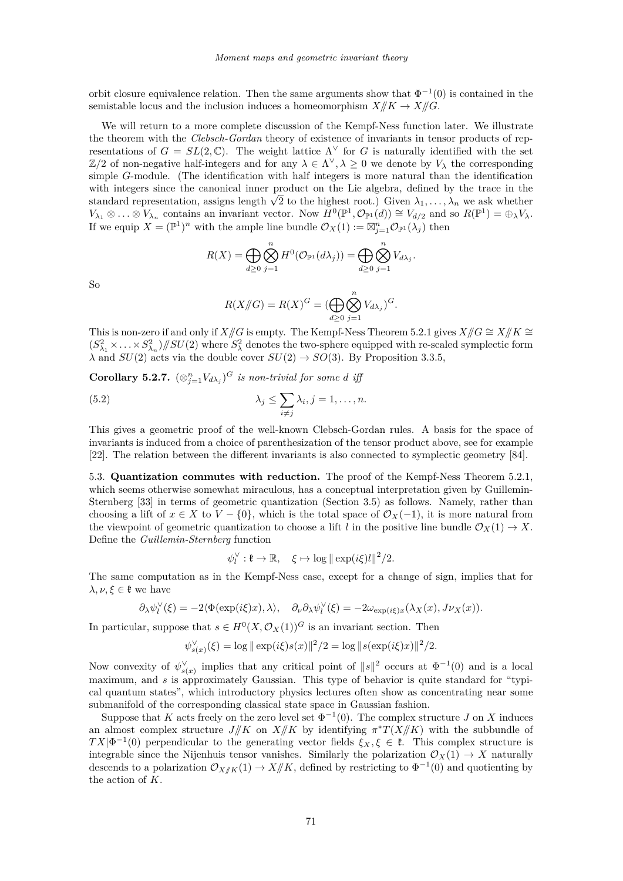orbit closure equivalence relation. Then the same arguments show that $\Phi^{-1}(0)$ is contained in the semistable locus and the inclusion induces a homeomorphism $X /\!\!/ K \to X /\!\!/ G$.

We will return to a more complete discussion of the Kempf-Ness function later. We illustrate the theorem with the *Clebsch-Gordan* theory of existence of invariants in tensor products of representations of $G = SL(2,\mathbb{C})$. The weight lattice $\Lambda^\vee$ for $G$ is naturally identified with the set $\mathbb{Z}/2$ of non-negative half-integers and for any $\lambda \in \Lambda^\vee, \lambda \geq 0$ we denote by $V_\lambda$ the corresponding simple $G$-module. (The identification with half integers is more natural than the identification with integers since the canonical inner product on the Lie algebra, defined by the trace in the standard representation, assigns length $\sqrt{2}$ to the highest root.) Given $\lambda_1, \ldots, \lambda_n$ we ask whether $V_{\lambda_1} \otimes \ldots \otimes V_{\lambda_n}$ contains an invariant vector. Now $H^0(\mathbb{P}^1, \mathcal{O}_{\mathbb{P}^1}(d)) \cong V_{d/2}$ and so $R(\mathbb{P}^1) = \oplus_\lambda V_\lambda$. If we equip $X = (\mathbb{P}^1)^n$ with the ample line bundle $\mathcal{O}_X(1) := \boxtimes_{j=1}^n \mathcal{O}_{\mathbb{P}^1}(\lambda_j)$ then

$$R(X) = \bigoplus_{d \geq 0} \bigotimes_{j=1}^n H^0(\mathcal{O}_{\mathbb{P}^1}(d\lambda_j)) = \bigoplus_{d\geq 0} \bigotimes_{j=1}^n V_{d\lambda_j}.$$

So

$$R(X /\!\!/ G) = R(X)^G = (\bigoplus_{d \geq 0} \bigotimes_{j=1}^n V_{d\lambda_j})^G.$$

This is non-zero if and only if $X /\!\!/ G$ is empty. The Kempf-Ness Theorem 5.2.1 gives $X /\!\!/ G \cong X /\!\!/ K \cong (S^2_{\lambda_1} \times \ldots \times S^2_{\lambda_n}) /\!\!/ SU(2)$ where $S^2_\lambda$ denotes the two-sphere equipped with re-scaled symplectic form $\lambda$ and $SU(2)$ acts via the double cover $SU(2) \to SO(3)$. By Proposition 3.3.5,

**Corollary 5.2.7.** *$(\otimes_{j=1}^n V_{d\lambda_j})^G$ is non-trivial for some $d$ iff*

$$\lambda_j \leq \sum_{i \neq j} \lambda_i, j = 1, \ldots, n. \tag{5.2}$$

This gives a geometric proof of the well-known Clebsch-Gordan rules. A basis for the space of invariants is induced from a choice of parenthesization of the tensor product above, see for example [22]. The relation between the different invariants is also connected to symplectic geometry [84].

5.3. **Quantization commutes with reduction.** The proof of the Kempf-Ness Theorem 5.2.1, which seems otherwise somewhat miraculous, has a conceptual interpretation given by Guillemin-Sternberg [33] in terms of geometric quantization (Section 3.5) as follows. Namely, rather than choosing a lift of $x \in X$ to $V - \{0\}$, which is the total space of $\mathcal{O}_X(-1)$, it is more natural from the viewpoint of geometric quantization to choose a lift $l$ in the positive line bundle $\mathcal{O}_X(1) \to X$. Define the *Guillemin-Sternberg* function

$$\psi_l^\vee : \mathfrak{k} \to \mathbb{R}, \quad \xi \mapsto \log \| \exp(i\xi) l \|^2/2.$$

The same computation as in the Kempf-Ness case, except for a change of sign, implies that for $\lambda, \nu, \xi \in \mathfrak{k}$ we have

$$\partial_\lambda \psi_l^\vee(\xi) = -2\langle \Phi(\exp(i\xi)x), \lambda \rangle, \quad \partial_\nu \partial_\lambda \psi_l^\vee(\xi) = -2\omega_{\exp(i\xi)x}(\lambda_X(x), J\nu_X(x)).$$

In particular, suppose that $s \in H^0(X, \mathcal{O}_X(1))^G$ is an invariant section. Then

$$\psi^\vee_{s(x)}(\xi) = \log \| \exp(i\xi) s(x) \|^2/2 = \log \| s(\exp(i\xi)x) \|^2/2.$$

Now convexity of $\psi^\vee_{s(x)}$ implies that any critical point of $\|s\|^2$ occurs at $\Phi^{-1}(0)$ and is a local maximum, and $s$ is approximately Gaussian. This type of behavior is quite standard for "typical quantum states", which introductory physics lectures often show as concentrating near some submanifold of the corresponding classical state space in Gaussian fashion.

Suppose that $K$ acts freely on the zero level set $\Phi^{-1}(0)$. The complex structure $J$ on $X$ induces an almost complex structure $J /\!\!/ K$ on $X /\!\!/ K$ by identifying $\pi^* T(X /\!\!/ K)$ with the subbundle of $TX | \Phi^{-1}(0)$ perpendicular to the generating vector fields $\xi_X, \xi \in \mathfrak{k}$. This complex structure is integrable since the Nijenhuis tensor vanishes. Similarly the polarization $\mathcal{O}_X(1) \to X$ naturally descends to a polarization $\mathcal{O}_{X /\!\!/ K}(1) \to X /\!\!/ K$, defined by restricting to $\Phi^{-1}(0)$ and quotienting by the action of $K$.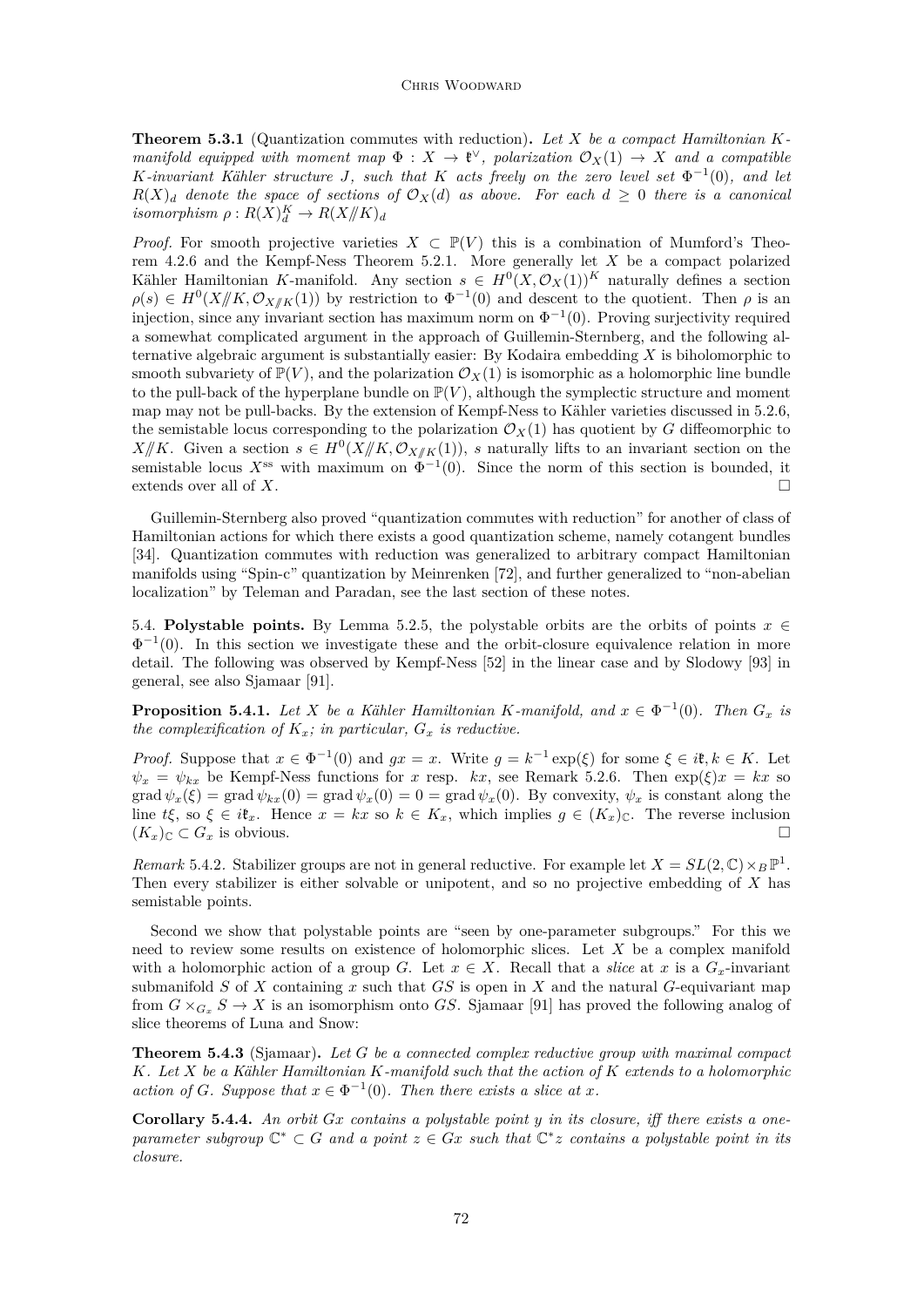**Theorem 5.3.1** (Quantization commutes with reduction)**.** *Let $X$ be a compact Hamiltonian $K$-manifold equipped with moment map $\Phi : X \to \mathfrak{k}^\vee$, polarization $\mathcal{O}_X(1) \to X$ and a compatible $K$-invariant Kähler structure $J$, such that $K$ acts freely on the zero level set $\Phi^{-1}(0)$, and let $R(X)_d$ denote the space of sections of $\mathcal{O}_X(d)$ as above. For each $d \geq 0$ there is a canonical isomorphism $\rho : R(X)_d^K \to R(X /\!\!/ K)_d$*

*Proof.* For smooth projective varieties $X \subset \mathbb{P}(V)$ this is a combination of Mumford's Theorem 4.2.6 and the Kempf-Ness Theorem 5.2.1. More generally let $X$ be a compact polarized Kähler Hamiltonian $K$-manifold. Any section $s \in H^0(X, \mathcal{O}_X(1))^K$ naturally defines a section $\rho(s) \in H^0(X /\!\!/ K, \mathcal{O}_{X/\!\!/K}(1))$ by restriction to $\Phi^{-1}(0)$ and descent to the quotient. Then $\rho$ is an injection, since any invariant section has maximum norm on $\Phi^{-1}(0)$. Proving surjectivity required a somewhat complicated argument in the approach of Guillemin-Sternberg, and the following alternative algebraic argument is substantially easier: By Kodaira embedding $X$ is biholomorphic to smooth subvariety of $\mathbb{P}(V)$, and the polarization $\mathcal{O}_X(1)$ is isomorphic as a holomorphic line bundle to the pull-back of the hyperplane bundle on $\mathbb{P}(V)$, although the symplectic structure and moment map may not be pull-backs. By the extension of Kempf-Ness to Kähler varieties discussed in 5.2.6, the semistable locus corresponding to the polarization $\mathcal{O}_X(1)$ has quotient by $G$ diffeomorphic to $X /\!\!/ K$. Given a section $s \in H^0(X /\!\!/ K, \mathcal{O}_{X/\!\!/K}(1))$, $s$ naturally lifts to an invariant section on the semistable locus $X^{\rm ss}$ with maximum on $\Phi^{-1}(0)$. Since the norm of this section is bounded, it extends over all of $X$. □

Guillemin-Sternberg also proved "quantization commutes with reduction" for another of class of Hamiltonian actions for which there exists a good quantization scheme, namely cotangent bundles [34]. Quantization commutes with reduction was generalized to arbitrary compact Hamiltonian manifolds using "Spin-c" quantization by Meinrenken [72], and further generalized to "non-abelian localization" by Teleman and Paradan, see the last section of these notes.

5.4. **Polystable points.** By Lemma 5.2.5, the polystable orbits are the orbits of points $x \in \Phi^{-1}(0)$. In this section we investigate these and the orbit-closure equivalence relation in more detail. The following was observed by Kempf-Ness [52] in the linear case and by Slodowy [93] in general, see also Sjamaar [91].

**Proposition 5.4.1.** *Let $X$ be a Kähler Hamiltonian $K$-manifold, and $x \in \Phi^{-1}(0)$. Then $G_x$ is the complexification of $K_x$; in particular, $G_x$ is reductive.*

*Proof.* Suppose that $x \in \Phi^{-1}(0)$ and $gx = x$. Write $g = k^{-1}\exp(\xi)$ for some $\xi \in i\mathfrak{k}, k \in K$. Let $\psi_x = \psi_{kx}$ be Kempf-Ness functions for $x$ resp. $kx$, see Remark 5.2.6. Then $\exp(\xi)x = kx$ so $\operatorname{grad}\psi_x(\xi) = \operatorname{grad}\psi_{kx}(0) = \operatorname{grad}\psi_x(0) = 0 = \operatorname{grad}\psi_x(0)$. By convexity, $\psi_x$ is constant along the line $t\xi$, so $\xi \in i\mathfrak{k}_x$. Hence $x = kx$ so $k \in K_x$, which implies $g \in (K_x)_\mathbb{C}$. The reverse inclusion $(K_x)_\mathbb{C} \subset G_x$ is obvious. □

*Remark* 5.4.2. Stabilizer groups are not in general reductive. For example let $X = SL(2,\mathbb{C}) \times_B \mathbb{P}^1$. Then every stabilizer is either solvable or unipotent, and so no projective embedding of $X$ has semistable points.

Second we show that polystable points are "seen by one-parameter subgroups." For this we need to review some results on existence of holomorphic slices. Let $X$ be a complex manifold with a holomorphic action of a group $G$. Let $x \in X$. Recall that a *slice* at $x$ is a $G_x$-invariant submanifold $S$ of $X$ containing $x$ such that $GS$ is open in $X$ and the natural $G$-equivariant map from $G \times_{G_x} S \to X$ is an isomorphism onto $GS$. Sjamaar [91] has proved the following analog of slice theorems of Luna and Snow:

**Theorem 5.4.3** (Sjamaar)**.** *Let $G$ be a connected complex reductive group with maximal compact $K$. Let $X$ be a Kähler Hamiltonian $K$-manifold such that the action of $K$ extends to a holomorphic action of $G$. Suppose that $x \in \Phi^{-1}(0)$. Then there exists a slice at $x$.*

**Corollary 5.4.4.** *An orbit $Gx$ contains a polystable point $y$ in its closure, iff there exists a one-parameter subgroup $\mathbb{C}^* \subset G$ and a point $z \in Gx$ such that $\mathbb{C}^* z$ contains a polystable point in its closure.*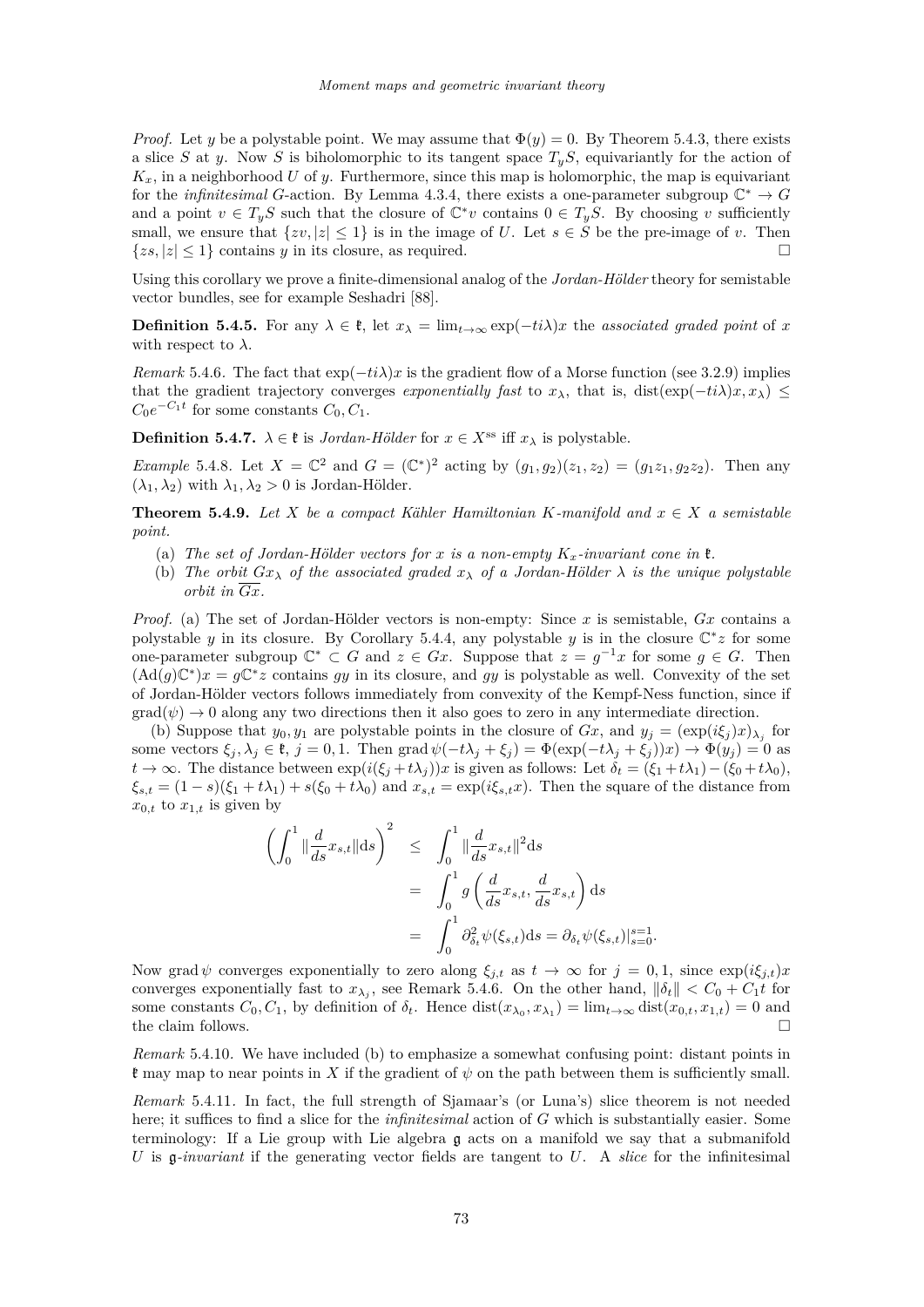*Proof.* Let $y$ be a polystable point. We may assume that $\Phi(y) = 0$. By Theorem 5.4.3, there exists a slice $S$ at $y$. Now $S$ is biholomorphic to its tangent space $T_yS$, equivariantly for the action of $K_x$, in a neighborhood $U$ of $y$. Furthermore, since this map is holomorphic, the map is equivariant for the *infinitesimal* $G$-action. By Lemma 4.3.4, there exists a one-parameter subgroup $\mathbb{C}^* \to G$ and a point $v \in T_yS$ such that the closure of $\mathbb{C}^*v$ contains $0 \in T_yS$. By choosing $v$ sufficiently small, we ensure that $\{zv, |z| \leq 1\}$ is in the image of $U$. Let $s \in S$ be the pre-image of $v$. Then $\{zs, |z| \leq 1\}$ contains $y$ in its closure, as required. □

Using this corollary we prove a finite-dimensional analog of the *Jordan-Hölder* theory for semistable vector bundles, see for example Seshadri [88].

**Definition 5.4.5.** For any $\lambda \in \mathfrak{k}$, let $x_\lambda = \lim_{t\to\infty} \exp(-ti\lambda)x$ the *associated graded point* of $x$ with respect to $\lambda$.

*Remark* 5.4.6. The fact that $\exp(-ti\lambda)x$ is the gradient flow of a Morse function (see 3.2.9) implies that the gradient trajectory converges *exponentially fast* to $x_\lambda$, that is, $\operatorname{dist}(\exp(-ti\lambda)x, x_\lambda) \leq C_0 e^{-C_1 t}$ for some constants $C_0, C_1$.

**Definition 5.4.7.** $\lambda \in \mathfrak{k}$ is *Jordan-Hölder* for $x \in X^{\mathrm{ss}}$ iff $x_\lambda$ is polystable.

*Example* 5.4.8. Let $X = \mathbb{C}^2$ and $G = (\mathbb{C}^*)^2$ acting by $(g_1, g_2)(z_1, z_2) = (g_1 z_1, g_2 z_2)$. Then any $(\lambda_1, \lambda_2)$ with $\lambda_1, \lambda_2 > 0$ is Jordan-Hölder.

**Theorem 5.4.9.** *Let $X$ be a compact Kähler Hamiltonian $K$-manifold and $x \in X$ a semistable point.*

(a) *The set of Jordan-Hölder vectors for $x$ is a non-empty $K_x$-invariant cone in $\mathfrak{k}$.*
(b) *The orbit $Gx_\lambda$ of the associated graded $x_\lambda$ of a Jordan-Hölder $\lambda$ is the unique polystable orbit in $\overline{Gx}$.*

*Proof.* (a) The set of Jordan-Hölder vectors is non-empty: Since $x$ is semistable, $Gx$ contains a polystable $y$ in its closure. By Corollary 5.4.4, any polystable $y$ is in the closure $\mathbb{C}^*z$ for some one-parameter subgroup $\mathbb{C}^* \subset G$ and $z \in Gx$. Suppose that $z = g^{-1}x$ for some $g \in G$. Then $(\operatorname{Ad}(g)\mathbb{C}^*)x = g\mathbb{C}^*z$ contains $gy$ in its closure, and $gy$ is polystable as well. Convexity of the set of Jordan-Hölder vectors follows immediately from convexity of the Kempf-Ness function, since if $\operatorname{grad}(\psi) \to 0$ along any two directions then it also goes to zero in any intermediate direction.

(b) Suppose that $y_0, y_1$ are polystable points in the closure of $Gx$, and $y_j = (\exp(i\xi_j)x)_{\lambda_j}$ for some vectors $\xi_j, \lambda_j \in \mathfrak{k}$, $j = 0, 1$. Then $\operatorname{grad}\psi(-t\lambda_j + \xi_j) = \Phi(\exp(-t\lambda_j + \xi_j))x) \to \Phi(y_j) = 0$ as $t \to \infty$. The distance between $\exp(i(\xi_j + t\lambda_j))x$ is given as follows: Let $\delta_t = (\xi_1 + t\lambda_1) - (\xi_0 + t\lambda_0)$, $\xi_{s,t} = (1-s)(\xi_1 + t\lambda_1) + s(\xi_0 + t\lambda_0)$ and $x_{s,t} = \exp(i\xi_{s,t}x)$. Then the square of the distance from $x_{0,t}$ to $x_{1,t}$ is given by

$$\begin{aligned}
\left( \int_0^1 \| \frac{d}{ds} x_{s,t} \| \mathrm{d}s \right)^2 &\leq \int_0^1 \| \frac{d}{ds} x_{s,t} \|^2 \mathrm{d}s \\
&= \int_0^1 g\left( \frac{d}{ds} x_{s,t}, \frac{d}{ds} x_{s,t} \right) \mathrm{d}s \\
&= \int_0^1 \partial_{\delta_t}^2 \psi(\xi_{s,t}) \mathrm{d}s = \partial_{\delta_t} \psi(\xi_{s,t})|_{s=0}^{s=1}.
\end{aligned}$$

Now $\operatorname{grad}\psi$ converges exponentially to zero along $\xi_{j,t}$ as $t \to \infty$ for $j = 0, 1$, since $\exp(i\xi_{j,t})x$ converges exponentially fast to $x_{\lambda_j}$, see Remark 5.4.6. On the other hand, $\|\delta_t\| < C_0 + C_1 t$ for some constants $C_0, C_1$, by definition of $\delta_t$. Hence $\operatorname{dist}(x_{\lambda_0}, x_{\lambda_1}) = \lim_{t\to\infty} \operatorname{dist}(x_{0,t}, x_{1,t}) = 0$ and the claim follows. □

*Remark* 5.4.10. We have included (b) to emphasize a somewhat confusing point: distant points in $\mathfrak{k}$ may map to near points in $X$ if the gradient of $\psi$ on the path between them is sufficiently small.

*Remark* 5.4.11. In fact, the full strength of Sjamaar's (or Luna's) slice theorem is not needed here; it suffices to find a slice for the *infinitesimal* action of $G$ which is substantially easier. Some terminology: If a Lie group with Lie algebra $\mathfrak{g}$ acts on a manifold we say that a submanifold $U$ is *$\mathfrak{g}$-invariant* if the generating vector fields are tangent to $U$. A *slice* for the infinitesimal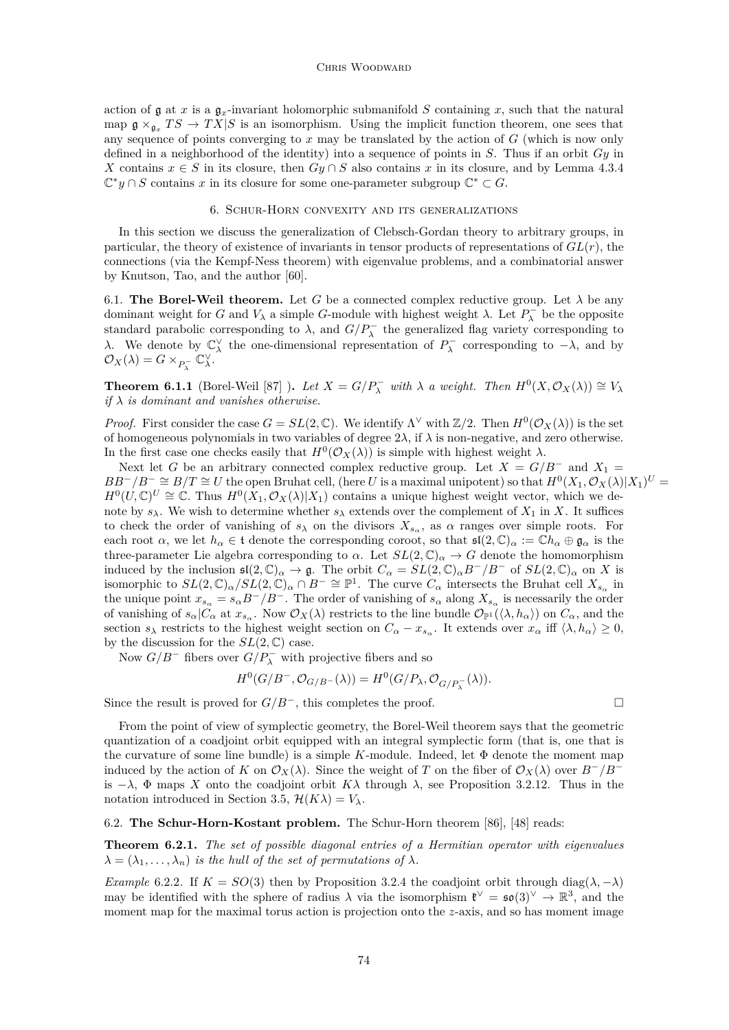action of $\mathfrak{g}$ at $x$ is a $\mathfrak{g}_x$-invariant holomorphic submanifold $S$ containing $x$, such that the natural map $\mathfrak{g} \times_{\mathfrak{g}_x} TS \to TX|S$ is an isomorphism. Using the implicit function theorem, one sees that any sequence of points converging to $x$ may be translated by the action of $G$ (which is now only defined in a neighborhood of the identity) into a sequence of points in $S$. Thus if an orbit $Gy$ in $X$ contains $x \in S$ in its closure, then $Gy \cap S$ also contains $x$ in its closure, and by Lemma 4.3.4 $\mathbb{C}^* y \cap S$ contains $x$ in its closure for some one-parameter subgroup $\mathbb{C}^* \subset G$.

## 6. Schur-Horn convexity and its generalizations

In this section we discuss the generalization of Clebsch-Gordan theory to arbitrary groups, in particular, the theory of existence of invariants in tensor products of representations of $GL(r)$, the connections (via the Kempf-Ness theorem) with eigenvalue problems, and a combinatorial answer by Knutson, Tao, and the author [60].

### 6.1. The Borel-Weil theorem.

Let $G$ be a connected complex reductive group. Let $\lambda$ be any dominant weight for $G$ and $V_\lambda$ a simple $G$-module with highest weight $\lambda$. Let $P_\lambda^-$ be the opposite standard parabolic corresponding to $\lambda$, and $G/P_\lambda^-$ the generalized flag variety corresponding to $\lambda$. We denote by $\mathbb{C}_\lambda^\vee$ the one-dimensional representation of $P_\lambda^-$ corresponding to $-\lambda$, and by $\mathcal{O}_X(\lambda) = G \times_{P_\lambda^-} \mathbb{C}_\lambda^\vee$.

**Theorem 6.1.1** (Borel-Weil [87] ). *Let $X = G/P_\lambda^-$ with $\lambda$ a weight. Then $H^0(X, \mathcal{O}_X(\lambda)) \cong V_\lambda$ if $\lambda$ is dominant and vanishes otherwise.*

*Proof.* First consider the case $G = SL(2,\mathbb{C})$. We identify $\Lambda^\vee$ with $\mathbb{Z}/2$. Then $H^0(\mathcal{O}_X(\lambda))$ is the set of homogeneous polynomials in two variables of degree $2\lambda$, if $\lambda$ is non-negative, and zero otherwise. In the first case one checks easily that $H^0(\mathcal{O}_X(\lambda))$ is simple with highest weight $\lambda$.

Next let $G$ be an arbitrary connected complex reductive group. Let $X = G/B^-$ and $X_1 = BB^-/B^- \cong B/T \cong U$ the open Bruhat cell, (here $U$ is a maximal unipotent) so that $H^0(X_1, \mathcal{O}_X(\lambda)|X_1)^U = H^0(U,\mathbb{C})^U \cong \mathbb{C}$. Thus $H^0(X_1, \mathcal{O}_X(\lambda)|X_1)$ contains a unique highest weight vector, which we denote by $s_\lambda$. We wish to determine whether $s_\lambda$ extends over the complement of $X_1$ in $X$. It suffices to check the order of vanishing of $s_\lambda$ on the divisors $X_{s_\alpha}$, as $\alpha$ ranges over simple roots. For each root $\alpha$, we let $h_\alpha \in \mathfrak{t}$ denote the corresponding coroot, so that $\mathfrak{sl}(2,\mathbb{C})_\alpha := \mathbb{C}h_\alpha \oplus \mathfrak{g}_\alpha$ is the three-parameter Lie algebra corresponding to $\alpha$. Let $SL(2,\mathbb{C})_\alpha \to G$ denote the homomorphism induced by the inclusion $\mathfrak{sl}(2,\mathbb{C})_\alpha \to \mathfrak{g}$. The orbit $C_\alpha = SL(2,\mathbb{C})_\alpha B^-/B^-$ of $SL(2,\mathbb{C})_\alpha$ on $X$ is isomorphic to $SL(2,\mathbb{C})_\alpha / SL(2,\mathbb{C})_\alpha \cap B^- \cong \mathbb{P}^1$. The curve $C_\alpha$ intersects the Bruhat cell $X_{s_\alpha}$ in the unique point $x_{s_\alpha} = s_\alpha B^-/B^-$. The order of vanishing of $s_\alpha$ along $X_{s_\alpha}$ is necessarily the order of vanishing of $s_\alpha | C_\alpha$ at $x_{s_\alpha}$. Now $\mathcal{O}_X(\lambda)$ restricts to the line bundle $\mathcal{O}_{\mathbb{P}^1}(\langle \lambda, h_\alpha \rangle)$ on $C_\alpha$, and the section $s_\lambda$ restricts to the highest weight section on $C_\alpha - x_{s_\alpha}$. It extends over $x_\alpha$ iff $\langle \lambda, h_\alpha \rangle \geq 0$, by the discussion for the $SL(2,\mathbb{C})$ case.

Now $G/B^-$ fibers over $G/P_\lambda^-$ with projective fibers and so

$$H^0(G/B^-, \mathcal{O}_{G/B^-}(\lambda)) = H^0(G/P_\lambda, \mathcal{O}_{G/P_\lambda^-}(\lambda)).$$

Since the result is proved for $G/B^-$, this completes the proof. □

From the point of view of symplectic geometry, the Borel-Weil theorem says that the geometric quantization of a coadjoint orbit equipped with an integral symplectic form (that is, one that is the curvature of some line bundle) is a simple $K$-module. Indeed, let $\Phi$ denote the moment map induced by the action of $K$ on $\mathcal{O}_X(\lambda)$. Since the weight of $T$ on the fiber of $\mathcal{O}_X(\lambda)$ over $B^-/B^-$ is $-\lambda$, $\Phi$ maps $X$ onto the coadjoint orbit $K\lambda$ through $\lambda$, see Proposition 3.2.12. Thus in the notation introduced in Section 3.5, $\mathcal{H}(K\lambda) = V_\lambda$.

### 6.2. The Schur-Horn-Kostant problem.

The Schur-Horn theorem [86], [48] reads:

**Theorem 6.2.1.** *The set of possible diagonal entries of a Hermitian operator with eigenvalues $\lambda = (\lambda_1, \ldots, \lambda_n)$ is the hull of the set of permutations of $\lambda$.*

*Example* 6.2.2. If $K = SO(3)$ then by Proposition 3.2.4 the coadjoint orbit through $\mathrm{diag}(\lambda, -\lambda)$ may be identified with the sphere of radius $\lambda$ via the isomorphism $\mathfrak{k}^\vee = \mathfrak{so}(3)^\vee \to \mathbb{R}^3$, and the moment map for the maximal torus action is projection onto the $z$-axis, and so has moment image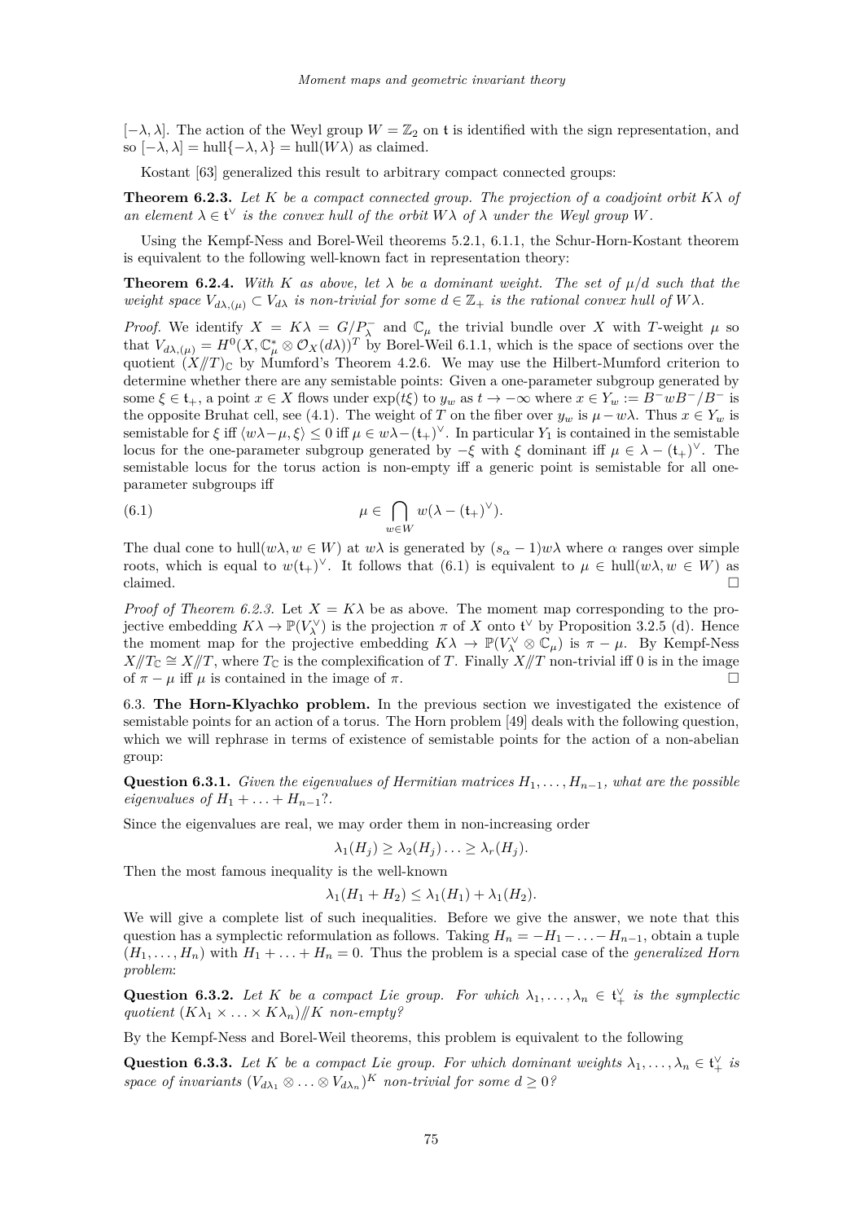$[-\lambda, \lambda]$. The action of the Weyl group $W = \mathbb{Z}_2$ on $\mathfrak{t}$ is identified with the sign representation, and so $[-\lambda, \lambda] = \text{hull}\{-\lambda, \lambda\} = \text{hull}(W\lambda)$ as claimed.

Kostant [63] generalized this result to arbitrary compact connected groups:

**Theorem 6.2.3.** *Let $K$ be a compact connected group. The projection of a coadjoint orbit $K\lambda$ of an element $\lambda \in \mathfrak{t}^\vee$ is the convex hull of the orbit $W\lambda$ of $\lambda$ under the Weyl group $W$.*

Using the Kempf-Ness and Borel-Weil theorems 5.2.1, 6.1.1, the Schur-Horn-Kostant theorem is equivalent to the following well-known fact in representation theory:

**Theorem 6.2.4.** *With $K$ as above, let $\lambda$ be a dominant weight. The set of $\mu/d$ such that the weight space $V_{d\lambda,(\mu)} \subset V_{d\lambda}$ is non-trivial for some $d \in \mathbb{Z}_+$ is the rational convex hull of $W\lambda$.*

*Proof.* We identify $X = K\lambda = G/P_\lambda^-$ and $\mathbb{C}_\mu$ the trivial bundle over $X$ with $T$-weight $\mu$ so that $V_{d\lambda,(\mu)} = H^0(X, \mathbb{C}_\mu^* \otimes \mathcal{O}_X(d\lambda))^T$ by Borel-Weil 6.1.1, which is the space of sections over the quotient $(X /\!\!/ T)_\mathbb{C}$ by Mumford's Theorem 4.2.6. We may use the Hilbert-Mumford criterion to determine whether there are any semistable points: Given a one-parameter subgroup generated by some $\xi \in \mathfrak{t}_+$, a point $x \in X$ flows under $\exp(t\xi)$ to $y_w$ as $t \to -\infty$ where $x \in Y_w := B^- w B^-/B^-$ is the opposite Bruhat cell, see (4.1). The weight of $T$ on the fiber over $y_w$ is $\mu - w\lambda$. Thus $x \in Y_w$ is semistable for $\xi$ iff $\langle w\lambda - \mu, \xi \rangle \le 0$ iff $\mu \in w\lambda - (\mathfrak{t}_+)^\vee$. In particular $Y_1$ is contained in the semistable locus for the one-parameter subgroup generated by $-\xi$ with $\xi$ dominant iff $\mu \in \lambda - (\mathfrak{t}_+)^\vee$. The semistable locus for the torus action is non-empty iff a generic point is semistable for all one-parameter subgroups iff

$$\mu \in \bigcap_{w \in W} w(\lambda - (\mathfrak{t}_+)^\vee). \tag{6.1}$$

The dual cone to $\text{hull}(w\lambda, w \in W)$ at $w\lambda$ is generated by $(s_\alpha - 1)w\lambda$ where $\alpha$ ranges over simple roots, which is equal to $w(\mathfrak{t}_+)^\vee$. It follows that (6.1) is equivalent to $\mu \in \text{hull}(w\lambda, w \in W)$ as claimed. $\square$

*Proof of Theorem 6.2.3.* Let $X = K\lambda$ be as above. The moment map corresponding to the projective embedding $K\lambda \to \mathbb{P}(V_\lambda^\vee)$ is the projection $\pi$ of $X$ onto $\mathfrak{t}^\vee$ by Proposition 3.2.5 (d). Hence the moment map for the projective embedding $K\lambda \to \mathbb{P}(V_\lambda^\vee \otimes \mathbb{C}_\mu)$ is $\pi - \mu$. By Kempf-Ness $X /\!\!/ T_\mathbb{C} \cong X /\!\!/ T$, where $T_\mathbb{C}$ is the complexification of $T$. Finally $X /\!\!/ T$ non-trivial iff $0$ is in the image of $\pi - \mu$ iff $\mu$ is contained in the image of $\pi$. $\square$

6.3. **The Horn-Klyachko problem.** In the previous section we investigated the existence of semistable points for an action of a torus. The Horn problem [49] deals with the following question, which we will rephrase in terms of existence of semistable points for the action of a non-abelian group:

**Question 6.3.1.** *Given the eigenvalues of Hermitian matrices $H_1, \ldots, H_{n-1}$, what are the possible eigenvalues of $H_1 + \ldots + H_{n-1}$?.*

Since the eigenvalues are real, we may order them in non-increasing order

$$\lambda_1(H_j) \ge \lambda_2(H_j) \ldots \ge \lambda_r(H_j).$$

Then the most famous inequality is the well-known

$$\lambda_1(H_1 + H_2) \le \lambda_1(H_1) + \lambda_1(H_2).$$

We will give a complete list of such inequalities. Before we give the answer, we note that this question has a symplectic reformulation as follows. Taking $H_n = -H_1 - \ldots - H_{n-1}$, obtain a tuple $(H_1, \ldots, H_n)$ with $H_1 + \ldots + H_n = 0$. Thus the problem is a special case of the *generalized Horn problem*:

**Question 6.3.2.** *Let $K$ be a compact Lie group. For which $\lambda_1, \ldots, \lambda_n \in \mathfrak{t}_+^\vee$ is the symplectic quotient $(K\lambda_1 \times \ldots \times K\lambda_n) /\!\!/ K$ non-empty?*

By the Kempf-Ness and Borel-Weil theorems, this problem is equivalent to the following

**Question 6.3.3.** *Let $K$ be a compact Lie group. For which dominant weights $\lambda_1, \ldots, \lambda_n \in \mathfrak{t}_+^\vee$ is space of invariants $(V_{d\lambda_1} \otimes \ldots \otimes V_{d\lambda_n})^K$ non-trivial for some $d \ge 0$?*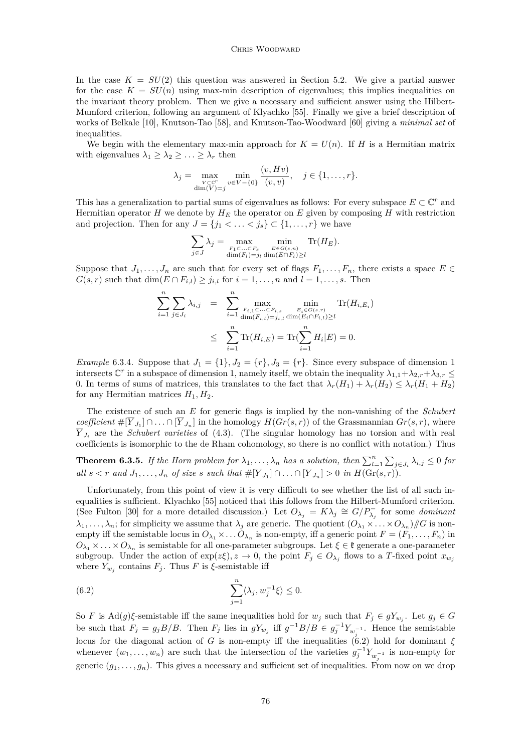In the case $K = SU(2)$ this question was answered in Section 5.2. We give a partial answer for the case $K = SU(n)$ using max-min description of eigenvalues; this implies inequalities on the invariant theory problem. Then we give a necessary and sufficient answer using the Hilbert-Mumford criterion, following an argument of Klyachko [55]. Finally we give a brief description of works of Belkale [10], Knutson-Tao [58], and Knutson-Tao-Woodward [60] giving a *minimal set* of inequalities.

We begin with the elementary max-min approach for $K = U(n)$. If $H$ is a Hermitian matrix with eigenvalues $\lambda_1 \geq \lambda_2 \geq \ldots \geq \lambda_r$ then

$$\lambda_j = \max_{\substack{V \subset \mathbb{C}^r \\ \dim(V) = j}} \min_{v \in V - \{0\}} \frac{(v, Hv)}{(v,v)}, \quad j \in \{1, \ldots, r\}.$$

This has a generalization to partial sums of eigenvalues as follows: For every subspace $E \subset \mathbb{C}^r$ and Hermitian operator $H$ we denote by $H_E$ the operator on $E$ given by composing $H$ with restriction and projection. Then for any $J = \{j_1 < \ldots < j_s\} \subset \{1, \ldots, r\}$ we have

$$\sum_{j \in J} \lambda_j = \max_{\substack{F_1 \subset \ldots \subset F_s \\ \dim(F_l) = j_l}} \min_{\substack{E \in G(s,n) \\ \dim(E \cap F_l) \geq l}} \mathrm{Tr}(H_E).$$

Suppose that $J_1, \ldots, J_n$ are such that for every set of flags $F_1, \ldots, F_n$, there exists a space $E \in G(s,r)$ such that $\dim(E \cap F_{i,l}) \geq j_{i,l}$ for $i = 1, \ldots, n$ and $l = 1, \ldots, s$. Then

$$\begin{aligned}
\sum_{i=1}^n \sum_{j \in J_i} \lambda_{i,j} &= \sum_{i=1}^n \max_{\substack{F_{i,1} \subset \ldots \subset F_{i,s} \\ \dim(F_{i,l}) = j_{i,l}}} \min_{\substack{E_i \in G(s,r) \\ \dim(E_i \cap F_{i,l}) \geq l}} \mathrm{Tr}(H_{i,E_i}) \\
&\leq \sum_{i=1}^n \mathrm{Tr}(H_{i,E}) = \mathrm{Tr}(\sum_{i=1}^n H_i | E) = 0.
\end{aligned}$$

*Example* 6.3.4. Suppose that $J_1 = \{1\}, J_2 = \{r\}, J_3 = \{r\}$. Since every subspace of dimension 1 intersects $\mathbb{C}^r$ in a subspace of dimension 1, namely itself, we obtain the inequality $\lambda_{1,1} + \lambda_{2,r} + \lambda_{3,r} \leq 0$. In terms of sums of matrices, this translates to the fact that $\lambda_r(H_1) + \lambda_r(H_2) \leq \lambda_r(H_1 + H_2)$ for any Hermitian matrices $H_1, H_2$.

The existence of such an $E$ for generic flags is implied by the non-vanishing of the *Schubert coefficient* $\#[\overline{Y}_{J_1}] \cap \ldots \cap [\overline{Y}_{J_n}]$ in the homology $H(Gr(s,r))$ of the Grassmannian $Gr(s,r)$, where $\overline{Y}_{J_i}$ are the *Schubert varieties* of (4.3). (The singular homology has no torsion and with real coefficients is isomorphic to the de Rham cohomology, so there is no conflict with notation.) Thus

**Theorem 6.3.5.** *If the Horn problem for $\lambda_1, \ldots, \lambda_n$ has a solution, then $\sum_{l=1}^n \sum_{j \in J_i} \lambda_{i,j} \leq 0$ for all $s < r$ and $J_1, \ldots, J_n$ of size $s$ such that $\#[\overline{Y}_{J_1}] \cap \ldots \cap [\overline{Y}_{J_n}] > 0$ in $H(\mathrm{Gr}(s,r))$.*

Unfortunately, from this point of view it is very difficult to see whether the list of all such inequalities is sufficient. Klyachko [55] noticed that this follows from the Hilbert-Mumford criterion. (See Fulton [30] for a more detailed discussion.) Let $O_{\lambda_j} = K\lambda_j \cong G/P^-_{\lambda_j}$ for some *dominant* $\lambda_1, \ldots, \lambda_n$; for simplicity we assume that $\lambda_j$ are generic. The quotient $(O_{\lambda_1} \times \ldots \times O_{\lambda_n}) /\!\!/ G$ is non-empty iff the semistable locus in $O_{\lambda_1} \times \ldots O_{\lambda_n}$ is non-empty, iff a generic point $F = (F_1, \ldots, F_n)$ in $O_{\lambda_1} \times \ldots \times O_{\lambda_n}$ is semistable for all one-parameter subgroups. Let $\xi \in \mathfrak{k}$ generate a one-parameter subgroup. Under the action of $\exp(z\xi), z \to 0$, the point $F_j \in O_{\lambda_j}$ flows to a $T$-fixed point $x_{w_j}$ where $Y_{w_j}$ contains $F_j$. Thus $F$ is $\xi$-semistable iff

$$\sum_{j=1}^n \langle \lambda_j, w_j^{-1} \xi \rangle \leq 0. \tag{6.2}$$

So $F$ is $\mathrm{Ad}(g)\xi$-semistable iff the same inequalities hold for $w_j$ such that $F_j \in gY_{w_j}$. Let $g_j \in G$ be such that $F_j = g_j B/B$. Then $F_j$ lies in $gY_{w_j}$ iff $g^{-1}B/B \in g_j^{-1} Y_{w_j^{-1}}$. Hence the semistable locus for the diagonal action of $G$ is non-empty iff the inequalities (6.2) hold for dominant $\xi$ whenever $(w_1, \ldots, w_n)$ are such that the intersection of the varieties $g_j^{-1} Y_{w_j^{-1}}$ is non-empty for generic $(g_1, \ldots, g_n)$. This gives a necessary and sufficient set of inequalities. From now on we drop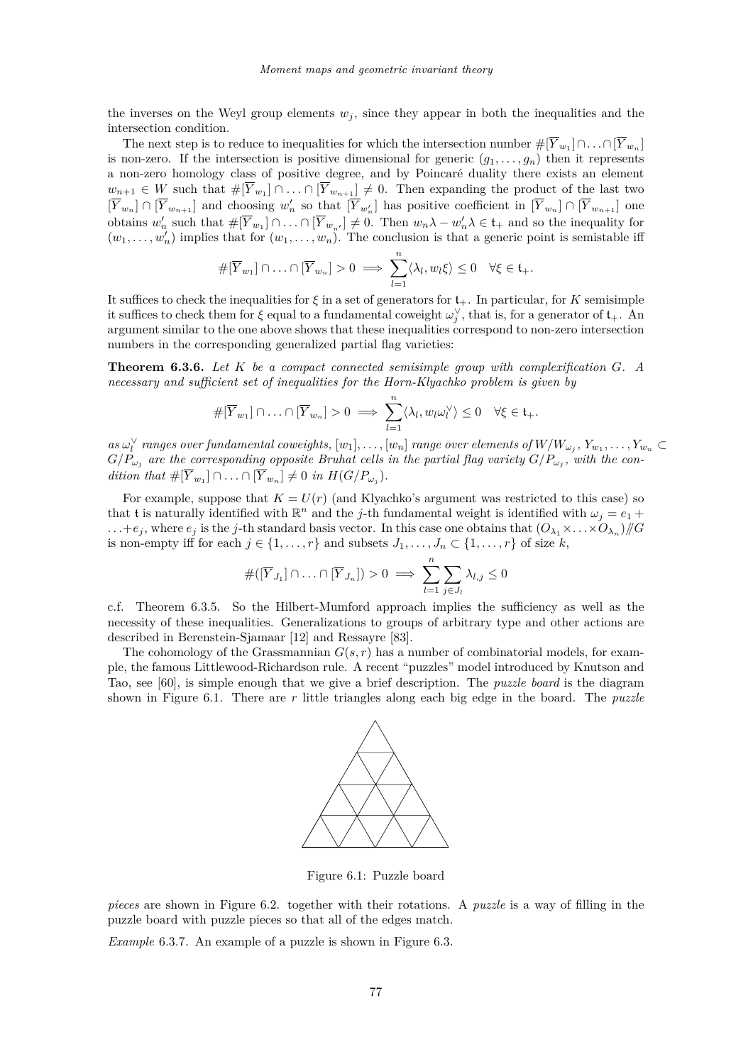the inverses on the Weyl group elements $w_j$, since they appear in both the inequalities and the intersection condition.

The next step is to reduce to inequalities for which the intersection number $\#[\overline{Y}_{w_1}] \cap \ldots \cap [\overline{Y}_{w_n}]$ is non-zero. If the intersection is positive dimensional for generic $(g_1, \ldots, g_n)$ then it represents a non-zero homology class of positive degree, and by Poincaré duality there exists an element $w_{n+1} \in W$ such that $\#[\overline{Y}_{w_1}] \cap \ldots \cap [\overline{Y}_{w_{n+1}}] \neq 0$. Then expanding the product of the last two $[\overline{Y}_{w_n}] \cap [\overline{Y}_{w_{n+1}}]$ and choosing $w_n'$ so that $[\overline{Y}_{w_n'}]$ has positive coefficient in $[\overline{Y}_{w_n}] \cap [\overline{Y}_{w_{n+1}}]$ one obtains $w_n'$ such that $\#[\overline{Y}_{w_1}] \cap \ldots \cap [\overline{Y}_{w_n'}] \neq 0$. Then $w_n\lambda - w_n'\lambda \in \mathfrak{t}_+$ and so the inequality for $(w_1, \ldots, w_n')$ implies that for $(w_1, \ldots, w_n)$. The conclusion is that a generic point is semistable iff

$$\#[\overline{Y}_{w_1}] \cap \ldots \cap [\overline{Y}_{w_n}] > 0 \implies \sum_{l=1}^{n} \langle \lambda_l, w_l \xi \rangle \leq 0 \quad \forall \xi \in \mathfrak{t}_+.$$

It suffices to check the inequalities for $\xi$ in a set of generators for $\mathfrak{t}_+$. In particular, for $K$ semisimple it suffices to check them for $\xi$ equal to a fundamental coweight $\omega_j^\vee$, that is, for a generator of $\mathfrak{t}_+$. An argument similar to the one above shows that these inequalities correspond to non-zero intersection numbers in the corresponding generalized partial flag varieties:

**Theorem 6.3.6.** *Let $K$ be a compact connected semisimple group with complexification $G$. A necessary and sufficient set of inequalities for the Horn-Klyachko problem is given by*

$$\#[\overline{Y}_{w_1}] \cap \ldots \cap [\overline{Y}_{w_n}] > 0 \implies \sum_{l=1}^{n} \langle \lambda_l, w_l \omega_l^\vee \rangle \leq 0 \quad \forall \xi \in \mathfrak{t}_+.$$

*as $\omega_l^\vee$ ranges over fundamental coweights, $[w_1], \ldots, [w_n]$ range over elements of $W/W_{\omega_j}$, $Y_{w_1}, \ldots, Y_{w_n} \subset G/P_{\omega_j}$ are the corresponding opposite Bruhat cells in the partial flag variety $G/P_{\omega_j}$, with the condition that $\#[\overline{Y}_{w_1}] \cap \ldots \cap [\overline{Y}_{w_n}] \neq 0$ in $H(G/P_{\omega_j})$.*

For example, suppose that $K = U(r)$ (and Klyachko's argument was restricted to this case) so that $\mathfrak{t}$ is naturally identified with $\mathbb{R}^n$ and the $j$-th fundamental weight is identified with $\omega_j = e_1 + \ldots + e_j$, where $e_j$ is the $j$-th standard basis vector. In this case one obtains that $(O_{\lambda_1} \times \ldots \times O_{\lambda_n}) /\!\!/ G$ is non-empty iff for each $j \in \{1, \ldots, r\}$ and subsets $J_1, \ldots, J_n \subset \{1, \ldots, r\}$ of size $k$,

$$\#([\overline{Y}_{J_1}] \cap \ldots \cap [\overline{Y}_{J_n}]) > 0 \implies \sum_{l=1}^{n} \sum_{j \in J_l} \lambda_{l,j} \leq 0$$

c.f. Theorem 6.3.5. So the Hilbert-Mumford approach implies the sufficiency as well as the necessity of these inequalities. Generalizations to groups of arbitrary type and other actions are described in Berenstein-Sjamaar [12] and Ressayre [83].

The cohomology of the Grassmannian $G(s, r)$ has a number of combinatorial models, for example, the famous Littlewood-Richardson rule. A recent "puzzles" model introduced by Knutson and Tao, see [60], is simple enough that we give a brief description. The *puzzle board* is the diagram shown in Figure 6.1. There are $r$ little triangles along each big edge in the board. The *puzzle pieces* are shown in Figure 6.2. together with their rotations. A *puzzle* is a way of filling in the puzzle board with puzzle pieces so that all of the edges match.

Figure 6.1: Puzzle board

*Example* 6.3.7. An example of a puzzle is shown in Figure 6.3.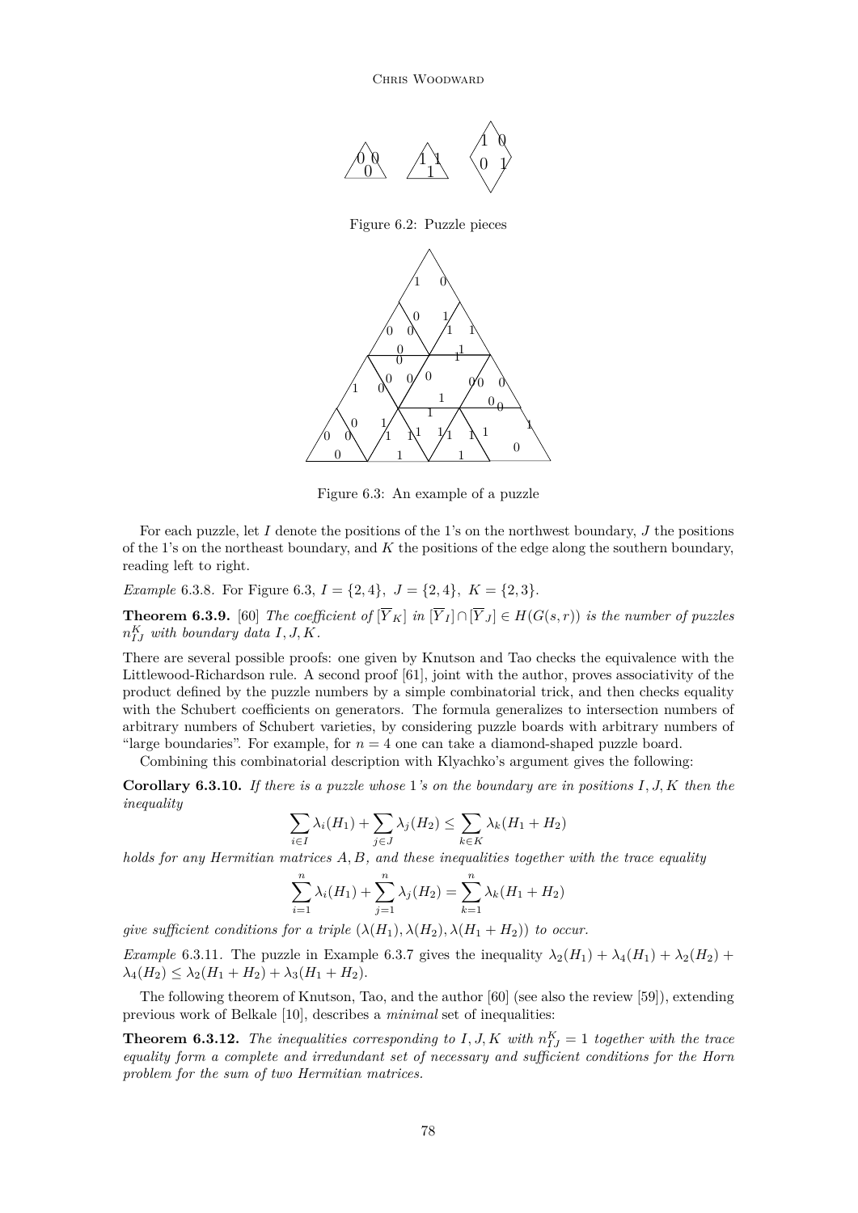Figure 6.2: Puzzle pieces

Figure 6.3: An example of a puzzle

For each puzzle, let $I$ denote the positions of the 1's on the northwest boundary, $J$ the positions of the 1's on the northeast boundary, and $K$ the positions of the edge along the southern boundary, reading left to right.

*Example* 6.3.8. For Figure 6.3, $I = \{2, 4\}$, $J = \{2, 4\}$, $K = \{2, 3\}$.

**Theorem 6.3.9.** [60] *The coefficient of* $[\overline{Y}_K]$ *in* $[\overline{Y}_I] \cap [\overline{Y}_J] \in H(G(s,r))$ *is the number of puzzles* $n_{IJ}^K$ *with boundary data* $I, J, K$.

There are several possible proofs: one given by Knutson and Tao checks the equivalence with the Littlewood-Richardson rule. A second proof [61], joint with the author, proves associativity of the product defined by the puzzle numbers by a simple combinatorial trick, and then checks equality with the Schubert coefficients on generators. The formula generalizes to intersection numbers of arbitrary numbers of Schubert varieties, by considering puzzle boards with arbitrary numbers of "large boundaries". For example, for $n = 4$ one can take a diamond-shaped puzzle board.

Combining this combinatorial description with Klyachko's argument gives the following:

**Corollary 6.3.10.** *If there is a puzzle whose* 1*'s on the boundary are in positions* $I, J, K$ *then the inequality*

$$\sum_{i \in I} \lambda_i(H_1) + \sum_{j \in J} \lambda_j(H_2) \leq \sum_{k \in K} \lambda_k(H_1 + H_2)$$

*holds for any Hermitian matrices* $A, B$*, and these inequalities together with the trace equality*

$$\sum_{i=1}^{n} \lambda_i(H_1) + \sum_{j=1}^{n} \lambda_j(H_2) = \sum_{k=1}^{n} \lambda_k(H_1 + H_2)$$

*give sufficient conditions for a triple* $(\lambda(H_1), \lambda(H_2), \lambda(H_1 + H_2))$ *to occur.*

*Example* 6.3.11. The puzzle in Example 6.3.7 gives the inequality $\lambda_2(H_1) + \lambda_4(H_1) + \lambda_2(H_2) + \lambda_4(H_2) \leq \lambda_2(H_1 + H_2) + \lambda_3(H_1 + H_2)$.

The following theorem of Knutson, Tao, and the author [60] (see also the review [59]), extending previous work of Belkale [10], describes a *minimal* set of inequalities:

**Theorem 6.3.12.** *The inequalities corresponding to* $I, J, K$ *with* $n_{IJ}^K = 1$ *together with the trace equality form a complete and irredundant set of necessary and sufficient conditions for the Horn problem for the sum of two Hermitian matrices.*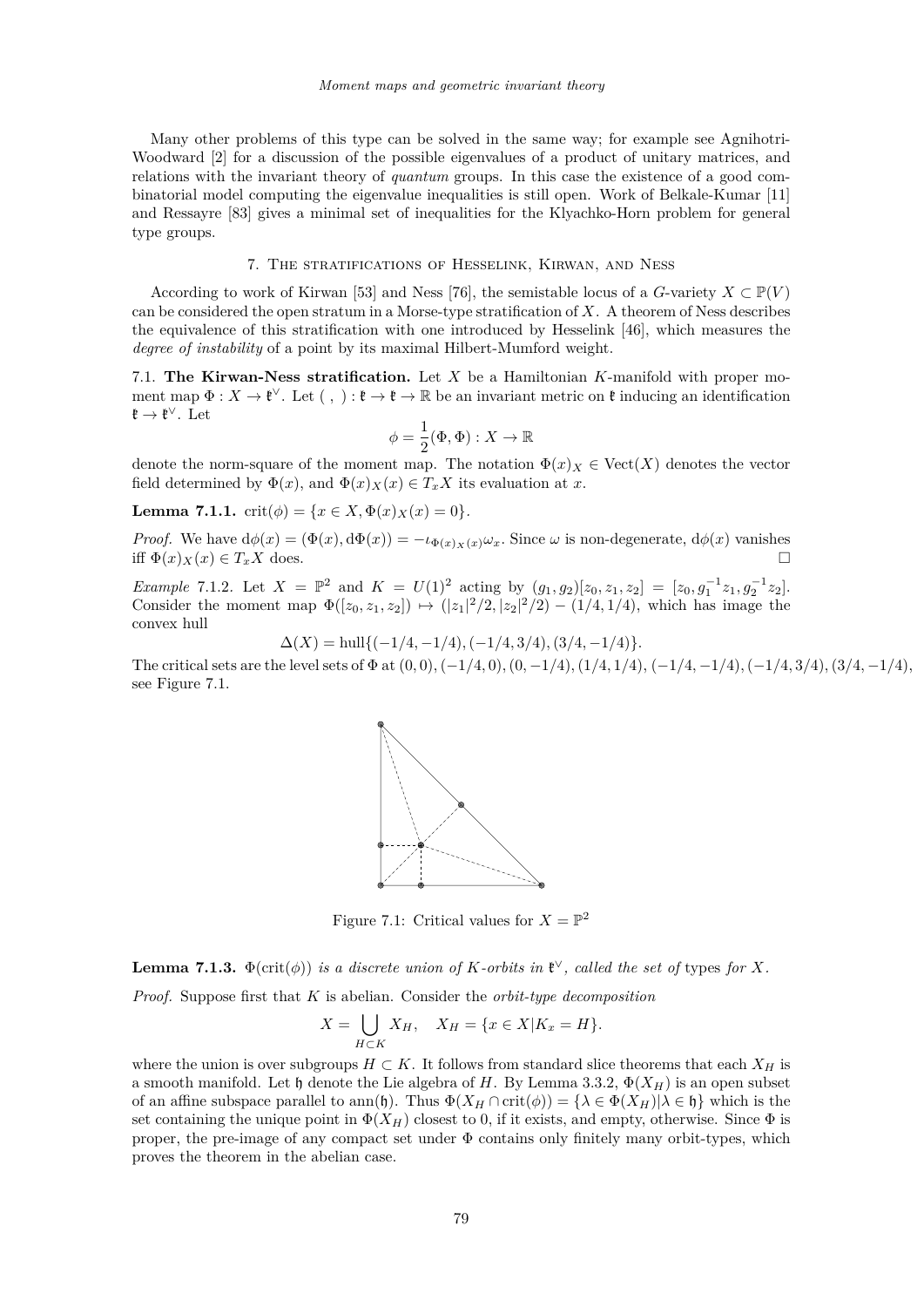Many other problems of this type can be solved in the same way; for example see Agnihotri-Woodward [2] for a discussion of the possible eigenvalues of a product of unitary matrices, and relations with the invariant theory of *quantum* groups. In this case the existence of a good combinatorial model computing the eigenvalue inequalities is still open. Work of Belkale-Kumar [11] and Ressayre [83] gives a minimal set of inequalities for the Klyachko-Horn problem for general type groups.

## 7. The stratifications of Hesselink, Kirwan, and Ness

According to work of Kirwan [53] and Ness [76], the semistable locus of a $G$-variety $X \subset \mathbb{P}(V)$ can be considered the open stratum in a Morse-type stratification of $X$. A theorem of Ness describes the equivalence of this stratification with one introduced by Hesselink [46], which measures the *degree of instability* of a point by its maximal Hilbert-Mumford weight.

### 7.1. The Kirwan-Ness stratification.

Let $X$ be a Hamiltonian $K$-manifold with proper moment map $\Phi : X \to \mathfrak{k}^\vee$. Let $( \, , \, ) : \mathfrak{k} \to \mathfrak{k} \to \mathbb{R}$ be an invariant metric on $\mathfrak{k}$ inducing an identification $\mathfrak{k} \to \mathfrak{k}^\vee$. Let

$$\phi = \frac{1}{2}(\Phi, \Phi) : X \to \mathbb{R}$$

denote the norm-square of the moment map. The notation $\Phi(x)_X \in \mathrm{Vect}(X)$ denotes the vector field determined by $\Phi(x)$, and $\Phi(x)_X(x) \in T_x X$ its evaluation at $x$.

**Lemma 7.1.1.** $\mathrm{crit}(\phi) = \{x \in X, \Phi(x)_X(x) = 0\}$.

*Proof.* We have $\mathrm{d}\phi(x) = (\Phi(x), \mathrm{d}\Phi(x)) = -\iota_{\Phi(x)_X(x)}\omega_x$. Since $\omega$ is non-degenerate, $\mathrm{d}\phi(x)$ vanishes iff $\Phi(x)_X(x) \in T_x X$ does. □

*Example* 7.1.2. Let $X = \mathbb{P}^2$ and $K = U(1)^2$ acting by $(g_1, g_2)[z_0, z_1, z_2] = [z_0, g_1^{-1} z_1, g_2^{-1} z_2]$. Consider the moment map $\Phi([z_0, z_1, z_2]) \mapsto (|z_1|^2/2, |z_2|^2/2) - (1/4, 1/4)$, which has image the convex hull

$$\Delta(X) = \mathrm{hull}\{(-1/4, -1/4), (-1/4, 3/4), (3/4, -1/4)\}.$$

The critical sets are the level sets of $\Phi$ at $(0,0), (-1/4, 0), (0, -1/4), (1/4, 1/4), (-1/4, -1/4), (-1/4, 3/4), (3/4, -1/4)$, see Figure 7.1.

Figure 7.1: Critical values for $X = \mathbb{P}^2$

**Lemma 7.1.3.** *$\Phi(\mathrm{crit}(\phi))$ is a discrete union of $K$-orbits in $\mathfrak{k}^\vee$, called the set of* types *for $X$.*

*Proof.* Suppose first that $K$ is abelian. Consider the *orbit-type decomposition*

$$X = \bigcup_{H \subset K} X_H, \quad X_H = \{x \in X | K_x = H\}.$$

where the union is over subgroups $H \subset K$. It follows from standard slice theorems that each $X_H$ is a smooth manifold. Let $\mathfrak{h}$ denote the Lie algebra of $H$. By Lemma 3.3.2, $\Phi(X_H)$ is an open subset of an affine subspace parallel to $\mathrm{ann}(\mathfrak{h})$. Thus $\Phi(X_H \cap \mathrm{crit}(\phi)) = \{\lambda \in \Phi(X_H) | \lambda \in \mathfrak{h}\}$ which is the set containing the unique point in $\Phi(X_H)$ closest to 0, if it exists, and empty, otherwise. Since $\Phi$ is proper, the pre-image of any compact set under $\Phi$ contains only finitely many orbit-types, which proves the theorem in the abelian case.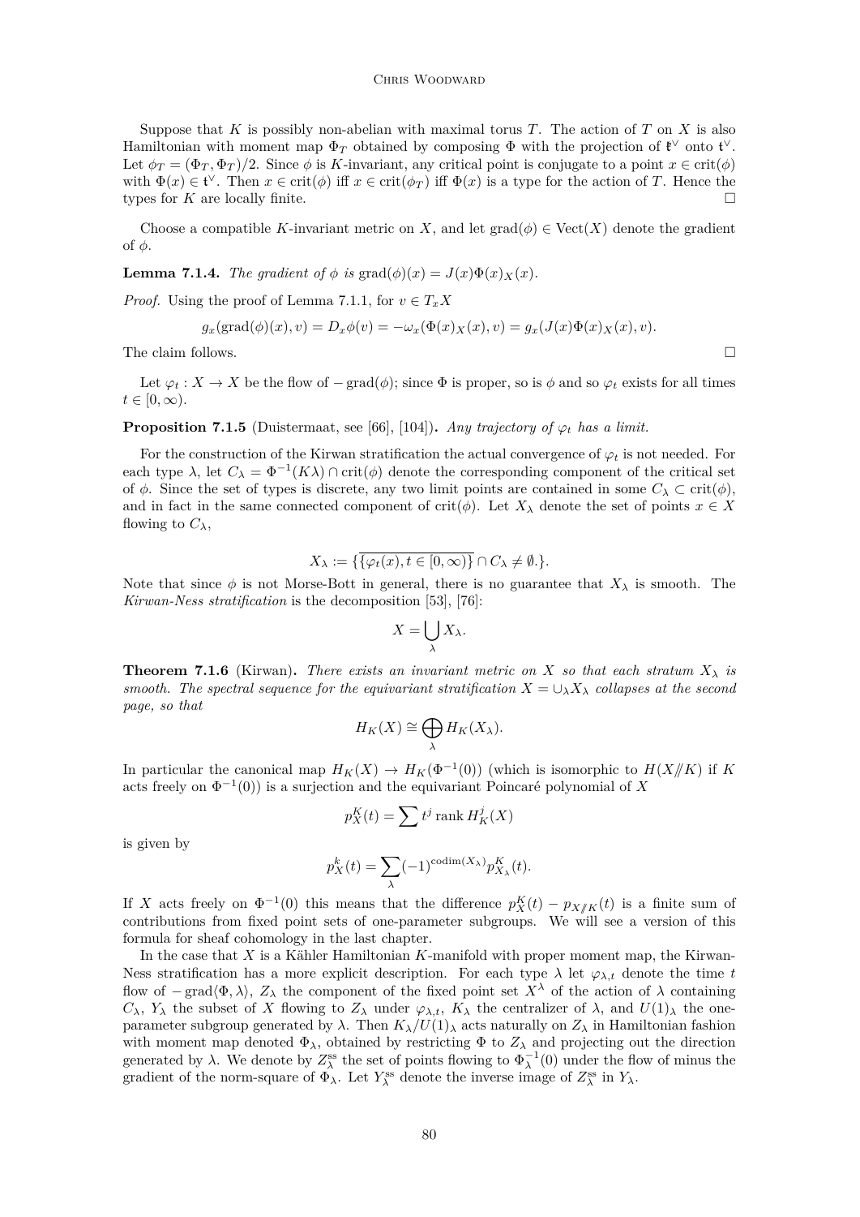Suppose that $K$ is possibly non-abelian with maximal torus $T$. The action of $T$ on $X$ is also Hamiltonian with moment map $\Phi_T$ obtained by composing $\Phi$ with the projection of $\mathfrak{k}^\vee$ onto $\mathfrak{t}^\vee$. Let $\phi_T = (\Phi_T, \Phi_T)/2$. Since $\phi$ is $K$-invariant, any critical point is conjugate to a point $x \in \operatorname{crit}(\phi)$ with $\Phi(x) \in \mathfrak{t}^\vee$. Then $x \in \operatorname{crit}(\phi)$ iff $x \in \operatorname{crit}(\phi_T)$ iff $\Phi(x)$ is a type for the action of $T$. Hence the types for $K$ are locally finite. □

Choose a compatible $K$-invariant metric on $X$, and let $\operatorname{grad}(\phi) \in \operatorname{Vect}(X)$ denote the gradient of $\phi$.

**Lemma 7.1.4.** *The gradient of $\phi$ is $\operatorname{grad}(\phi)(x) = J(x)\Phi(x)_X(x)$.*

*Proof.* Using the proof of Lemma 7.1.1, for $v \in T_x X$

$$g_x(\operatorname{grad}(\phi)(x), v) = D_x\phi(v) = -\omega_x(\Phi(x)_X(x), v) = g_x(J(x)\Phi(x)_X(x), v).$$

The claim follows. □

Let $\varphi_t : X \to X$ be the flow of $-\operatorname{grad}(\phi)$; since $\Phi$ is proper, so is $\phi$ and so $\varphi_t$ exists for all times $t \in [0, \infty)$.

**Proposition 7.1.5** (Duistermaat, see [66], [104])**.** *Any trajectory of $\varphi_t$ has a limit.*

For the construction of the Kirwan stratification the actual convergence of $\varphi_t$ is not needed. For each type $\lambda$, let $C_\lambda = \Phi^{-1}(K\lambda) \cap \operatorname{crit}(\phi)$ denote the corresponding component of the critical set of $\phi$. Since the set of types is discrete, any two limit points are contained in some $C_\lambda \subset \operatorname{crit}(\phi)$, and in fact in the same connected component of $\operatorname{crit}(\phi)$. Let $X_\lambda$ denote the set of points $x \in X$ flowing to $C_\lambda$,

$$X_\lambda := \{\overline{\{\varphi_t(x), t \in [0,\infty)\}} \cap C_\lambda \neq \emptyset.\}.$$

Note that since $\phi$ is not Morse-Bott in general, there is no guarantee that $X_\lambda$ is smooth. The *Kirwan-Ness stratification* is the decomposition [53], [76]:

$$X = \bigcup_\lambda X_\lambda.$$

**Theorem 7.1.6** (Kirwan)**.** *There exists an invariant metric on $X$ so that each stratum $X_\lambda$ is smooth. The spectral sequence for the equivariant stratification $X = \cup_\lambda X_\lambda$ collapses at the second page, so that*

$$H_K(X) \cong \bigoplus_\lambda H_K(X_\lambda).$$

In particular the canonical map $H_K(X) \to H_K(\Phi^{-1}(0))$ (which is isomorphic to $H(X /\!\!/ K)$ if $K$ acts freely on $\Phi^{-1}(0)$) is a surjection and the equivariant Poincaré polynomial of $X$

$$p_X^K(t) = \sum t^j \operatorname{rank} H_K^j(X)$$

is given by

$$p_X^k(t) = \sum_\lambda (-1)^{\operatorname{codim}(X_\lambda)} p_{X_\lambda}^K(t).$$

If $X$ acts freely on $\Phi^{-1}(0)$ this means that the difference $p_X^K(t) - p_{X/\!\!/K}(t)$ is a finite sum of contributions from fixed point sets of one-parameter subgroups. We will see a version of this formula for sheaf cohomology in the last chapter.

In the case that $X$ is a Kähler Hamiltonian $K$-manifold with proper moment map, the Kirwan-Ness stratification has a more explicit description. For each type $\lambda$ let $\varphi_{\lambda,t}$ denote the time $t$ flow of $-\operatorname{grad}\langle\Phi, \lambda\rangle$, $Z_\lambda$ the component of the fixed point set $X^\lambda$ of the action of $\lambda$ containing $C_\lambda$, $Y_\lambda$ the subset of $X$ flowing to $Z_\lambda$ under $\varphi_{\lambda,t}$, $K_\lambda$ the centralizer of $\lambda$, and $U(1)_\lambda$ the one-parameter subgroup generated by $\lambda$. Then $K_\lambda/U(1)_\lambda$ acts naturally on $Z_\lambda$ in Hamiltonian fashion with moment map denoted $\Phi_\lambda$, obtained by restricting $\Phi$ to $Z_\lambda$ and projecting out the direction generated by $\lambda$. We denote by $Z_\lambda^{\mathrm{ss}}$ the set of points flowing to $\Phi_\lambda^{-1}(0)$ under the flow of minus the gradient of the norm-square of $\Phi_\lambda$. Let $Y_\lambda^{\mathrm{ss}}$ denote the inverse image of $Z_\lambda^{\mathrm{ss}}$ in $Y_\lambda$.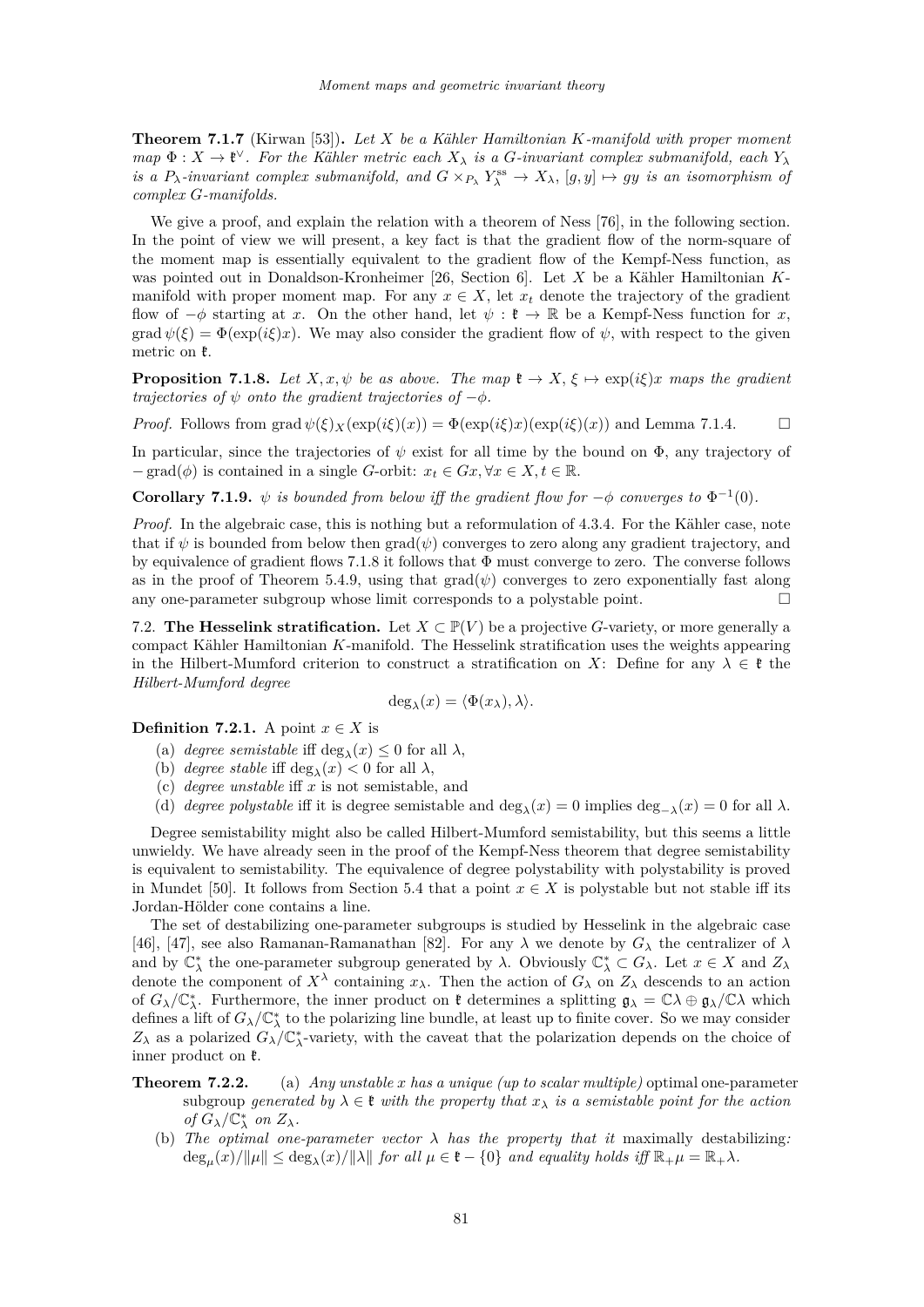**Theorem 7.1.7** (Kirwan [53])**.** *Let $X$ be a Kähler Hamiltonian $K$-manifold with proper moment map $\Phi : X \to \mathfrak{k}^\vee$. For the Kähler metric each $X_\lambda$ is a $G$-invariant complex submanifold, each $Y_\lambda$ is a $P_\lambda$-invariant complex submanifold, and $G \times_{P_\lambda} Y_\lambda^{\mathrm{ss}} \to X_\lambda$, $[g, y] \mapsto gy$ is an isomorphism of complex $G$-manifolds.*

We give a proof, and explain the relation with a theorem of Ness [76], in the following section. In the point of view we will present, a key fact is that the gradient flow of the norm-square of the moment map is essentially equivalent to the gradient flow of the Kempf-Ness function, as was pointed out in Donaldson-Kronheimer [26, Section 6]. Let $X$ be a Kähler Hamiltonian $K$-manifold with proper moment map. For any $x \in X$, let $x_t$ denote the trajectory of the gradient flow of $-\phi$ starting at $x$. On the other hand, let $\psi : \mathfrak{k} \to \mathbb{R}$ be a Kempf-Ness function for $x$, $\operatorname{grad}\psi(\xi) = \Phi(\exp(i\xi)x)$. We may also consider the gradient flow of $\psi$, with respect to the given metric on $\mathfrak{k}$.

**Proposition 7.1.8.** *Let $X, x, \psi$ be as above. The map $\mathfrak{k} \to X$, $\xi \mapsto \exp(i\xi)x$ maps the gradient trajectories of $\psi$ onto the gradient trajectories of $-\phi$.*

*Proof.* Follows from $\operatorname{grad}\psi(\xi)_X(\exp(i\xi)(x)) = \Phi(\exp(i\xi)x)(\exp(i\xi)(x))$ and Lemma 7.1.4. □

In particular, since the trajectories of $\psi$ exist for all time by the bound on $\Phi$, any trajectory of $-\operatorname{grad}(\phi)$ is contained in a single $G$-orbit: $x_t \in Gx, \forall x \in X, t \in \mathbb{R}$.

**Corollary 7.1.9.** *$\psi$ is bounded from below iff the gradient flow for $-\phi$ converges to $\Phi^{-1}(0)$.*

*Proof.* In the algebraic case, this is nothing but a reformulation of 4.3.4. For the Kähler case, note that if $\psi$ is bounded from below then $\operatorname{grad}(\psi)$ converges to zero along any gradient trajectory, and by equivalence of gradient flows 7.1.8 it follows that $\Phi$ must converge to zero. The converse follows as in the proof of Theorem 5.4.9, using that $\operatorname{grad}(\psi)$ converges to zero exponentially fast along any one-parameter subgroup whose limit corresponds to a polystable point. □

7.2. **The Hesselink stratification.** Let $X \subset \mathbb{P}(V)$ be a projective $G$-variety, or more generally a compact Kähler Hamiltonian $K$-manifold. The Hesselink stratification uses the weights appearing in the Hilbert-Mumford criterion to construct a stratification on $X$: Define for any $\lambda \in \mathfrak{k}$ the *Hilbert-Mumford degree*

$$\deg_\lambda(x) = \langle \Phi(x_\lambda), \lambda \rangle.$$

**Definition 7.2.1.** A point $x \in X$ is

(a) *degree semistable* iff $\deg_\lambda(x) \leq 0$ for all $\lambda$,
(b) *degree stable* iff $\deg_\lambda(x) < 0$ for all $\lambda$,
(c) *degree unstable* iff $x$ is not semistable, and
(d) *degree polystable* iff it is degree semistable and $\deg_\lambda(x) = 0$ implies $\deg_{-\lambda}(x) = 0$ for all $\lambda$.

Degree semistability might also be called Hilbert-Mumford semistability, but this seems a little unwieldy. We have already seen in the proof of the Kempf-Ness theorem that degree semistability is equivalent to semistability. The equivalence of degree polystability with polystability is proved in Mundet [50]. It follows from Section 5.4 that a point $x \in X$ is polystable but not stable iff its Jordan-Hölder cone contains a line.

The set of destabilizing one-parameter subgroups is studied by Hesselink in the algebraic case [46], [47], see also Ramanan-Ramanathan [82]. For any $\lambda$ we denote by $G_\lambda$ the centralizer of $\lambda$ and by $\mathbb{C}_\lambda^*$ the one-parameter subgroup generated by $\lambda$. Obviously $\mathbb{C}_\lambda^* \subset G_\lambda$. Let $x \in X$ and $Z_\lambda$ denote the component of $X^\lambda$ containing $x_\lambda$. Then the action of $G_\lambda$ on $Z_\lambda$ descends to an action of $G_\lambda/\mathbb{C}_\lambda^*$. Furthermore, the inner product on $\mathfrak{k}$ determines a splitting $\mathfrak{g}_\lambda = \mathbb{C}\lambda \oplus \mathfrak{g}_\lambda/\mathbb{C}\lambda$ which defines a lift of $G_\lambda/\mathbb{C}_\lambda^*$ to the polarizing line bundle, at least up to finite cover. So we may consider $Z_\lambda$ as a polarized $G_\lambda/\mathbb{C}_\lambda^*$-variety, with the caveat that the polarization depends on the choice of inner product on $\mathfrak{k}$.

**Theorem 7.2.2.** (a) *Any unstable $x$ has a unique (up to scalar multiple)* optimal one-parameter subgroup *generated by $\lambda \in \mathfrak{k}$ with the property that $x_\lambda$ is a semistable point for the action of $G_\lambda/\mathbb{C}_\lambda^*$ on $Z_\lambda$.*

(b) *The optimal one-parameter vector $\lambda$ has the property that it* maximally destabilizing*: $\deg_\mu(x)/\|\mu\| \leq \deg_\lambda(x)/\|\lambda\|$ for all $\mu \in \mathfrak{k} - \{0\}$ and equality holds iff $\mathbb{R}_+\mu = \mathbb{R}_+\lambda$.*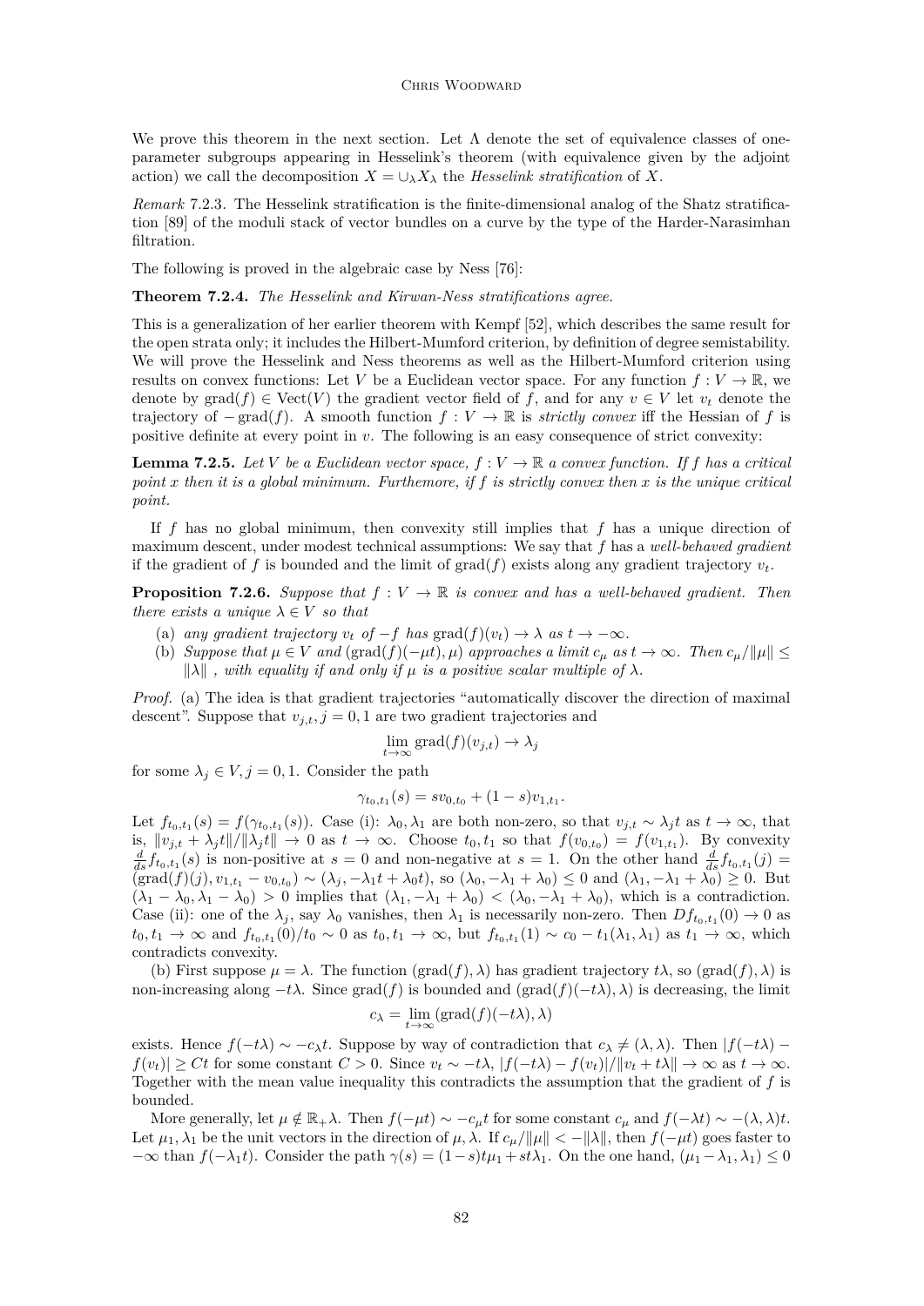We prove this theorem in the next section. Let $\Lambda$ denote the set of equivalence classes of one-parameter subgroups appearing in Hesselink's theorem (with equivalence given by the adjoint action) we call the decomposition $X = \cup_\lambda X_\lambda$ the *Hesselink stratification* of $X$.

*Remark* 7.2.3. The Hesselink stratification is the finite-dimensional analog of the Shatz stratification [89] of the moduli stack of vector bundles on a curve by the type of the Harder-Narasimhan filtration.

The following is proved in the algebraic case by Ness [76]:

**Theorem 7.2.4.** *The Hesselink and Kirwan-Ness stratifications agree.*

This is a generalization of her earlier theorem with Kempf [52], which describes the same result for the open strata only; it includes the Hilbert-Mumford criterion, by definition of degree semistability. We will prove the Hesselink and Ness theorems as well as the Hilbert-Mumford criterion using results on convex functions: Let $V$ be a Euclidean vector space. For any function $f : V \to \mathbb{R}$, we denote by $\operatorname{grad}(f) \in \operatorname{Vect}(V)$ the gradient vector field of $f$, and for any $v \in V$ let $v_t$ denote the trajectory of $-\operatorname{grad}(f)$. A smooth function $f : V \to \mathbb{R}$ is *strictly convex* iff the Hessian of $f$ is positive definite at every point in $v$. The following is an easy consequence of strict convexity:

**Lemma 7.2.5.** *Let $V$ be a Euclidean vector space, $f : V \to \mathbb{R}$ a convex function. If $f$ has a critical point $x$ then it is a global minimum. Furthermore, if $f$ is strictly convex then $x$ is the unique critical point.*

If $f$ has no global minimum, then convexity still implies that $f$ has a unique direction of maximum descent, under modest technical assumptions: We say that $f$ has a *well-behaved gradient* if the gradient of $f$ is bounded and the limit of $\operatorname{grad}(f)$ exists along any gradient trajectory $v_t$.

**Proposition 7.2.6.** *Suppose that $f : V \to \mathbb{R}$ is convex and has a well-behaved gradient. Then there exists a unique $\lambda \in V$ so that*

(a) *any gradient trajectory $v_t$ of $-f$ has $\operatorname{grad}(f)(v_t) \to \lambda$ as $t \to -\infty$.*
(b) *Suppose that $\mu \in V$ and $(\operatorname{grad}(f)(-\mu t), \mu)$ approaches a limit $c_\mu$ as $t \to \infty$. Then $c_\mu/\|\mu\| \leq \|\lambda\|$ , with equality if and only if $\mu$ is a positive scalar multiple of $\lambda$.*

*Proof.* (a) The idea is that gradient trajectories "automatically discover the direction of maximal descent". Suppose that $v_{j,t}, j = 0, 1$ are two gradient trajectories and

$$\lim_{t\to\infty} \operatorname{grad}(f)(v_{j,t}) \to \lambda_j$$

for some $\lambda_j \in V, j = 0, 1$. Consider the path

$$\gamma_{t_0,t_1}(s) = sv_{0,t_0} + (1 - s)v_{1,t_1}.$$

Let $f_{t_0,t_1}(s) = f(\gamma_{t_0,t_1}(s))$. Case (i): $\lambda_0, \lambda_1$ are both non-zero, so that $v_{j,t} \sim \lambda_j t$ as $t \to \infty$, that is, $\|v_{j,t} + \lambda_j t\|/\|\lambda_j t\| \to 0$ as $t \to \infty$. Choose $t_0, t_1$ so that $f(v_{0,t_0}) = f(v_{1,t_1})$. By convexity $\frac{d}{ds} f_{t_0,t_1}(s)$ is non-positive at $s = 0$ and non-negative at $s = 1$. On the other hand $\frac{d}{ds} f_{t_0,t_1}(j) = (\operatorname{grad}(f)(j), v_{1,t_1} - v_{0,t_0}) \sim (\lambda_j, -\lambda_1 t + \lambda_0 t)$, so $(\lambda_0, -\lambda_1 + \lambda_0) \leq 0$ and $(\lambda_1, -\lambda_1 + \lambda_0) \geq 0$. But $(\lambda_1 - \lambda_0, \lambda_1 - \lambda_0) > 0$ implies that $(\lambda_1, -\lambda_1 + \lambda_0) < (\lambda_0, -\lambda_1 + \lambda_0)$, which is a contradiction. Case (ii): one of the $\lambda_j$, say $\lambda_0$ vanishes, then $\lambda_1$ is necessarily non-zero. Then $Df_{t_0,t_1}(0) \to 0$ as $t_0, t_1 \to \infty$ and $f_{t_0,t_1}(0)/t_0 \sim 0$ as $t_0, t_1 \to \infty$, but $f_{t_0,t_1}(1) \sim c_0 - t_1(\lambda_1, \lambda_1)$ as $t_1 \to \infty$, which contradicts convexity.

(b) First suppose $\mu = \lambda$. The function $(\operatorname{grad}(f), \lambda)$ has gradient trajectory $t\lambda$, so $(\operatorname{grad}(f), \lambda)$ is non-increasing along $-t\lambda$. Since $\operatorname{grad}(f)$ is bounded and $(\operatorname{grad}(f)(-t\lambda), \lambda)$ is decreasing, the limit

$$c_\lambda = \lim_{t\to\infty} (\operatorname{grad}(f)(-t\lambda), \lambda)$$

exists. Hence $f(-t\lambda) \sim -c_\lambda t$. Suppose by way of contradiction that $c_\lambda \neq (\lambda, \lambda)$. Then $|f(-t\lambda) - f(v_t)| \geq Ct$ for some constant $C > 0$. Since $v_t \sim -t\lambda$, $|f(-t\lambda) - f(v_t)|/\|v_t + t\lambda\| \to \infty$ as $t \to \infty$. Together with the mean value inequality this contradicts the assumption that the gradient of $f$ is bounded.

More generally, let $\mu \notin \mathbb{R}_+\lambda$. Then $f(-\mu t) \sim -c_\mu t$ for some constant $c_\mu$ and $f(-\lambda t) \sim -(\lambda, \lambda)t$. Let $\mu_1, \lambda_1$ be the unit vectors in the direction of $\mu, \lambda$. If $c_\mu/\|\mu\| < -\|\lambda\|$, then $f(-\mu t)$ goes faster to $-\infty$ than $f(-\lambda_1 t)$. Consider the path $\gamma(s) = (1-s)t\mu_1 + st\lambda_1$. On the one hand, $(\mu_1 - \lambda_1, \lambda_1) \leq 0$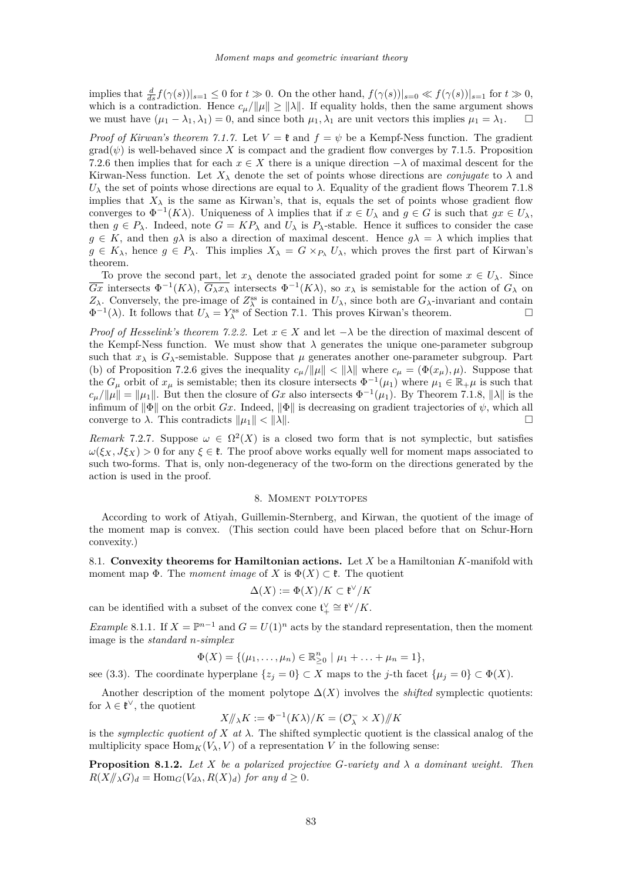implies that $\frac{d}{ds}f(\gamma(s))|_{s=1} \leq 0$ for $t \gg 0$. On the other hand, $f(\gamma(s))|_{s=0} \ll f(\gamma(s))|_{s=1}$ for $t \gg 0$, which is a contradiction. Hence $c_\mu/\|\mu\| \geq \|\lambda\|$. If equality holds, then the same argument shows we must have $(\mu_1 - \lambda_1, \lambda_1) = 0$, and since both $\mu_1, \lambda_1$ are unit vectors this implies $\mu_1 = \lambda_1$. □

*Proof of Kirwan's theorem 7.1.7.* Let $V = \mathfrak{k}$ and $f = \psi$ be a Kempf-Ness function. The gradient $\operatorname{grad}(\psi)$ is well-behaved since $X$ is compact and the gradient flow converges by 7.1.5. Proposition 7.2.6 then implies that for each $x \in X$ there is a unique direction $-\lambda$ of maximal descent for the Kirwan-Ness function. Let $X_\lambda$ denote the set of points whose directions are *conjugate* to $\lambda$ and $U_\lambda$ the set of points whose directions are equal to $\lambda$. Equality of the gradient flows Theorem 7.1.8 implies that $X_\lambda$ is the same as Kirwan's, that is, equals the set of points whose gradient flow converges to $\Phi^{-1}(K\lambda)$. Uniqueness of $\lambda$ implies that if $x \in U_\lambda$ and $g \in G$ is such that $gx \in U_\lambda$, then $g \in P_\lambda$. Indeed, note $G = KP_\lambda$ and $U_\lambda$ is $P_\lambda$-stable. Hence it suffices to consider the case $g \in K$, and then $g\lambda$ is also a direction of maximal descent. Hence $g\lambda = \lambda$ which implies that $g \in K_\lambda$, hence $g \in P_\lambda$. This implies $X_\lambda = G \times_{P_\lambda} U_\lambda$, which proves the first part of Kirwan's theorem.

To prove the second part, let $x_\lambda$ denote the associated graded point for some $x \in U_\lambda$. Since $\overline{Gx}$ intersects $\Phi^{-1}(K\lambda)$, $\overline{G_\lambda x_\lambda}$ intersects $\Phi^{-1}(K\lambda)$, so $x_\lambda$ is semistable for the action of $G_\lambda$ on $Z_\lambda$. Conversely, the pre-image of $Z_\lambda^{\mathrm{ss}}$ is contained in $U_\lambda$, since both are $G_\lambda$-invariant and contain $\Phi^{-1}(\lambda)$. It follows that $U_\lambda = Y_\lambda^{\mathrm{ss}}$ of Section 7.1. This proves Kirwan's theorem. □

*Proof of Hesselink's theorem 7.2.2.* Let $x \in X$ and let $-\lambda$ be the direction of maximal descent of the Kempf-Ness function. We must show that $\lambda$ generates the unique one-parameter subgroup such that $x_\lambda$ is $G_\lambda$-semistable. Suppose that $\mu$ generates another one-parameter subgroup. Part (b) of Proposition 7.2.6 gives the inequality $c_\mu/\|\mu\| < \|\lambda\|$ where $c_\mu = (\Phi(x_\mu), \mu)$. Suppose that the $G_\mu$ orbit of $x_\mu$ is semistable; then its closure intersects $\Phi^{-1}(\mu_1)$ where $\mu_1 \in \mathbb{R}_+\mu$ is such that $c_\mu/\|\mu\| = \|\mu_1\|$. But then the closure of $Gx$ also intersects $\Phi^{-1}(\mu_1)$. By Theorem 7.1.8, $\|\lambda\|$ is the infimum of $\|\Phi\|$ on the orbit $Gx$. Indeed, $\|\Phi\|$ is decreasing on gradient trajectories of $\psi$, which all converge to $\lambda$. This contradicts $\|\mu_1\| < \|\lambda\|$. □

*Remark* 7.2.7. Suppose $\omega \in \Omega^2(X)$ is a closed two form that is not symplectic, but satisfies $\omega(\xi_X, J\xi_X) > 0$ for any $\xi \in \mathfrak{k}$. The proof above works equally well for moment maps associated to such two-forms. That is, only non-degeneracy of the two-form on the directions generated by the action is used in the proof.

## 8. Moment polytopes

According to work of Atiyah, Guillemin-Sternberg, and Kirwan, the quotient of the image of the moment map is convex. (This section could have been placed before that on Schur-Horn convexity.)

### 8.1. Convexity theorems for Hamiltonian actions.

Let $X$ be a Hamiltonian $K$-manifold with moment map $\Phi$. The *moment image* of $X$ is $\Phi(X) \subset \mathfrak{k}$. The quotient

$$\Delta(X) := \Phi(X)/K \subset \mathfrak{k}^\vee/K$$

can be identified with a subset of the convex cone $\mathfrak{t}_+^\vee \cong \mathfrak{k}^\vee/K$.

*Example* 8.1.1. If $X = \mathbb{P}^{n-1}$ and $G = U(1)^n$ acts by the standard representation, then the moment image is the *standard n-simplex*

$$\Phi(X) = \{(\mu_1, \ldots, \mu_n) \in \mathbb{R}^n_{\geq 0} \mid \mu_1 + \ldots + \mu_n = 1\},$$

see (3.3). The coordinate hyperplane $\{z_j = 0\} \subset X$ maps to the $j$-th facet $\{\mu_j = 0\} \subset \Phi(X)$.

Another description of the moment polytope $\Delta(X)$ involves the *shifted* symplectic quotients: for $\lambda \in \mathfrak{k}^\vee$, the quotient

$$X/\!\!/_\lambda K := \Phi^{-1}(K\lambda)/K = (\mathcal{O}_\lambda^- \times X)/\!\!/K$$

is the *symplectic quotient of $X$ at $\lambda$*. The shifted symplectic quotient is the classical analog of the multiplicity space $\operatorname{Hom}_K(V_\lambda, V)$ of a representation $V$ in the following sense:

**Proposition 8.1.2.** *Let $X$ be a polarized projective $G$-variety and $\lambda$ a dominant weight. Then $R(X/\!\!/_\lambda G)_d = \operatorname{Hom}_G(V_{d\lambda}, R(X)_d)$ for any $d \geq 0$.*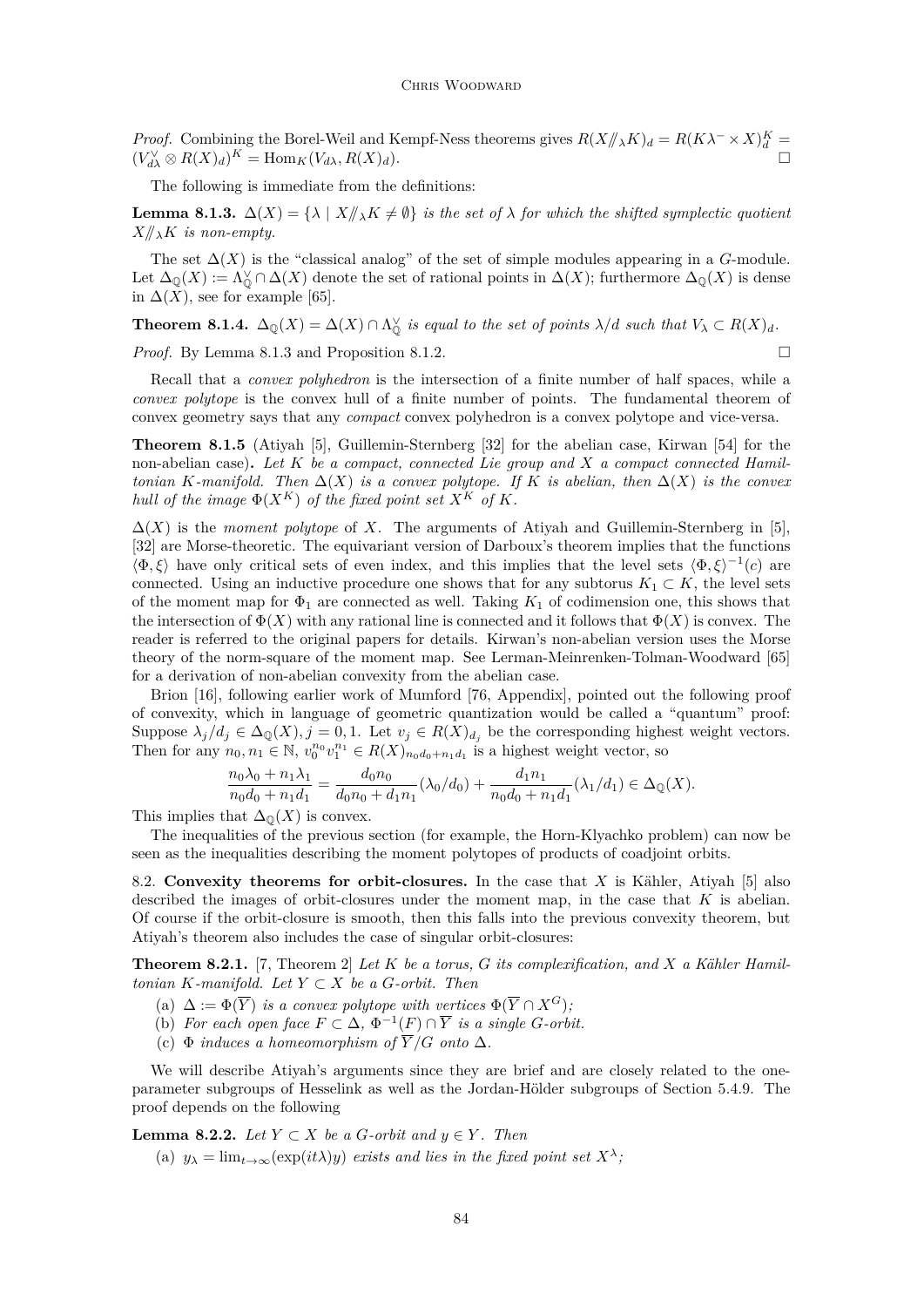*Proof.* Combining the Borel-Weil and Kempf-Ness theorems gives $R(X /\!\!/_\lambda K)_d = R(K\lambda^- \times X)_d^K = (V_{d\lambda}^\vee \otimes R(X)_d)^K = \operatorname{Hom}_K(V_{d\lambda}, R(X)_d)$. □

The following is immediate from the definitions:

**Lemma 8.1.3.** *$\Delta(X) = \{\lambda \mid X /\!\!/_\lambda K \neq \emptyset\}$ is the set of $\lambda$ for which the shifted symplectic quotient $X /\!\!/_\lambda K$ is non-empty.*

The set $\Delta(X)$ is the "classical analog" of the set of simple modules appearing in a $G$-module. Let $\Delta_{\mathbb{Q}}(X) := \Lambda_{\mathbb{Q}}^\vee \cap \Delta(X)$ denote the set of rational points in $\Delta(X)$; furthermore $\Delta_{\mathbb{Q}}(X)$ is dense in $\Delta(X)$, see for example [65].

**Theorem 8.1.4.** *$\Delta_{\mathbb{Q}}(X) = \Delta(X) \cap \Lambda_{\mathbb{Q}}^\vee$ is equal to the set of points $\lambda/d$ such that $V_\lambda \subset R(X)_d$.*

*Proof.* By Lemma 8.1.3 and Proposition 8.1.2. □

Recall that a *convex polyhedron* is the intersection of a finite number of half spaces, while a *convex polytope* is the convex hull of a finite number of points. The fundamental theorem of convex geometry says that any *compact* convex polyhedron is a convex polytope and vice-versa.

**Theorem 8.1.5** (Atiyah [5], Guillemin-Sternberg [32] for the abelian case, Kirwan [54] for the non-abelian case)**.** *Let $K$ be a compact, connected Lie group and $X$ a compact connected Hamiltonian $K$-manifold. Then $\Delta(X)$ is a convex polytope. If $K$ is abelian, then $\Delta(X)$ is the convex hull of the image $\Phi(X^K)$ of the fixed point set $X^K$ of $K$.*

$\Delta(X)$ is the *moment polytope* of $X$. The arguments of Atiyah and Guillemin-Sternberg in [5], [32] are Morse-theoretic. The equivariant version of Darboux's theorem implies that the functions $\langle \Phi, \xi \rangle$ have only critical sets of even index, and this implies that the level sets $\langle \Phi, \xi \rangle^{-1}(c)$ are connected. Using an inductive procedure one shows that for any subtorus $K_1 \subset K$, the level sets of the moment map for $\Phi_1$ are connected as well. Taking $K_1$ of codimension one, this shows that the intersection of $\Phi(X)$ with any rational line is connected and it follows that $\Phi(X)$ is convex. The reader is referred to the original papers for details. Kirwan's non-abelian version uses the Morse theory of the norm-square of the moment map. See Lerman-Meinrenken-Tolman-Woodward [65] for a derivation of non-abelian convexity from the abelian case.

Brion [16], following earlier work of Mumford [76, Appendix], pointed out the following proof of convexity, which in language of geometric quantization would be called a "quantum" proof: Suppose $\lambda_j/d_j \in \Delta_{\mathbb{Q}}(X), j = 0, 1$. Let $v_j \in R(X)_{d_j}$ be the corresponding highest weight vectors. Then for any $n_0, n_1 \in \mathbb{N}$, $v_0^{n_0} v_1^{n_1} \in R(X)_{n_0 d_0 + n_1 d_1}$ is a highest weight vector, so

$$\frac{n_0 \lambda_0 + n_1 \lambda_1}{n_0 d_0 + n_1 d_1} = \frac{d_0 n_0}{d_0 n_0 + d_1 n_1}(\lambda_0/d_0) + \frac{d_1 n_1}{n_0 d_0 + n_1 d_1}(\lambda_1/d_1) \in \Delta_{\mathbb{Q}}(X).$$

This implies that $\Delta_{\mathbb{Q}}(X)$ is convex.

The inequalities of the previous section (for example, the Horn-Klyachko problem) can now be seen as the inequalities describing the moment polytopes of products of coadjoint orbits.

8.2. **Convexity theorems for orbit-closures.** In the case that $X$ is Kähler, Atiyah [5] also described the images of orbit-closures under the moment map, in the case that $K$ is abelian. Of course if the orbit-closure is smooth, then this falls into the previous convexity theorem, but Atiyah's theorem also includes the case of singular orbit-closures:

**Theorem 8.2.1.** [7, Theorem 2] *Let $K$ be a torus, $G$ its complexification, and $X$ a Kähler Hamiltonian $K$-manifold. Let $Y \subset X$ be a $G$-orbit. Then*

(a) *$\Delta := \Phi(\overline{Y})$ is a convex polytope with vertices $\Phi(\overline{Y} \cap X^G)$;*
(b) *For each open face $F \subset \Delta$, $\Phi^{-1}(F) \cap \overline{Y}$ is a single $G$-orbit.*
(c) *$\Phi$ induces a homeomorphism of $\overline{Y}/G$ onto $\Delta$.*

We will describe Atiyah's arguments since they are brief and are closely related to the one-parameter subgroups of Hesselink as well as the Jordan-Hölder subgroups of Section 5.4.9. The proof depends on the following

**Lemma 8.2.2.** *Let $Y \subset X$ be a $G$-orbit and $y \in Y$. Then*

(a) *$y_\lambda = \lim_{t \to \infty}(\exp(it\lambda)y)$ exists and lies in the fixed point set $X^\lambda$;*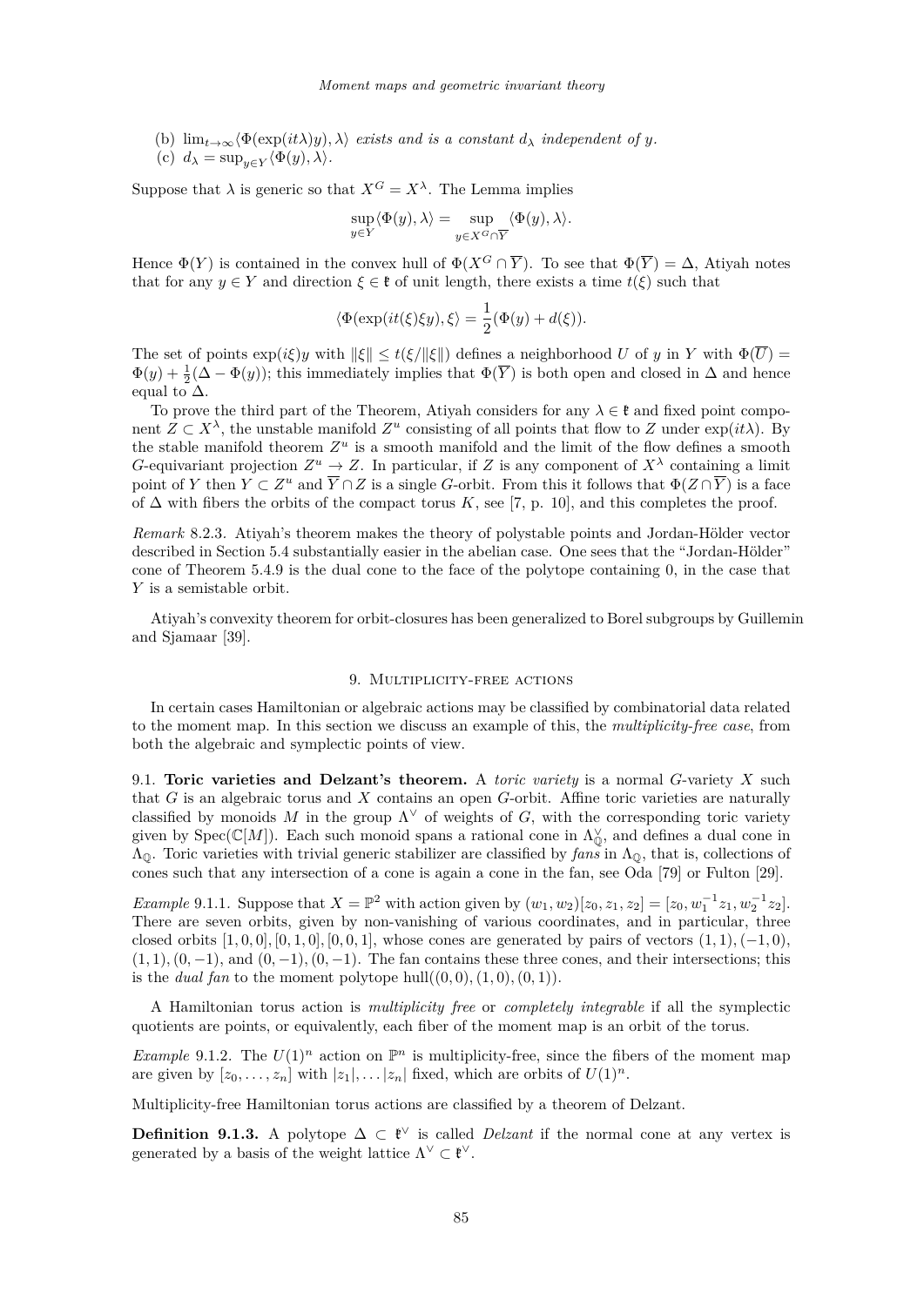(b) $\lim_{t\to\infty} \langle \Phi(\exp(it\lambda)y), \lambda \rangle$ *exists and is a constant* $d_\lambda$ *independent of* $y$.
(c) $d_\lambda = \sup_{y \in Y} \langle \Phi(y), \lambda \rangle$.

Suppose that $\lambda$ is generic so that $X^G = X^\lambda$. The Lemma implies

$$\sup_{y\in Y} \langle \Phi(y), \lambda \rangle = \sup_{y \in X^G \cap \overline{Y}} \langle \Phi(y), \lambda \rangle.$$

Hence $\Phi(Y)$ is contained in the convex hull of $\Phi(X^G \cap \overline{Y})$. To see that $\Phi(\overline{Y}) = \Delta$, Atiyah notes that for any $y \in Y$ and direction $\xi \in \mathfrak{k}$ of unit length, there exists a time $t(\xi)$ such that

$$\langle \Phi(\exp(it(\xi)\xi y), \xi \rangle = \frac{1}{2}(\Phi(y) + d(\xi)).$$

The set of points $\exp(i\xi)y$ with $\|\xi\| \leq t(\xi/\|\xi\|)$ defines a neighborhood $U$ of $y$ in $Y$ with $\Phi(\overline{U}) = \Phi(y) + \frac{1}{2}(\Delta - \Phi(y))$; this immediately implies that $\Phi(\overline{Y})$ is both open and closed in $\Delta$ and hence equal to $\Delta$.

To prove the third part of the Theorem, Atiyah considers for any $\lambda \in \mathfrak{k}$ and fixed point component $Z \subset X^\lambda$, the unstable manifold $Z^u$ consisting of all points that flow to $Z$ under $\exp(it\lambda)$. By the stable manifold theorem $Z^u$ is a smooth manifold and the limit of the flow defines a smooth $G$-equivariant projection $Z^u \to Z$. In particular, if $Z$ is any component of $X^\lambda$ containing a limit point of $Y$ then $Y \subset Z^u$ and $\overline{Y} \cap Z$ is a single $G$-orbit. From this it follows that $\Phi(Z \cap \overline{Y})$ is a face of $\Delta$ with fibers the orbits of the compact torus $K$, see [7, p. 10], and this completes the proof.

*Remark* 8.2.3. Atiyah's theorem makes the theory of polystable points and Jordan-Hölder vector described in Section 5.4 substantially easier in the abelian case. One sees that the "Jordan-Hölder" cone of Theorem 5.4.9 is the dual cone to the face of the polytope containing 0, in the case that $Y$ is a semistable orbit.

Atiyah's convexity theorem for orbit-closures has been generalized to Borel subgroups by Guillemin and Sjamaar [39].

## 9. Multiplicity-free actions

In certain cases Hamiltonian or algebraic actions may be classified by combinatorial data related to the moment map. In this section we discuss an example of this, the *multiplicity-free case*, from both the algebraic and symplectic points of view.

### 9.1. Toric varieties and Delzant's theorem.

A *toric variety* is a normal $G$-variety $X$ such that $G$ is an algebraic torus and $X$ contains an open $G$-orbit. Affine toric varieties are naturally classified by monoids $M$ in the group $\Lambda^\vee$ of weights of $G$, with the corresponding toric variety given by $\operatorname{Spec}(\mathbb{C}[M])$. Each such monoid spans a rational cone in $\Lambda^\vee_{\mathbb{Q}}$, and defines a dual cone in $\Lambda_{\mathbb{Q}}$. Toric varieties with trivial generic stabilizer are classified by *fans* in $\Lambda_{\mathbb{Q}}$, that is, collections of cones such that any intersection of a cone is again a cone in the fan, see Oda [79] or Fulton [29].

*Example* 9.1.1. Suppose that $X = \mathbb{P}^2$ with action given by $(w_1, w_2)[z_0, z_1, z_2] = [z_0, w_1^{-1} z_1, w_2^{-1} z_2]$. There are seven orbits, given by non-vanishing of various coordinates, and in particular, three closed orbits $[1, 0, 0], [0, 1, 0], [0, 0, 1]$, whose cones are generated by pairs of vectors $(1, 1), (-1, 0)$, $(1, 1), (0, -1)$, and $(0, -1), (0, -1)$. The fan contains these three cones, and their intersections; this is the *dual fan* to the moment polytope $\operatorname{hull}((0, 0), (1, 0), (0, 1))$.

A Hamiltonian torus action is *multiplicity free* or *completely integrable* if all the symplectic quotients are points, or equivalently, each fiber of the moment map is an orbit of the torus.

*Example* 9.1.2. The $U(1)^n$ action on $\mathbb{P}^n$ is multiplicity-free, since the fibers of the moment map are given by $[z_0, \ldots, z_n]$ with $|z_1|, \ldots |z_n|$ fixed, which are orbits of $U(1)^n$.

Multiplicity-free Hamiltonian torus actions are classified by a theorem of Delzant.

**Definition 9.1.3.** A polytope $\Delta \subset \mathfrak{k}^\vee$ is called *Delzant* if the normal cone at any vertex is generated by a basis of the weight lattice $\Lambda^\vee \subset \mathfrak{k}^\vee$.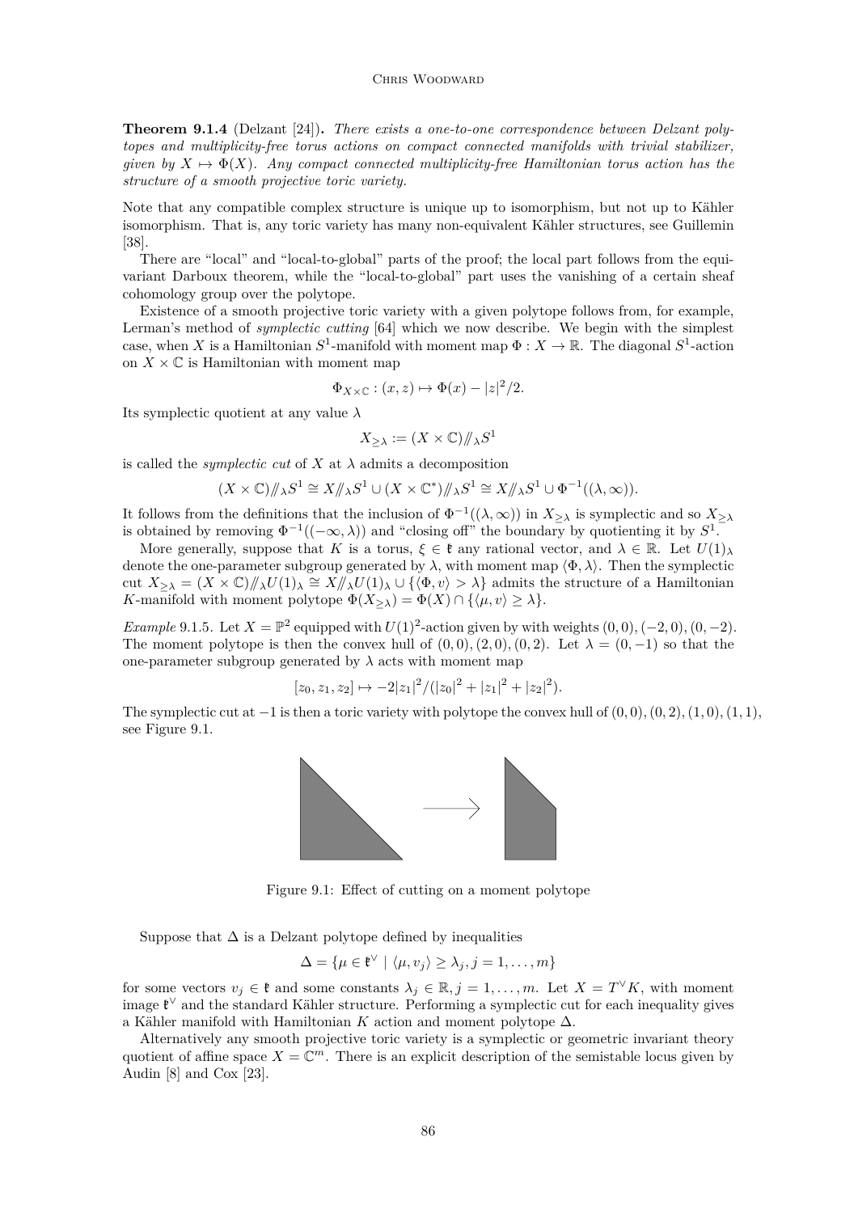**Theorem 9.1.4** (Delzant [24])**.** *There exists a one-to-one correspondence between Delzant polytopes and multiplicity-free torus actions on compact connected manifolds with trivial stabilizer, given by $X \mapsto \Phi(X)$. Any compact connected multiplicity-free Hamiltonian torus action has the structure of a smooth projective toric variety.*

Note that any compatible complex structure is unique up to isomorphism, but not up to Kähler isomorphism. That is, any toric variety has many non-equivalent Kähler structures, see Guillemin [38].

There are "local" and "local-to-global" parts of the proof; the local part follows from the equivariant Darboux theorem, while the "local-to-global" part uses the vanishing of a certain sheaf cohomology group over the polytope.

Existence of a smooth projective toric variety with a given polytope follows from, for example, Lerman's method of *symplectic cutting* [64] which we now describe. We begin with the simplest case, when $X$ is a Hamiltonian $S^1$-manifold with moment map $\Phi : X \to \mathbb{R}$. The diagonal $S^1$-action on $X \times \mathbb{C}$ is Hamiltonian with moment map

$$\Phi_{X\times\mathbb{C}} : (x, z) \mapsto \Phi(x) - |z|^2/2.$$

Its symplectic quotient at any value $\lambda$

$$X_{\geq\lambda} := (X \times \mathbb{C}) /\!\!/_{\lambda} S^1$$

is called the *symplectic cut* of $X$ at $\lambda$ admits a decomposition

$$(X \times \mathbb{C}) /\!\!/_{\lambda} S^1 \cong X /\!\!/_{\lambda} S^1 \cup (X \times \mathbb{C}^*) /\!\!/_{\lambda} S^1 \cong X /\!\!/_{\lambda} S^1 \cup \Phi^{-1}((\lambda, \infty)).$$

It follows from the definitions that the inclusion of $\Phi^{-1}((\lambda,\infty))$ in $X_{\geq\lambda}$ is symplectic and so $X_{\geq\lambda}$ is obtained by removing $\Phi^{-1}((-\infty,\lambda))$ and "closing off" the boundary by quotienting it by $S^1$.

More generally, suppose that $K$ is a torus, $\xi \in \mathfrak{k}$ any rational vector, and $\lambda \in \mathbb{R}$. Let $U(1)_\lambda$ denote the one-parameter subgroup generated by $\lambda$, with moment map $\langle \Phi, \lambda \rangle$. Then the symplectic cut $X_{\geq\lambda} = (X \times \mathbb{C}) /\!\!/_{\lambda} U(1)_\lambda \cong X /\!\!/_{\lambda} U(1)_\lambda \cup \{\langle \Phi, v\rangle > \lambda\}$ admits the structure of a Hamiltonian $K$-manifold with moment polytope $\Phi(X_{\geq\lambda}) = \Phi(X) \cap \{\langle \mu, v\rangle \geq \lambda\}$.

*Example* 9.1.5. Let $X = \mathbb{P}^2$ equipped with $U(1)^2$-action given by with weights $(0,0), (-2,0), (0,-2)$. The moment polytope is then the convex hull of $(0,0), (2,0), (0,2)$. Let $\lambda = (0,-1)$ so that the one-parameter subgroup generated by $\lambda$ acts with moment map

$$[z_0, z_1, z_2] \mapsto -2|z_1|^2/(|z_0|^2 + |z_1|^2 + |z_2|^2).$$

The symplectic cut at $-1$ is then a toric variety with polytope the convex hull of $(0,0), (0,2), (1,0), (1,1)$, see Figure 9.1.

Figure 9.1: Effect of cutting on a moment polytope

Suppose that $\Delta$ is a Delzant polytope defined by inequalities

$$\Delta = \{\mu \in \mathfrak{k}^\vee \mid \langle \mu, v_j\rangle \geq \lambda_j, j = 1, \ldots, m\}$$

for some vectors $v_j \in \mathfrak{k}$ and some constants $\lambda_j \in \mathbb{R}, j = 1, \ldots, m$. Let $X = T^\vee K$, with moment image $\mathfrak{k}^\vee$ and the standard Kähler structure. Performing a symplectic cut for each inequality gives a Kähler manifold with Hamiltonian $K$ action and moment polytope $\Delta$.

Alternatively any smooth projective toric variety is a symplectic or geometric invariant theory quotient of affine space $X = \mathbb{C}^m$. There is an explicit description of the semistable locus given by Audin [8] and Cox [23].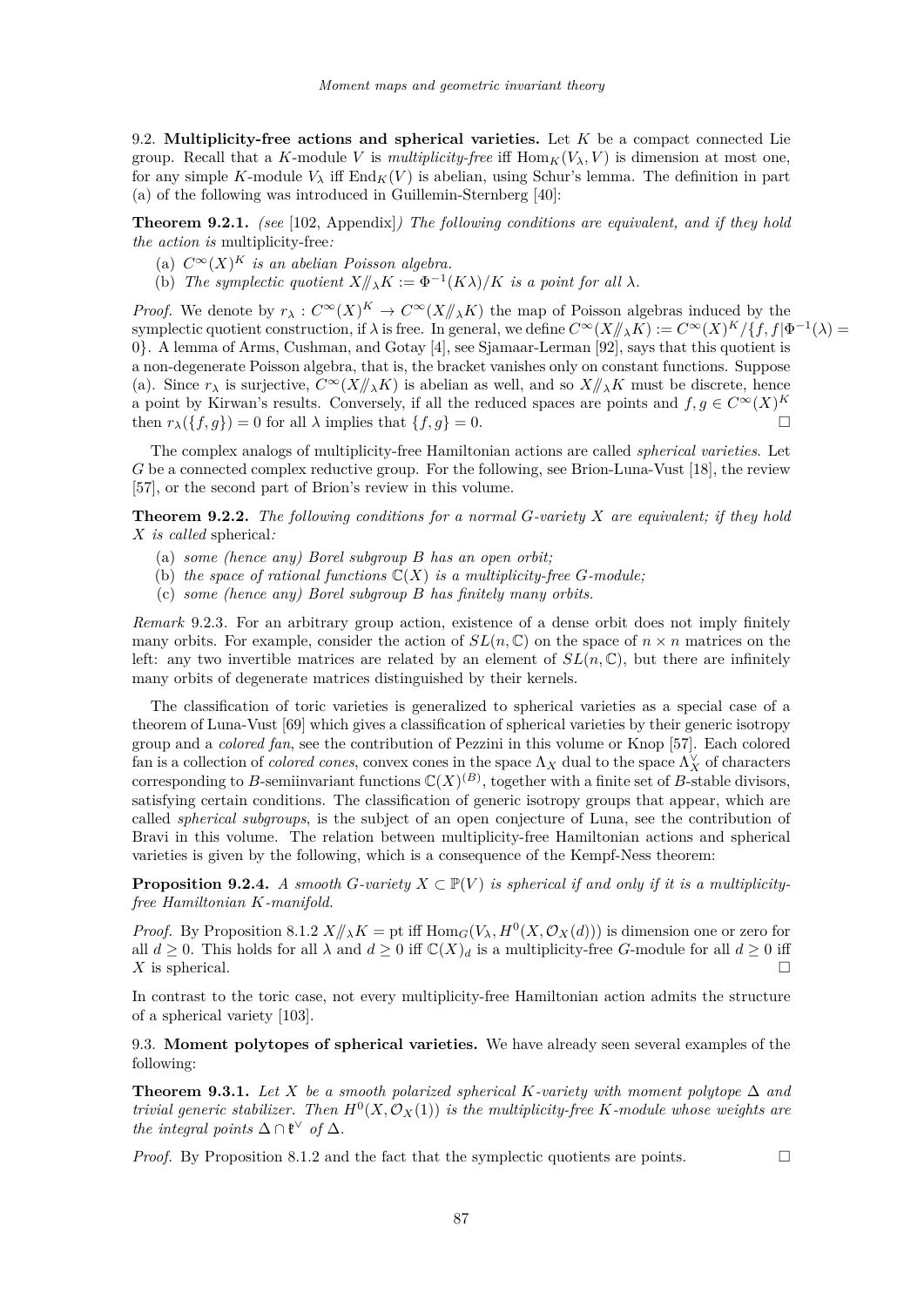9.2. **Multiplicity-free actions and spherical varieties.** Let $K$ be a compact connected Lie group. Recall that a $K$-module $V$ is *multiplicity-free* iff $\mathrm{Hom}_K(V_\lambda, V)$ is dimension at most one, for any simple $K$-module $V_\lambda$ iff $\mathrm{End}_K(V)$ is abelian, using Schur's lemma. The definition in part (a) of the following was introduced in Guillemin-Sternberg [40]:

**Theorem 9.2.1.** *(see* [102, Appendix]*) The following conditions are equivalent, and if they hold the action is* multiplicity-free*:*

(a) *$C^\infty(X)^K$ is an abelian Poisson algebra.*

(b) *The symplectic quotient $X /\!\!/_\lambda K := \Phi^{-1}(K\lambda)/K$ is a point for all $\lambda$.*

*Proof.* We denote by $r_\lambda : C^\infty(X)^K \to C^\infty(X /\!\!/_\lambda K)$ the map of Poisson algebras induced by the symplectic quotient construction, if $\lambda$ is free. In general, we define $C^\infty(X /\!\!/_\lambda K) := C^\infty(X)^K / \{f, f|\Phi^{-1}(\lambda) = 0\}$. A lemma of Arms, Cushman, and Gotay [4], see Sjamaar-Lerman [92], says that this quotient is a non-degenerate Poisson algebra, that is, the bracket vanishes only on constant functions. Suppose (a). Since $r_\lambda$ is surjective, $C^\infty(X /\!\!/_\lambda K)$ is abelian as well, and so $X /\!\!/_\lambda K$ must be discrete, hence a point by Kirwan's results. Conversely, if all the reduced spaces are points and $f, g \in C^\infty(X)^K$ then $r_\lambda(\{f, g\}) = 0$ for all $\lambda$ implies that $\{f, g\} = 0$. □

The complex analogs of multiplicity-free Hamiltonian actions are called *spherical varieties*. Let $G$ be a connected complex reductive group. For the following, see Brion-Luna-Vust [18], the review [57], or the second part of Brion's review in this volume.

**Theorem 9.2.2.** *The following conditions for a normal $G$-variety $X$ are equivalent; if they hold $X$ is called* spherical*:*

(a) *some (hence any) Borel subgroup $B$ has an open orbit;*

(b) *the space of rational functions $\mathbb{C}(X)$ is a multiplicity-free $G$-module;*

(c) *some (hence any) Borel subgroup $B$ has finitely many orbits.*

*Remark* 9.2.3. For an arbitrary group action, existence of a dense orbit does not imply finitely many orbits. For example, consider the action of $SL(n, \mathbb{C})$ on the space of $n \times n$ matrices on the left: any two invertible matrices are related by an element of $SL(n, \mathbb{C})$, but there are infinitely many orbits of degenerate matrices distinguished by their kernels.

The classification of toric varieties is generalized to spherical varieties as a special case of a theorem of Luna-Vust [69] which gives a classification of spherical varieties by their generic isotropy group and a *colored fan*, see the contribution of Pezzini in this volume or Knop [57]. Each colored fan is a collection of *colored cones*, convex cones in the space $\Lambda_X$ dual to the space $\Lambda_X^\vee$ of characters corresponding to $B$-semiinvariant functions $\mathbb{C}(X)^{(B)}$, together with a finite set of $B$-stable divisors, satisfying certain conditions. The classification of generic isotropy groups that appear, which are called *spherical subgroups*, is the subject of an open conjecture of Luna, see the contribution of Bravi in this volume. The relation between multiplicity-free Hamiltonian actions and spherical varieties is given by the following, which is a consequence of the Kempf-Ness theorem:

**Proposition 9.2.4.** *A smooth $G$-variety $X \subset \mathbb{P}(V)$ is spherical if and only if it is a multiplicity-free Hamiltonian $K$-manifold.*

*Proof.* By Proposition 8.1.2 $X /\!\!/_\lambda K = \mathrm{pt}$ iff $\mathrm{Hom}_G(V_\lambda, H^0(X, \mathcal{O}_X(d)))$ is dimension one or zero for all $d \geq 0$. This holds for all $\lambda$ and $d \geq 0$ iff $\mathbb{C}(X)_d$ is a multiplicity-free $G$-module for all $d \geq 0$ iff $X$ is spherical. □

In contrast to the toric case, not every multiplicity-free Hamiltonian action admits the structure of a spherical variety [103].

9.3. **Moment polytopes of spherical varieties.** We have already seen several examples of the following:

**Theorem 9.3.1.** *Let $X$ be a smooth polarized spherical $K$-variety with moment polytope $\Delta$ and trivial generic stabilizer. Then $H^0(X, \mathcal{O}_X(1))$ is the multiplicity-free $K$-module whose weights are the integral points $\Delta \cap \mathfrak{k}^\vee$ of $\Delta$.*

*Proof.* By Proposition 8.1.2 and the fact that the symplectic quotients are points. □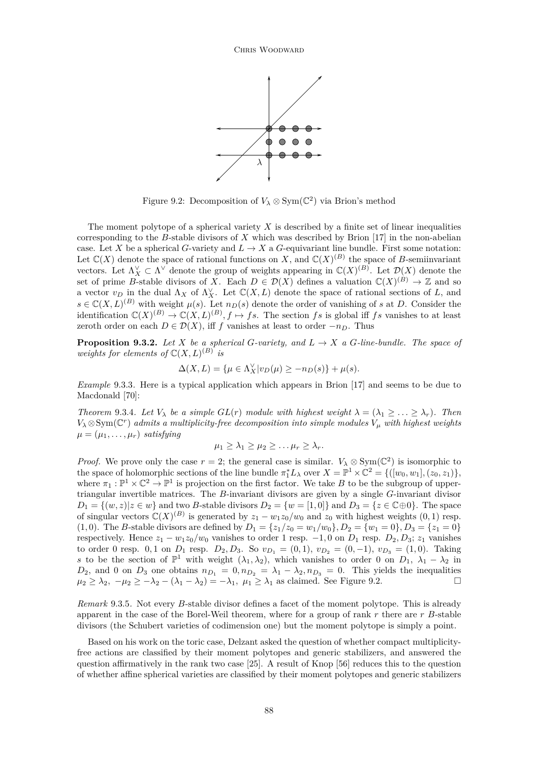Figure 9.2: Decomposition of $V_\lambda \otimes \mathrm{Sym}(\mathbb{C}^2)$ via Brion's method

The moment polytope of a spherical variety $X$ is described by a finite set of linear inequalities corresponding to the $B$-stable divisors of $X$ which was described by Brion [17] in the non-abelian case. Let $X$ be a spherical $G$-variety and $L \to X$ a $G$-equivariant line bundle. First some notation: Let $\mathbb{C}(X)$ denote the space of rational functions on $X$, and $\mathbb{C}(X)^{(B)}$ the space of $B$-semiinvariant vectors. Let $\Lambda^\vee_X \subset \Lambda^\vee$ denote the group of weights appearing in $\mathbb{C}(X)^{(B)}$. Let $\mathcal{D}(X)$ denote the set of prime $B$-stable divisors of $X$. Each $D \in \mathcal{D}(X)$ defines a valuation $\mathbb{C}(X)^{(B)} \to \mathbb{Z}$ and so a vector $v_D$ in the dual $\Lambda_X$ of $\Lambda^\vee_X$. Let $\mathbb{C}(X, L)$ denote the space of rational sections of $L$, and $s \in \mathbb{C}(X, L)^{(B)}$ with weight $\mu(s)$. Let $n_D(s)$ denote the order of vanishing of $s$ at $D$. Consider the identification $\mathbb{C}(X)^{(B)} \to \mathbb{C}(X, L)^{(B)}, f \mapsto fs$. The section $fs$ is global iff $fs$ vanishes to at least zeroth order on each $D \in \mathcal{D}(X)$, iff $f$ vanishes at least to order $-n_D$. Thus

**Proposition 9.3.2.** *Let $X$ be a spherical $G$-variety, and $L \to X$ a $G$-line-bundle. The space of weights for elements of $\mathbb{C}(X, L)^{(B)}$ is*

$$\Delta(X, L) = \{\mu \in \Lambda^\vee_X | v_D(\mu) \geq -n_D(s)\} + \mu(s).$$

*Example* 9.3.3. Here is a typical application which appears in Brion [17] and seems to be due to Macdonald [70]:

*Theorem* 9.3.4. *Let $V_\lambda$ be a simple $GL(r)$ module with highest weight $\lambda = (\lambda_1 \geq \ldots \geq \lambda_r)$. Then $V_\lambda \otimes \mathrm{Sym}(\mathbb{C}^r)$ admits a multiplicity-free decomposition into simple modules $V_\mu$ with highest weights $\mu = (\mu_1, \ldots, \mu_r)$ satisfying*

$$\mu_1 \geq \lambda_1 \geq \mu_2 \geq \ldots \mu_r \geq \lambda_r.$$

*Proof.* We prove only the case $r = 2$; the general case is similar. $V_\lambda \otimes \mathrm{Sym}(\mathbb{C}^2)$ is isomorphic to the space of holomorphic sections of the line bundle $\pi_1^* L_\lambda$ over $X = \mathbb{P}^1 \times \mathbb{C}^2 = \{([w_0, w_1], (z_0, z_1)\}$, where $\pi_1 : \mathbb{P}^1 \times \mathbb{C}^2 \to \mathbb{P}^1$ is projection on the first factor. We take $B$ to be the subgroup of upper-triangular invertible matrices. The $B$-invariant divisors are given by a single $G$-invariant divisor $D_1 = \{(w, z) | z \in w\}$ and two $B$-stable divisors $D_2 = \{w = [1, 0]\}$ and $D_3 = \{z \in \mathbb{C} \oplus 0\}$. The space of singular vectors $\mathbb{C}(X)^{(B)}$ is generated by $z_1 - w_1 z_0 / w_0$ and $z_0$ with highest weights $(0, 1)$ resp. $(1, 0)$. The $B$-stable divisors are defined by $D_1 = \{z_1/z_0 = w_1/w_0\}, D_2 = \{w_1 = 0\}, D_3 = \{z_1 = 0\}$ respectively. Hence $z_1 - w_1 z_0 / w_0$ vanishes to order 1 resp. $-1, 0$ on $D_1$ resp. $D_2, D_3$; $z_1$ vanishes to order 0 resp. $0, 1$ on $D_1$ resp. $D_2, D_3$. So $v_{D_1} = (0, 1)$, $v_{D_2} = (0, -1)$, $v_{D_3} = (1, 0)$. Taking $s$ to be the section of $\mathbb{P}^1$ with weight $(\lambda_1, \lambda_2)$, which vanishes to order 0 on $D_1$, $\lambda_1 - \lambda_2$ in $D_2$, and 0 on $D_3$ one obtains $n_{D_1} = 0, n_{D_2} = \lambda_1 - \lambda_2, n_{D_3} = 0$. This yields the inequalities $\mu_2 \geq \lambda_2$, $-\mu_2 \geq -\lambda_2 - (\lambda_1 - \lambda_2) = -\lambda_1$, $\mu_1 \geq \lambda_1$ as claimed. See Figure 9.2. □

*Remark* 9.3.5. Not every $B$-stable divisor defines a facet of the moment polytope. This is already apparent in the case of the Borel-Weil theorem, where for a group of rank $r$ there are $r$ $B$-stable divisors (the Schubert varieties of codimension one) but the moment polytope is simply a point.

Based on his work on the toric case, Delzant asked the question of whether compact multiplicity-free actions are classified by their moment polytopes and generic stabilizers, and answered the question affirmatively in the rank two case [25]. A result of Knop [56] reduces this to the question of whether affine spherical varieties are classified by their moment polytopes and generic stabilizers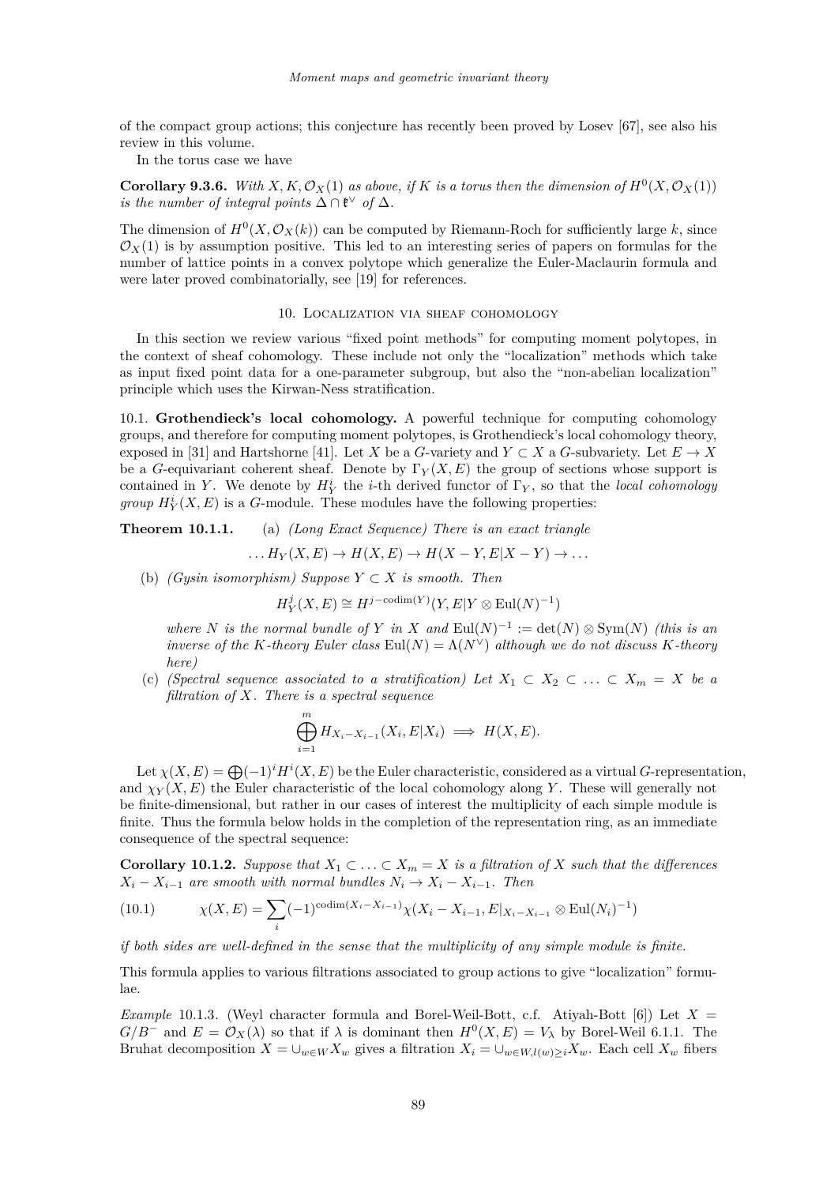of the compact group actions; this conjecture has recently been proved by Losev [67], see also his review in this volume.

In the torus case we have

**Corollary 9.3.6.** *With $X, K, \mathcal{O}_X(1)$ as above, if $K$ is a torus then the dimension of $H^0(X, \mathcal{O}_X(1))$ is the number of integral points $\Delta \cap \mathfrak{k}^\vee$ of $\Delta$.*

The dimension of $H^0(X, \mathcal{O}_X(k))$ can be computed by Riemann-Roch for sufficiently large $k$, since $\mathcal{O}_X(1)$ is by assumption positive. This led to an interesting series of papers on formulas for the number of lattice points in a convex polytope which generalize the Euler-Maclaurin formula and were later proved combinatorially, see [19] for references.

## 10. Localization via sheaf cohomology

In this section we review various "fixed point methods" for computing moment polytopes, in the context of sheaf cohomology. These include not only the "localization" methods which take as input fixed point data for a one-parameter subgroup, but also the "non-abelian localization" principle which uses the Kirwan-Ness stratification.

10.1. **Grothendieck's local cohomology.** A powerful technique for computing cohomology groups, and therefore for computing moment polytopes, is Grothendieck's local cohomology theory, exposed in [31] and Hartshorne [41]. Let $X$ be a $G$-variety and $Y \subset X$ a $G$-subvariety. Let $E \to X$ be a $G$-equivariant coherent sheaf. Denote by $\Gamma_Y(X, E)$ the group of sections whose support is contained in $Y$. We denote by $H^i_Y$ the $i$-th derived functor of $\Gamma_Y$, so that the *local cohomology group* $H^i_Y(X, E)$ is a $G$-module. These modules have the following properties:

**Theorem 10.1.1.** (a) *(Long Exact Sequence) There is an exact triangle*

$$\ldots H_Y(X, E) \to H(X, E) \to H(X - Y, E|X - Y) \to \ldots$$

(b) *(Gysin isomorphism) Suppose $Y \subset X$ is smooth. Then*

$$H^j_Y(X, E) \cong H^{j - \operatorname{codim}(Y)}(Y, E|Y \otimes \operatorname{Eul}(N)^{-1})$$

*where $N$ is the normal bundle of $Y$ in $X$ and $\operatorname{Eul}(N)^{-1} := \det(N) \otimes \operatorname{Sym}(N)$ (this is an inverse of the $K$-theory Euler class $\operatorname{Eul}(N) = \Lambda(N^\vee)$ although we do not discuss $K$-theory here)*

(c) *(Spectral sequence associated to a stratification) Let $X_1 \subset X_2 \subset \ldots \subset X_m = X$ be a filtration of $X$. There is a spectral sequence*

$$\bigoplus_{i=1}^{m} H_{X_i - X_{i-1}}(X_i, E|X_i) \implies H(X, E).$$

Let $\chi(X, E) = \bigoplus (-1)^i H^i(X, E)$ be the Euler characteristic, considered as a virtual $G$-representation, and $\chi_Y(X, E)$ the Euler characteristic of the local cohomology along $Y$. These will generally not be finite-dimensional, but rather in our cases of interest the multiplicity of each simple module is finite. Thus the formula below holds in the completion of the representation ring, as an immediate consequence of the spectral sequence:

**Corollary 10.1.2.** *Suppose that $X_1 \subset \ldots \subset X_m = X$ is a filtration of $X$ such that the differences $X_i - X_{i-1}$ are smooth with normal bundles $N_i \to X_i - X_{i-1}$. Then*

$$\chi(X, E) = \sum_i (-1)^{\operatorname{codim}(X_i - X_{i-1})} \chi(X_i - X_{i-1}, E|_{X_i - X_{i-1}} \otimes \operatorname{Eul}(N_i)^{-1}) \tag{10.1}$$

*if both sides are well-defined in the sense that the multiplicity of any simple module is finite.*

This formula applies to various filtrations associated to group actions to give "localization" formulae.

*Example* 10.1.3. (Weyl character formula and Borel-Weil-Bott, c.f. Atiyah-Bott [6]) Let $X = G/B^-$ and $E = \mathcal{O}_X(\lambda)$ so that if $\lambda$ is dominant then $H^0(X, E) = V_\lambda$ by Borel-Weil 6.1.1. The Bruhat decomposition $X = \cup_{w \in W} X_w$ gives a filtration $X_i = \cup_{w \in W, l(w) \geq i} X_w$. Each cell $X_w$ fibers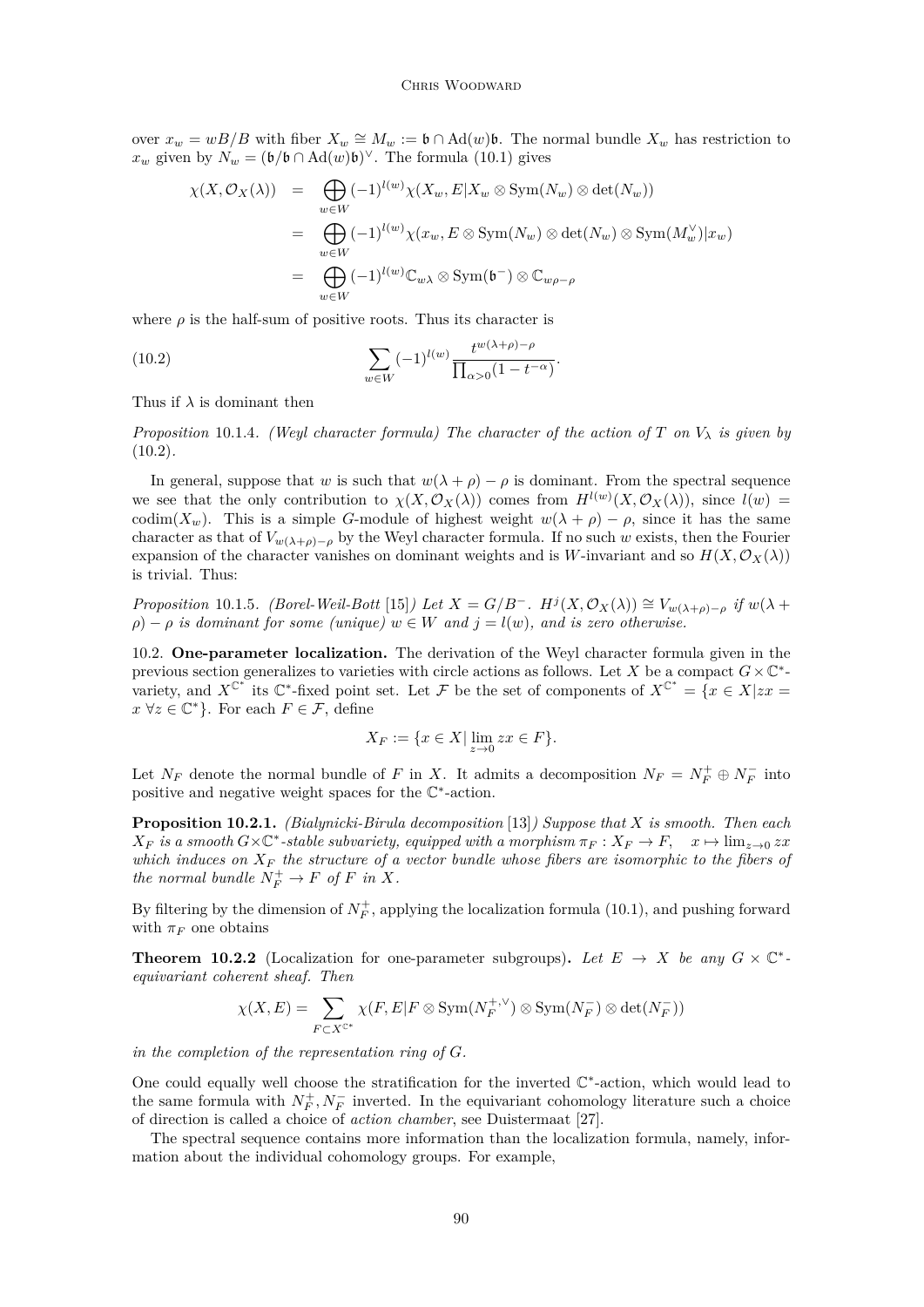over $x_w = wB/B$ with fiber $X_w \cong M_w := \mathfrak{b} \cap \mathrm{Ad}(w)\mathfrak{b}$. The normal bundle $X_w$ has restriction to $x_w$ given by $N_w = (\mathfrak{b}/\mathfrak{b} \cap \mathrm{Ad}(w)\mathfrak{b})^\vee$. The formula (10.1) gives

$$
\begin{aligned}
\chi(X, \mathcal{O}_X(\lambda)) &= \bigoplus_{w \in W} (-1)^{l(w)} \chi(X_w, E|X_w \otimes \mathrm{Sym}(N_w) \otimes \det(N_w)) \\
&= \bigoplus_{w \in W} (-1)^{l(w)} \chi(x_w, E \otimes \mathrm{Sym}(N_w) \otimes \det(N_w) \otimes \mathrm{Sym}(M_w^\vee)|x_w) \\
&= \bigoplus_{w \in W} (-1)^{l(w)} \mathbb{C}_{w\lambda} \otimes \mathrm{Sym}(\mathfrak{b}^-) \otimes \mathbb{C}_{w\rho - \rho}
\end{aligned}
$$

where $\rho$ is the half-sum of positive roots. Thus its character is

$$
\sum_{w \in W} (-1)^{l(w)} \frac{t^{w(\lambda+\rho)-\rho}}{\prod_{\alpha > 0}(1 - t^{-\alpha})}. \tag{10.2}
$$

Thus if $\lambda$ is dominant then

*Proposition* 10.1.4. *(Weyl character formula) The character of the action of $T$ on $V_\lambda$ is given by* (10.2).

In general, suppose that $w$ is such that $w(\lambda + \rho) - \rho$ is dominant. From the spectral sequence we see that the only contribution to $\chi(X, \mathcal{O}_X(\lambda))$ comes from $H^{l(w)}(X, \mathcal{O}_X(\lambda))$, since $l(w) = \mathrm{codim}(X_w)$. This is a simple $G$-module of highest weight $w(\lambda + \rho) - \rho$, since it has the same character as that of $V_{w(\lambda+\rho)-\rho}$ by the Weyl character formula. If no such $w$ exists, then the Fourier expansion of the character vanishes on dominant weights and is $W$-invariant and so $H(X, \mathcal{O}_X(\lambda))$ is trivial. Thus:

*Proposition* 10.1.5. *(Borel-Weil-Bott* [15]*) Let $X = G/B^-$. $H^j(X, \mathcal{O}_X(\lambda)) \cong V_{w(\lambda+\rho)-\rho}$ if $w(\lambda + \rho) - \rho$ is dominant for some (unique) $w \in W$ and $j = l(w)$, and is zero otherwise.*

10.2. **One-parameter localization.** The derivation of the Weyl character formula given in the previous section generalizes to varieties with circle actions as follows. Let $X$ be a compact $G \times \mathbb{C}^*$-variety, and $X^{\mathbb{C}^*}$ its $\mathbb{C}^*$-fixed point set. Let $\mathcal{F}$ be the set of components of $X^{\mathbb{C}^*} = \{x \in X | zx = x \ \forall z \in \mathbb{C}^*\}$. For each $F \in \mathcal{F}$, define

$$
X_F := \{x \in X | \lim_{z \to 0} zx \in F\}.
$$

Let $N_F$ denote the normal bundle of $F$ in $X$. It admits a decomposition $N_F = N_F^+ \oplus N_F^-$ into positive and negative weight spaces for the $\mathbb{C}^*$-action.

**Proposition 10.2.1.** *(Bialynicki-Birula decomposition* [13]*) Suppose that $X$ is smooth. Then each $X_F$ is a smooth $G \times \mathbb{C}^*$-stable subvariety, equipped with a morphism $\pi_F : X_F \to F$, $\quad x \mapsto \lim_{z \to 0} zx$ which induces on $X_F$ the structure of a vector bundle whose fibers are isomorphic to the fibers of the normal bundle $N_F^+ \to F$ of $F$ in $X$.*

By filtering by the dimension of $N_F^+$, applying the localization formula (10.1), and pushing forward with $\pi_F$ one obtains

**Theorem 10.2.2** (Localization for one-parameter subgroups)**.** *Let $E \to X$ be any $G \times \mathbb{C}^*$-equivariant coherent sheaf. Then*

$$
\chi(X, E) = \sum_{F \subset X^{\mathbb{C}^*}} \chi(F, E|F \otimes \mathrm{Sym}(N_F^{+,\vee}) \otimes \mathrm{Sym}(N_F^-) \otimes \det(N_F^-))
$$

*in the completion of the representation ring of $G$.*

One could equally well choose the stratification for the inverted $\mathbb{C}^*$-action, which would lead to the same formula with $N_F^+, N_F^-$ inverted. In the equivariant cohomology literature such a choice of direction is called a choice of *action chamber*, see Duistermaat [27].

The spectral sequence contains more information than the localization formula, namely, information about the individual cohomology groups. For example,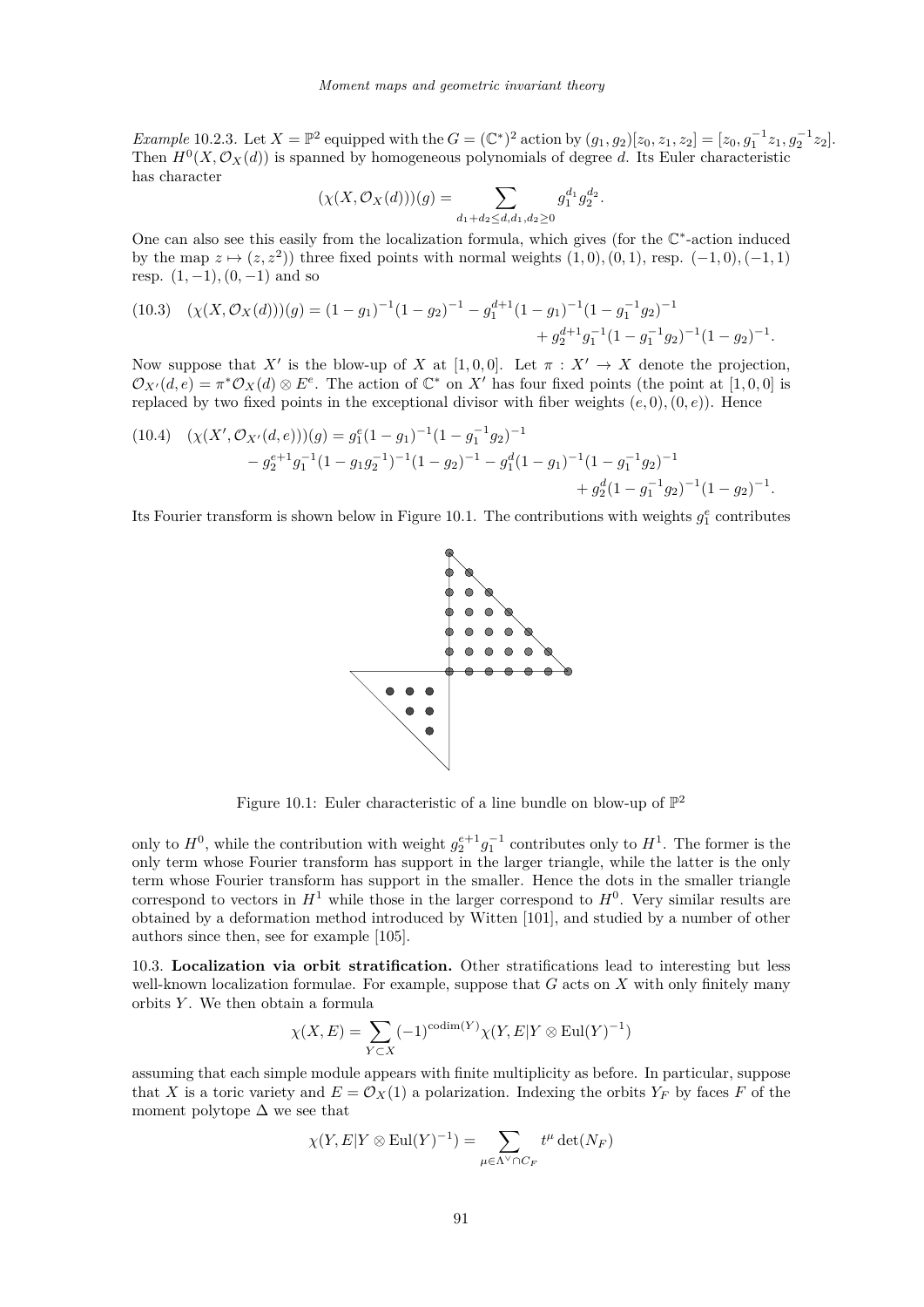*Example* 10.2.3. Let $X = \mathbb{P}^2$ equipped with the $G = (\mathbb{C}^*)^2$ action by $(g_1, g_2)[z_0, z_1, z_2] = [z_0, g_1^{-1}z_1, g_2^{-1}z_2]$. Then $H^0(X, \mathcal{O}_X(d))$ is spanned by homogeneous polynomials of degree $d$. Its Euler characteristic has character

$$(\chi(X, \mathcal{O}_X(d)))(g) = \sum_{d_1+d_2 \le d, d_1, d_2 \ge 0} g_1^{d_1} g_2^{d_2}.$$

One can also see this easily from the localization formula, which gives (for the $\mathbb{C}^*$-action induced by the map $z \mapsto (z, z^2)$) three fixed points with normal weights $(1,0),(0,1)$, resp. $(-1,0),(-1,1)$ resp. $(1,-1),(0,-1)$ and so

$$(10.3) \quad (\chi(X, \mathcal{O}_X(d)))(g) = (1-g_1)^{-1}(1-g_2)^{-1} - g_1^{d+1}(1-g_1)^{-1}(1-g_1^{-1}g_2)^{-1} + g_2^{d+1}g_1^{-1}(1-g_1^{-1}g_2)^{-1}(1-g_2)^{-1}.$$

Now suppose that $X'$ is the blow-up of $X$ at $[1,0,0]$. Let $\pi : X' \to X$ denote the projection, $\mathcal{O}_{X'}(d,e) = \pi^*\mathcal{O}_X(d) \otimes E^e$. The action of $\mathbb{C}^*$ on $X'$ has four fixed points (the point at $[1,0,0]$ is replaced by two fixed points in the exceptional divisor with fiber weights $(e,0),(0,e)$). Hence

$$(10.4) \quad (\chi(X', \mathcal{O}_{X'}(d,e)))(g) = g_1^e(1-g_1)^{-1}(1-g_1^{-1}g_2)^{-1} - g_2^{e+1}g_1^{-1}(1-g_1g_2^{-1})^{-1}(1-g_2)^{-1} - g_1^d(1-g_1)^{-1}(1-g_1^{-1}g_2)^{-1} + g_2^d(1-g_1^{-1}g_2)^{-1}(1-g_2)^{-1}.$$

Its Fourier transform is shown below in Figure 10.1. The contributions with weights $g_1^e$ contributes

Figure 10.1: Euler characteristic of a line bundle on blow-up of $\mathbb{P}^2$

only to $H^0$, while the contribution with weight $g_2^{e+1}g_1^{-1}$ contributes only to $H^1$. The former is the only term whose Fourier transform has support in the larger triangle, while the latter is the only term whose Fourier transform has support in the smaller. Hence the dots in the smaller triangle correspond to vectors in $H^1$ while those in the larger correspond to $H^0$. Very similar results are obtained by a deformation method introduced by Witten [101], and studied by a number of other authors since then, see for example [105].

10.3. **Localization via orbit stratification.** Other stratifications lead to interesting but less well-known localization formulae. For example, suppose that $G$ acts on $X$ with only finitely many orbits $Y$. We then obtain a formula

$$\chi(X, E) = \sum_{Y \subset X} (-1)^{\operatorname{codim}(Y)} \chi(Y, E|Y \otimes \operatorname{Eul}(Y)^{-1})$$

assuming that each simple module appears with finite multiplicity as before. In particular, suppose that $X$ is a toric variety and $E = \mathcal{O}_X(1)$ a polarization. Indexing the orbits $Y_F$ by faces $F$ of the moment polytope $\Delta$ we see that

$$\chi(Y, E|Y \otimes \operatorname{Eul}(Y)^{-1}) = \sum_{\mu \in \Lambda^\vee \cap C_F} t^\mu \det(N_F)$$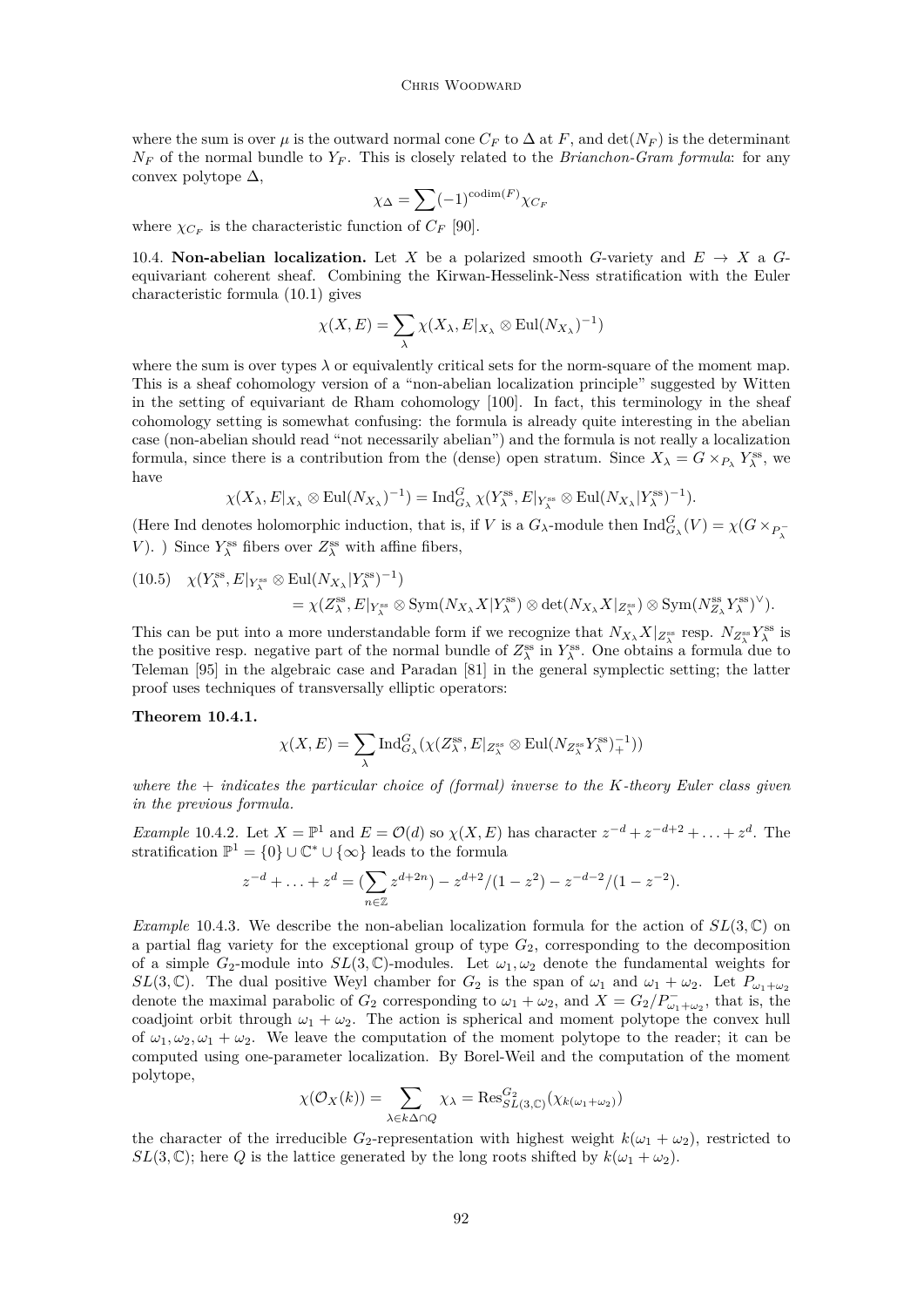where the sum is over $\mu$ is the outward normal cone $C_F$ to $\Delta$ at $F$, and $\det(N_F)$ is the determinant $N_F$ of the normal bundle to $Y_F$. This is closely related to the *Brianchon-Gram formula*: for any convex polytope $\Delta$,

$$\chi_\Delta = \sum (-1)^{\operatorname{codim}(F)} \chi_{C_F}$$

where $\chi_{C_F}$ is the characteristic function of $C_F$ [90].

10.4. **Non-abelian localization.** Let $X$ be a polarized smooth $G$-variety and $E \to X$ a $G$-equivariant coherent sheaf. Combining the Kirwan-Hesselink-Ness stratification with the Euler characteristic formula (10.1) gives

$$\chi(X, E) = \sum_\lambda \chi(X_\lambda, E|_{X_\lambda} \otimes \operatorname{Eul}(N_{X_\lambda})^{-1})$$

where the sum is over types $\lambda$ or equivalently critical sets for the norm-square of the moment map. This is a sheaf cohomology version of a "non-abelian localization principle" suggested by Witten in the setting of equivariant de Rham cohomology [100]. In fact, this terminology in the sheaf cohomology setting is somewhat confusing: the formula is already quite interesting in the abelian case (non-abelian should read "not necessarily abelian") and the formula is not really a localization formula, since there is a contribution from the (dense) open stratum. Since $X_\lambda = G \times_{P_\lambda} Y_\lambda^{\mathrm{ss}}$, we have

$$\chi(X_\lambda, E|_{X_\lambda} \otimes \operatorname{Eul}(N_{X_\lambda})^{-1}) = \operatorname{Ind}_{G_\lambda}^G \chi(Y_\lambda^{\mathrm{ss}}, E|_{Y_\lambda^{\mathrm{ss}}} \otimes \operatorname{Eul}(N_{X_\lambda}|Y_\lambda^{\mathrm{ss}})^{-1}).$$

(Here Ind denotes holomorphic induction, that is, if $V$ is a $G_\lambda$-module then $\operatorname{Ind}_{G_\lambda}^G(V) = \chi(G \times_{P_\lambda^-} V)$. ) Since $Y_\lambda^{\mathrm{ss}}$ fibers over $Z_\lambda^{\mathrm{ss}}$ with affine fibers,

$$\begin{aligned}(10.5)\quad & \chi(Y_\lambda^{\mathrm{ss}}, E|_{Y_\lambda^{\mathrm{ss}}} \otimes \operatorname{Eul}(N_{X_\lambda}|Y_\lambda^{\mathrm{ss}})^{-1}) \\ &= \chi(Z_\lambda^{\mathrm{ss}}, E|_{Y_\lambda^{\mathrm{ss}}} \otimes \operatorname{Sym}(N_{X_\lambda}X|Y_\lambda^{\mathrm{ss}}) \otimes \det(N_{X_\lambda}X|_{Z_\lambda^{\mathrm{ss}}}) \otimes \operatorname{Sym}(N_{Z_\lambda}^{\mathrm{ss}} Y_\lambda^{\mathrm{ss}})^\vee).\end{aligned}$$

This can be put into a more understandable form if we recognize that $N_{X_\lambda}X|_{Z_\lambda^{\mathrm{ss}}}$ resp. $N_{Z_\lambda^{\mathrm{ss}}}Y_\lambda^{\mathrm{ss}}$ is the positive resp. negative part of the normal bundle of $Z_\lambda^{\mathrm{ss}}$ in $Y_\lambda^{\mathrm{ss}}$. One obtains a formula due to Teleman [95] in the algebraic case and Paradan [81] in the general symplectic setting; the latter proof uses techniques of transversally elliptic operators:

**Theorem 10.4.1.**

$$\chi(X, E) = \sum_\lambda \operatorname{Ind}_{G_\lambda}^G(\chi(Z_\lambda^{\mathrm{ss}}, E|_{Z_\lambda^{\mathrm{ss}}} \otimes \operatorname{Eul}(N_{Z_\lambda^{\mathrm{ss}}} Y_\lambda^{\mathrm{ss}})_+^{-1}))$$

*where the $+$ indicates the particular choice of (formal) inverse to the K-theory Euler class given in the previous formula.*

*Example* 10.4.2. Let $X = \mathbb{P}^1$ and $E = \mathcal{O}(d)$ so $\chi(X, E)$ has character $z^{-d} + z^{-d+2} + \ldots + z^d$. The stratification $\mathbb{P}^1 = \{0\} \cup \mathbb{C}^* \cup \{\infty\}$ leads to the formula

$$z^{-d} + \ldots + z^d = (\sum_{n \in \mathbb{Z}} z^{d+2n}) - z^{d+2}/(1 - z^2) - z^{-d-2}/(1 - z^{-2}).$$

*Example* 10.4.3. We describe the non-abelian localization formula for the action of $SL(3,\mathbb{C})$ on a partial flag variety for the exceptional group of type $G_2$, corresponding to the decomposition of a simple $G_2$-module into $SL(3,\mathbb{C})$-modules. Let $\omega_1, \omega_2$ denote the fundamental weights for $SL(3,\mathbb{C})$. The dual positive Weyl chamber for $G_2$ is the span of $\omega_1$ and $\omega_1 + \omega_2$. Let $P_{\omega_1+\omega_2}$ denote the maximal parabolic of $G_2$ corresponding to $\omega_1 + \omega_2$, and $X = G_2/P_{\omega_1+\omega_2}^-$, that is, the coadjoint orbit through $\omega_1 + \omega_2$. The action is spherical and moment polytope the convex hull of $\omega_1, \omega_2, \omega_1 + \omega_2$. We leave the computation of the moment polytope to the reader; it can be computed using one-parameter localization. By Borel-Weil and the computation of the moment polytope,

$$\chi(\mathcal{O}_X(k)) = \sum_{\lambda \in k\Delta \cap Q} \chi_\lambda = \operatorname{Res}_{SL(3,\mathbb{C})}^{G_2}(\chi_{k(\omega_1+\omega_2)})$$

the character of the irreducible $G_2$-representation with highest weight $k(\omega_1 + \omega_2)$, restricted to $SL(3,\mathbb{C})$; here $Q$ is the lattice generated by the long roots shifted by $k(\omega_1 + \omega_2)$.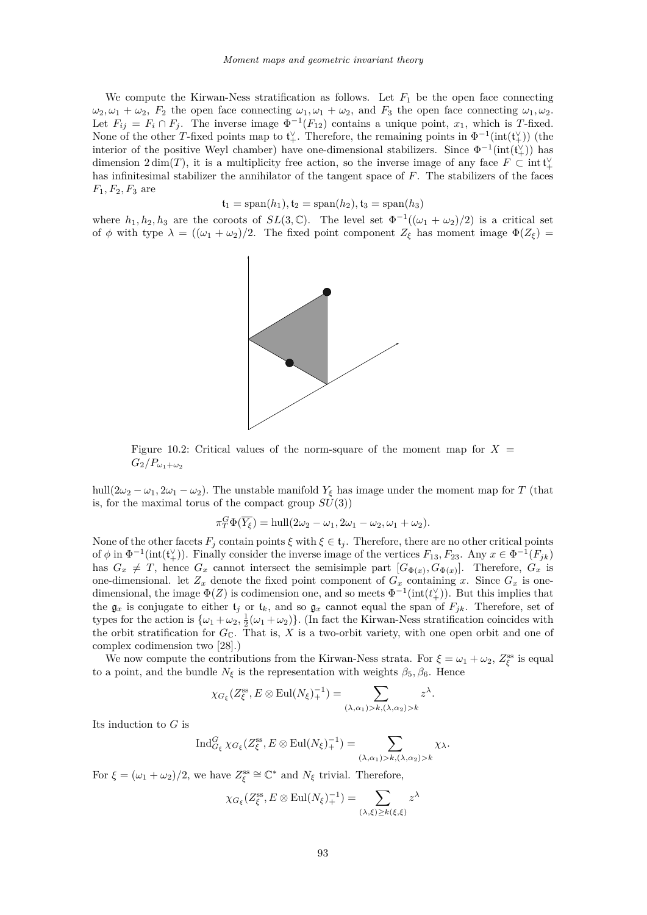We compute the Kirwan-Ness stratification as follows. Let $F_1$ be the open face connecting $\omega_2, \omega_1 + \omega_2$, $F_2$ the open face connecting $\omega_1, \omega_1 + \omega_2$, and $F_3$ the open face connecting $\omega_1, \omega_2$. Let $F_{ij} = F_i \cap F_j$. The inverse image $\Phi^{-1}(F_{12})$ contains a unique point, $x_1$, which is $T$-fixed. None of the other $T$-fixed points map to $\mathfrak{t}_+^\vee$. Therefore, the remaining points in $\Phi^{-1}(\mathrm{int}(\mathfrak{t}_+^\vee))$ (the interior of the positive Weyl chamber) have one-dimensional stabilizers. Since $\Phi^{-1}(\mathrm{int}(\mathfrak{t}_+^\vee))$ has dimension $2\dim(T)$, it is a multiplicity free action, so the inverse image of any face $F \subset \mathrm{int}\, \mathfrak{t}_+^\vee$ has infinitesimal stabilizer the annihilator of the tangent space of $F$. The stabilizers of the faces $F_1, F_2, F_3$ are

$$\mathfrak{t}_1 = \mathrm{span}(h_1), \mathfrak{t}_2 = \mathrm{span}(h_2), \mathfrak{t}_3 = \mathrm{span}(h_3)$$

where $h_1, h_2, h_3$ are the coroots of $SL(3, \mathbb{C})$. The level set $\Phi^{-1}((\omega_1 + \omega_2)/2)$ is a critical set of $\phi$ with type $\lambda = ((\omega_1 + \omega_2)/2$. The fixed point component $Z_\xi$ has moment image $\Phi(Z_\xi) =$

Figure 10.2: Critical values of the norm-square of the moment map for $X = G_2/P_{\omega_1+\omega_2}$

$\mathrm{hull}(2\omega_2 - \omega_1, 2\omega_1 - \omega_2)$. The unstable manifold $Y_\xi$ has image under the moment map for $T$ (that is, for the maximal torus of the compact group $SU(3)$)

$$\pi_T^G \Phi(\overline{Y_\xi}) = \mathrm{hull}(2\omega_2 - \omega_1, 2\omega_1 - \omega_2, \omega_1 + \omega_2).$$

None of the other facets $F_j$ contain points $\xi$ with $\xi \in \mathfrak{t}_j$. Therefore, there are no other critical points of $\phi$ in $\Phi^{-1}(\mathrm{int}(\mathfrak{t}_+^\vee))$. Finally consider the inverse image of the vertices $F_{13}, F_{23}$. Any $x \in \Phi^{-1}(F_{jk})$ has $G_x \neq T$, hence $G_x$ cannot intersect the semisimple part $[G_{\Phi(x)}, G_{\Phi(x)}]$. Therefore, $G_x$ is one-dimensional. let $Z_x$ denote the fixed point component of $G_x$ containing $x$. Since $G_x$ is one-dimensional, the image $\Phi(Z)$ is codimension one, and so meets $\Phi^{-1}(\mathrm{int}(t_+^\vee))$. But this implies that the $\mathfrak{g}_x$ is conjugate to either $\mathfrak{t}_j$ or $\mathfrak{t}_k$, and so $\mathfrak{g}_x$ cannot equal the span of $F_{jk}$. Therefore, set of types for the action is $\{\omega_1 + \omega_2, \frac{1}{2}(\omega_1 + \omega_2)\}$. (In fact the Kirwan-Ness stratification coincides with the orbit stratification for $G_\mathbb{C}$. That is, $X$ is a two-orbit variety, with one open orbit and one of complex codimension two [28].)

We now compute the contributions from the Kirwan-Ness strata. For $\xi = \omega_1 + \omega_2$, $Z_\xi^{\mathrm{ss}}$ is equal to a point, and the bundle $N_\xi$ is the representation with weights $\beta_5, \beta_6$. Hence

$$\chi_{G_\xi}(Z_\xi^{\mathrm{ss}}, E \otimes \mathrm{Eul}(N_\xi)_+^{-1}) = \sum_{(\lambda,\alpha_1) > k, (\lambda,\alpha_2) > k} z^\lambda.$$

Its induction to $G$ is

$$\mathrm{Ind}_{G_\xi}^G \chi_{G_\xi}(Z_\xi^{\mathrm{ss}}, E \otimes \mathrm{Eul}(N_\xi)_+^{-1}) = \sum_{(\lambda,\alpha_1) > k, (\lambda,\alpha_2) > k} \chi_\lambda.$$

For $\xi = (\omega_1 + \omega_2)/2$, we have $Z_\xi^{\mathrm{ss}} \cong \mathbb{C}^*$ and $N_\xi$ trivial. Therefore,

$$\chi_{G_\xi}(Z_\xi^{\mathrm{ss}}, E \otimes \mathrm{Eul}(N_\xi)_+^{-1}) = \sum_{(\lambda,\xi) \geq k(\xi,\xi)} z^\lambda$$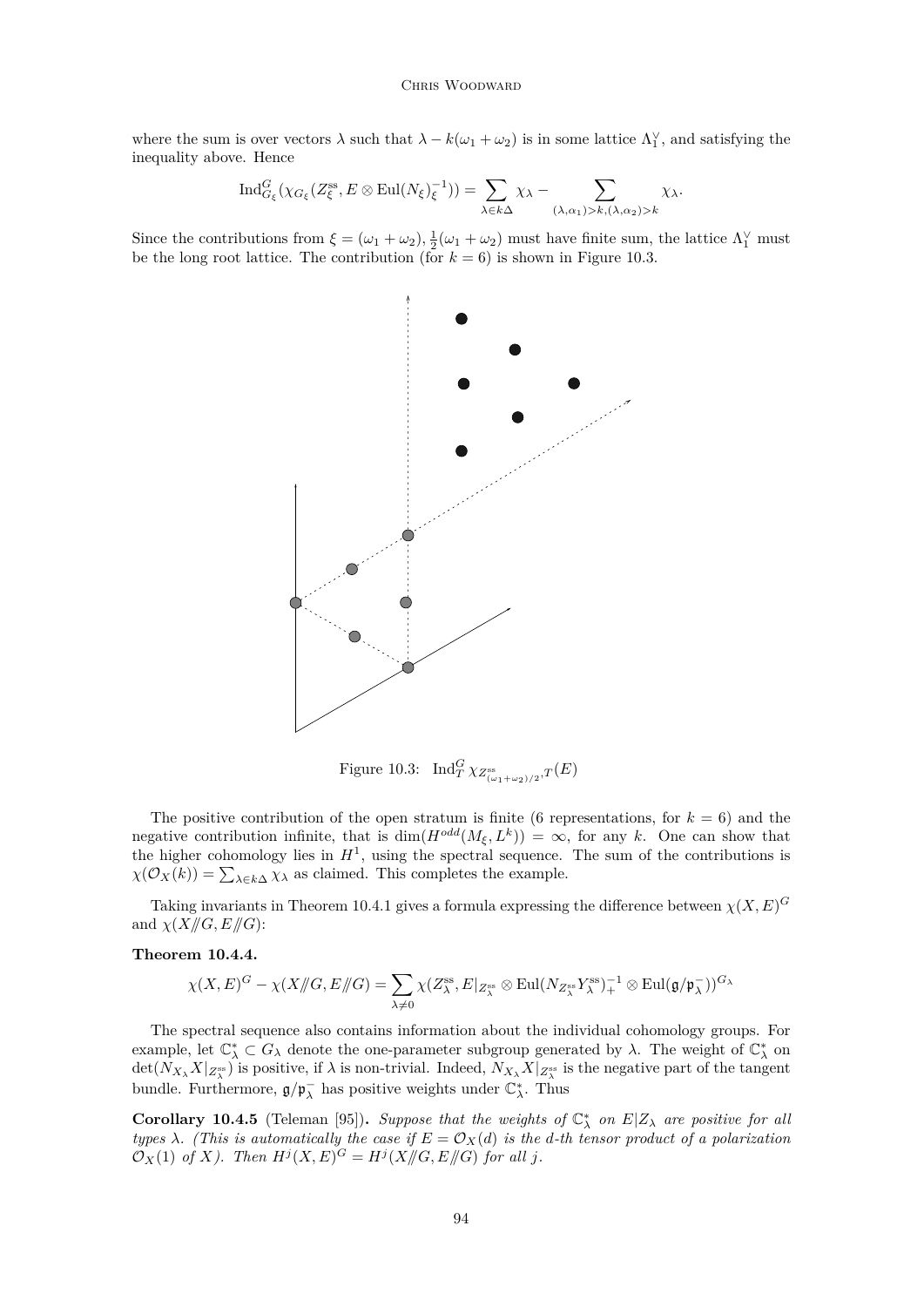where the sum is over vectors $\lambda$ such that $\lambda - k(\omega_1 + \omega_2)$ is in some lattice $\Lambda_1^\vee$, and satisfying the inequality above. Hence

$$\mathrm{Ind}_{G_\xi}^G(\chi_{G_\xi}(Z_\xi^{\mathrm{ss}}, E \otimes \mathrm{Eul}(N_\xi)_\xi^{-1})) = \sum_{\lambda \in k\Delta} \chi_\lambda - \sum_{(\lambda,\alpha_1)>k,(\lambda,\alpha_2)>k} \chi_\lambda.$$

Since the contributions from $\xi = (\omega_1 + \omega_2), \frac{1}{2}(\omega_1 + \omega_2)$ must have finite sum, the lattice $\Lambda_1^\vee$ must be the long root lattice. The contribution (for $k = 6$) is shown in Figure 10.3.

Figure 10.3: $\mathrm{Ind}_T^G \chi_{Z^{\mathrm{ss}}_{(\omega_1+\omega_2)/2},T}(E)$

The positive contribution of the open stratum is finite (6 representations, for $k = 6$) and the negative contribution infinite, that is $\dim(H^{odd}(M_\xi, L^k)) = \infty$, for any $k$. One can show that the higher cohomology lies in $H^1$, using the spectral sequence. The sum of the contributions is $\chi(\mathcal{O}_X(k)) = \sum_{\lambda \in k\Delta} \chi_\lambda$ as claimed. This completes the example.

Taking invariants in Theorem 10.4.1 gives a formula expressing the difference between $\chi(X, E)^G$ and $\chi(X/\!\!/G, E/\!\!/G)$:

**Theorem 10.4.4.**

$$\chi(X, E)^G - \chi(X/\!\!/G, E/\!\!/G) = \sum_{\lambda \neq 0} \chi(Z_\lambda^{\mathrm{ss}}, E|_{Z_\lambda^{\mathrm{ss}}} \otimes \mathrm{Eul}(N_{Z_\lambda^{\mathrm{ss}}} Y_\lambda^{\mathrm{ss}})_+^{-1} \otimes \mathrm{Eul}(\mathfrak{g}/\mathfrak{p}_\lambda^-))^{G_\lambda}$$

The spectral sequence also contains information about the individual cohomology groups. For example, let $\mathbb{C}_\lambda^* \subset G_\lambda$ denote the one-parameter subgroup generated by $\lambda$. The weight of $\mathbb{C}_\lambda^*$ on $\det(N_{X_\lambda} X|_{Z_\lambda^{\mathrm{ss}}})$ is positive, if $\lambda$ is non-trivial. Indeed, $N_{X_\lambda} X|_{Z_\lambda^{\mathrm{ss}}}$ is the negative part of the tangent bundle. Furthermore, $\mathfrak{g}/\mathfrak{p}_\lambda^-$ has positive weights under $\mathbb{C}_\lambda^*$. Thus

**Corollary 10.4.5** (Teleman [95])**.** *Suppose that the weights of $\mathbb{C}_\lambda^*$ on $E|Z_\lambda$ are positive for all types $\lambda$. (This is automatically the case if $E = \mathcal{O}_X(d)$ is the $d$-th tensor product of a polarization $\mathcal{O}_X(1)$ of $X$). Then $H^j(X, E)^G = H^j(X/\!\!/G, E/\!\!/G)$ for all $j$.*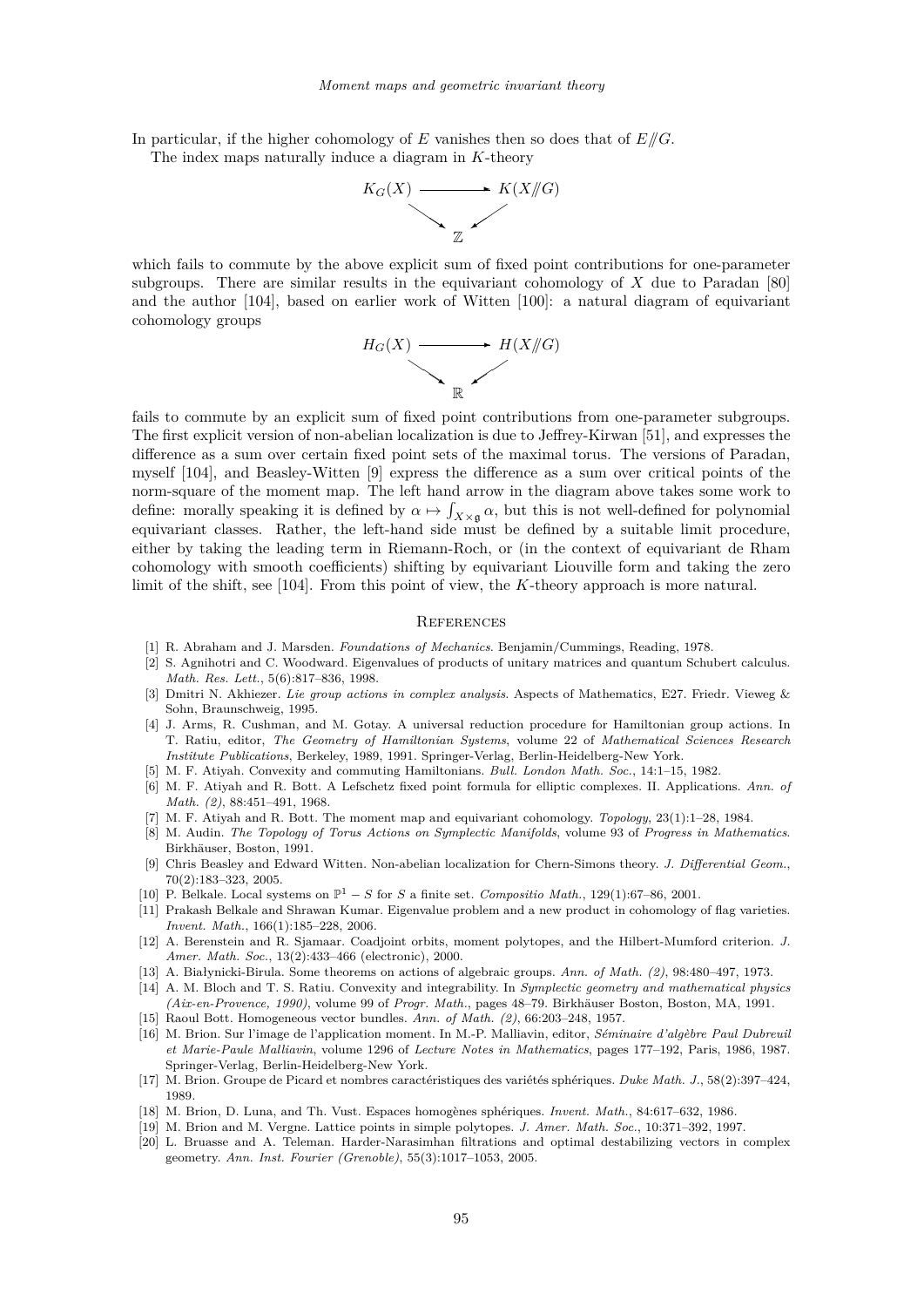In particular, if the higher cohomology of $E$ vanishes then so does that of $E /\!\!/ G$.

The index maps naturally induce a diagram in $K$-theory

$$
\begin{array}{ccc}
K_G(X) & \longrightarrow & K(X /\!\!/ G) \\
 & \searrow \quad \swarrow & \\
 & \mathbb{Z} &
\end{array}
$$

which fails to commute by the above explicit sum of fixed point contributions for one-parameter subgroups. There are similar results in the equivariant cohomology of $X$ due to Paradan [80] and the author [104], based on earlier work of Witten [100]: a natural diagram of equivariant cohomology groups

$$
\begin{array}{ccc}
H_G(X) & \longrightarrow & H(X /\!\!/ G) \\
 & \searrow \quad \swarrow & \\
 & \mathbb{R} &
\end{array}
$$

fails to commute by an explicit sum of fixed point contributions from one-parameter subgroups. The first explicit version of non-abelian localization is due to Jeffrey-Kirwan [51], and expresses the difference as a sum over certain fixed point sets of the maximal torus. The versions of Paradan, myself [104], and Beasley-Witten [9] express the difference as a sum over critical points of the norm-square of the moment map. The left hand arrow in the diagram above takes some work to define: morally speaking it is defined by $\alpha \mapsto \int_{X \times \mathfrak{g}} \alpha$, but this is not well-defined for polynomial equivariant classes. Rather, the left-hand side must be defined by a suitable limit procedure, either by taking the leading term in Riemann-Roch, or (in the context of equivariant de Rham cohomology with smooth coefficients) shifting by equivariant Liouville form and taking the zero limit of the shift, see [104]. From this point of view, the $K$-theory approach is more natural.

## References

[1] R. Abraham and J. Marsden. *Foundations of Mechanics*. Benjamin/Cummings, Reading, 1978.

[2] S. Agnihotri and C. Woodward. Eigenvalues of products of unitary matrices and quantum Schubert calculus. *Math. Res. Lett.*, 5(6):817–836, 1998.

[3] Dmitri N. Akhiezer. *Lie group actions in complex analysis*. Aspects of Mathematics, E27. Friedr. Vieweg & Sohn, Braunschweig, 1995.

[4] J. Arms, R. Cushman, and M. Gotay. A universal reduction procedure for Hamiltonian group actions. In T. Ratiu, editor, *The Geometry of Hamiltonian Systems*, volume 22 of *Mathematical Sciences Research Institute Publications*, Berkeley, 1989, 1991. Springer-Verlag, Berlin-Heidelberg-New York.

[5] M. F. Atiyah. Convexity and commuting Hamiltonians. *Bull. London Math. Soc.*, 14:1–15, 1982.

[6] M. F. Atiyah and R. Bott. A Lefschetz fixed point formula for elliptic complexes. II. Applications. *Ann. of Math. (2)*, 88:451–491, 1968.

[7] M. F. Atiyah and R. Bott. The moment map and equivariant cohomology. *Topology*, 23(1):1–28, 1984.

[8] M. Audin. *The Topology of Torus Actions on Symplectic Manifolds*, volume 93 of *Progress in Mathematics*. Birkhäuser, Boston, 1991.

[9] Chris Beasley and Edward Witten. Non-abelian localization for Chern-Simons theory. *J. Differential Geom.*, 70(2):183–323, 2005.

[10] P. Belkale. Local systems on $\mathbb{P}^1 - S$ for $S$ a finite set. *Compositio Math.*, 129(1):67–86, 2001.

[11] Prakash Belkale and Shrawan Kumar. Eigenvalue problem and a new product in cohomology of flag varieties. *Invent. Math.*, 166(1):185–228, 2006.

[12] A. Berenstein and R. Sjamaar. Coadjoint orbits, moment polytopes, and the Hilbert-Mumford criterion. *J. Amer. Math. Soc.*, 13(2):433–466 (electronic), 2000.

[13] A. Białynicki-Birula. Some theorems on actions of algebraic groups. *Ann. of Math. (2)*, 98:480–497, 1973.

[14] A. M. Bloch and T. S. Ratiu. Convexity and integrability. In *Symplectic geometry and mathematical physics (Aix-en-Provence, 1990)*, volume 99 of *Progr. Math.*, pages 48–79. Birkhäuser Boston, Boston, MA, 1991.

[15] Raoul Bott. Homogeneous vector bundles. *Ann. of Math. (2)*, 66:203–248, 1957.

[16] M. Brion. Sur l'image de l'application moment. In M.-P. Malliavin, editor, *Séminaire d'algèbre Paul Dubreuil et Marie-Paule Malliavin*, volume 1296 of *Lecture Notes in Mathematics*, pages 177–192, Paris, 1986, 1987. Springer-Verlag, Berlin-Heidelberg-New York.

[17] M. Brion. Groupe de Picard et nombres caractéristiques des variétés sphériques. *Duke Math. J.*, 58(2):397–424, 1989.

[18] M. Brion, D. Luna, and Th. Vust. Espaces homogènes sphériques. *Invent. Math.*, 84:617–632, 1986.

[19] M. Brion and M. Vergne. Lattice points in simple polytopes. *J. Amer. Math. Soc.*, 10:371–392, 1997.

[20] L. Bruasse and A. Teleman. Harder-Narasimhan filtrations and optimal destabilizing vectors in complex geometry. *Ann. Inst. Fourier (Grenoble)*, 55(3):1017–1053, 2005.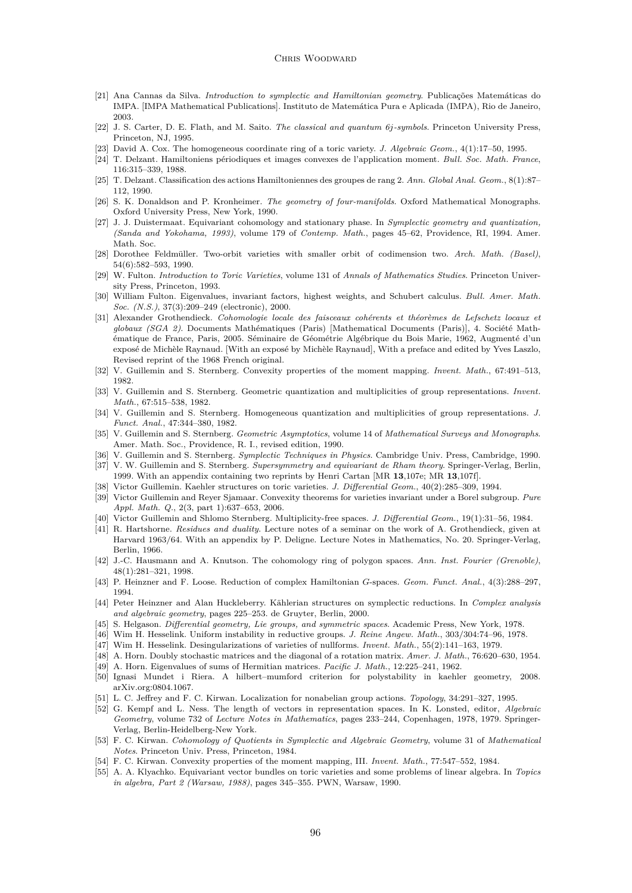[21] Ana Cannas da Silva. *Introduction to symplectic and Hamiltonian geometry*. Publicações Matemáticas do IMPA. [IMPA Mathematical Publications]. Instituto de Matemática Pura e Aplicada (IMPA), Rio de Janeiro, 2003.

[22] J. S. Carter, D. E. Flath, and M. Saito. *The classical and quantum 6j-symbols*. Princeton University Press, Princeton, NJ, 1995.

[23] David A. Cox. The homogeneous coordinate ring of a toric variety. *J. Algebraic Geom.*, 4(1):17–50, 1995.

[24] T. Delzant. Hamiltoniens périodiques et images convexes de l'application moment. *Bull. Soc. Math. France*, 116:315–339, 1988.

[25] T. Delzant. Classification des actions Hamiltoniennes des groupes de rang 2. *Ann. Global Anal. Geom.*, 8(1):87–112, 1990.

[26] S. K. Donaldson and P. Kronheimer. *The geometry of four-manifolds*. Oxford Mathematical Monographs. Oxford University Press, New York, 1990.

[27] J. J. Duistermaat. Equivariant cohomology and stationary phase. In *Symplectic geometry and quantization, (Sanda and Yokohama, 1993)*, volume 179 of *Contemp. Math.*, pages 45–62, Providence, RI, 1994. Amer. Math. Soc.

[28] Dorothee Feldmüller. Two-orbit varieties with smaller orbit of codimension two. *Arch. Math. (Basel)*, 54(6):582–593, 1990.

[29] W. Fulton. *Introduction to Toric Varieties*, volume 131 of *Annals of Mathematics Studies*. Princeton University Press, Princeton, 1993.

[30] William Fulton. Eigenvalues, invariant factors, highest weights, and Schubert calculus. *Bull. Amer. Math. Soc. (N.S.)*, 37(3):209–249 (electronic), 2000.

[31] Alexander Grothendieck. *Cohomologie locale des faisceaux cohérents et théorèmes de Lefschetz locaux et globaux (SGA 2)*. Documents Mathématiques (Paris) [Mathematical Documents (Paris)], 4. Société Mathématique de France, Paris, 2005. Séminaire de Géométrie Algébrique du Bois Marie, 1962, Augmenté d'un exposé de Michèle Raynaud. [With an exposé by Michèle Raynaud], With a preface and edited by Yves Laszlo, Revised reprint of the 1968 French original.

[32] V. Guillemin and S. Sternberg. Convexity properties of the moment mapping. *Invent. Math.*, 67:491–513, 1982.

[33] V. Guillemin and S. Sternberg. Geometric quantization and multiplicities of group representations. *Invent. Math.*, 67:515–538, 1982.

[34] V. Guillemin and S. Sternberg. Homogeneous quantization and multiplicities of group representations. *J. Funct. Anal.*, 47:344–380, 1982.

[35] V. Guillemin and S. Sternberg. *Geometric Asymptotics*, volume 14 of *Mathematical Surveys and Monographs*. Amer. Math. Soc., Providence, R. I., revised edition, 1990.

[36] V. Guillemin and S. Sternberg. *Symplectic Techniques in Physics*. Cambridge Univ. Press, Cambridge, 1990.

[37] V. W. Guillemin and S. Sternberg. *Supersymmetry and equivariant de Rham theory*. Springer-Verlag, Berlin, 1999. With an appendix containing two reprints by Henri Cartan [MR **13**,107e; MR **13**,107f].

[38] Victor Guillemin. Kaehler structures on toric varieties. *J. Differential Geom.*, 40(2):285–309, 1994.

[39] Victor Guillemin and Reyer Sjamaar. Convexity theorems for varieties invariant under a Borel subgroup. *Pure Appl. Math. Q.*, 2(3, part 1):637–653, 2006.

[40] Victor Guillemin and Shlomo Sternberg. Multiplicity-free spaces. *J. Differential Geom.*, 19(1):31–56, 1984.

[41] R. Hartshorne. *Residues and duality*. Lecture notes of a seminar on the work of A. Grothendieck, given at Harvard 1963/64. With an appendix by P. Deligne. Lecture Notes in Mathematics, No. 20. Springer-Verlag, Berlin, 1966.

[42] J.-C. Hausmann and A. Knutson. The cohomology ring of polygon spaces. *Ann. Inst. Fourier (Grenoble)*, 48(1):281–321, 1998.

[43] P. Heinzner and F. Loose. Reduction of complex Hamiltonian *G*-spaces. *Geom. Funct. Anal.*, 4(3):288–297, 1994.

[44] Peter Heinzner and Alan Huckleberry. Kählerian structures on symplectic reductions. In *Complex analysis and algebraic geometry*, pages 225–253. de Gruyter, Berlin, 2000.

[45] S. Helgason. *Differential geometry, Lie groups, and symmetric spaces*. Academic Press, New York, 1978.

[46] Wim H. Hesselink. Uniform instability in reductive groups. *J. Reine Angew. Math.*, 303/304:74–96, 1978.

[47] Wim H. Hesselink. Desingularizations of varieties of nullforms. *Invent. Math.*, 55(2):141–163, 1979.

[48] A. Horn. Doubly stochastic matrices and the diagonal of a rotation matrix. *Amer. J. Math.*, 76:620–630, 1954.

[49] A. Horn. Eigenvalues of sums of Hermitian matrices. *Pacific J. Math.*, 12:225–241, 1962.

[50] Ignasi Mundet i Riera. A hilbert–mumford criterion for polystability in kaehler geometry, 2008. arXiv.org:0804.1067.

[51] L. C. Jeffrey and F. C. Kirwan. Localization for nonabelian group actions. *Topology*, 34:291–327, 1995.

[52] G. Kempf and L. Ness. The length of vectors in representation spaces. In K. Lonsted, editor, *Algebraic Geometry*, volume 732 of *Lecture Notes in Mathematics*, pages 233–244, Copenhagen, 1978, 1979. Springer-Verlag, Berlin-Heidelberg-New York.

[53] F. C. Kirwan. *Cohomology of Quotients in Symplectic and Algebraic Geometry*, volume 31 of *Mathematical Notes*. Princeton Univ. Press, Princeton, 1984.

[54] F. C. Kirwan. Convexity properties of the moment mapping, III. *Invent. Math.*, 77:547–552, 1984.

[55] A. A. Klyachko. Equivariant vector bundles on toric varieties and some problems of linear algebra. In *Topics in algebra, Part 2 (Warsaw, 1988)*, pages 345–355. PWN, Warsaw, 1990.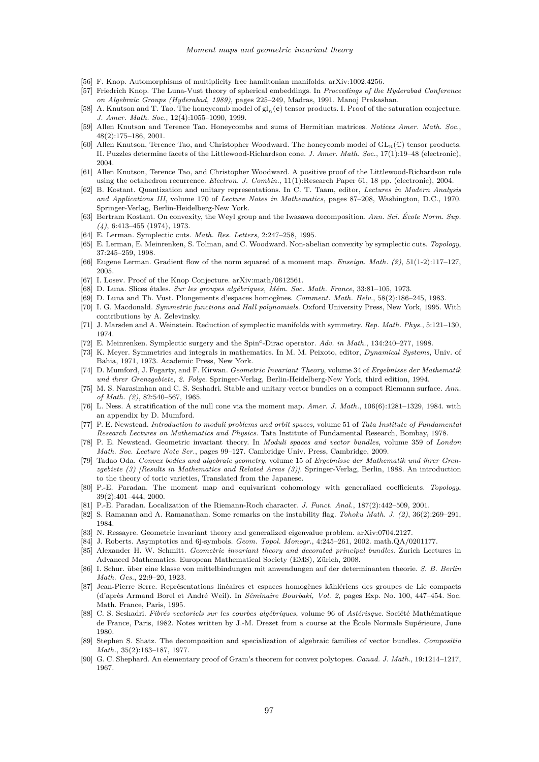[56] F. Knop. Automorphisms of multiplicity free hamiltonian manifolds. arXiv:1002.4256.

[57] Friedrich Knop. The Luna-Vust theory of spherical embeddings. In *Proceedings of the Hyderabad Conference on Algebraic Groups (Hyderabad, 1989)*, pages 225–249, Madras, 1991. Manoj Prakashan.

[58] A. Knutson and T. Tao. The honeycomb model of $\mathrm{gl}_n(\mathbf{c})$ tensor products. I. Proof of the saturation conjecture. *J. Amer. Math. Soc.*, 12(4):1055–1090, 1999.

[59] Allen Knutson and Terence Tao. Honeycombs and sums of Hermitian matrices. *Notices Amer. Math. Soc.*, 48(2):175–186, 2001.

[60] Allen Knutson, Terence Tao, and Christopher Woodward. The honeycomb model of $\mathrm{GL}_n(\mathbb{C})$ tensor products. II. Puzzles determine facets of the Littlewood-Richardson cone. *J. Amer. Math. Soc.*, 17(1):19–48 (electronic), 2004.

[61] Allen Knutson, Terence Tao, and Christopher Woodward. A positive proof of the Littlewood-Richardson rule using the octahedron recurrence. *Electron. J. Combin.*, 11(1):Research Paper 61, 18 pp. (electronic), 2004.

[62] B. Kostant. Quantization and unitary representations. In C. T. Taam, editor, *Lectures in Modern Analysis and Applications III*, volume 170 of *Lecture Notes in Mathematics*, pages 87–208, Washington, D.C., 1970. Springer-Verlag, Berlin-Heidelberg-New York.

[63] Bertram Kostant. On convexity, the Weyl group and the Iwasawa decomposition. *Ann. Sci. École Norm. Sup. (4)*, 6:413–455 (1974), 1973.

[64] E. Lerman. Symplectic cuts. *Math. Res. Letters*, 2:247–258, 1995.

[65] E. Lerman, E. Meinrenken, S. Tolman, and C. Woodward. Non-abelian convexity by symplectic cuts. *Topology*, 37:245–259, 1998.

[66] Eugene Lerman. Gradient flow of the norm squared of a moment map. *Enseign. Math. (2)*, 51(1-2):117–127, 2005.

[67] I. Losev. Proof of the Knop Conjecture. arXiv:math/0612561.

[68] D. Luna. Slices étales. *Sur les groupes algébriques, Mém. Soc. Math. France*, 33:81–105, 1973.

[69] D. Luna and Th. Vust. Plongements d'espaces homogènes. *Comment. Math. Helv.*, 58(2):186–245, 1983.

[70] I. G. Macdonald. *Symmetric functions and Hall polynomials*. Oxford University Press, New York, 1995. With contributions by A. Zelevinsky.

[71] J. Marsden and A. Weinstein. Reduction of symplectic manifolds with symmetry. *Rep. Math. Phys.*, 5:121–130, 1974.

[72] E. Meinrenken. Symplectic surgery and the $\mathrm{Spin}^c$-Dirac operator. *Adv. in Math.*, 134:240–277, 1998.

[73] K. Meyer. Symmetries and integrals in mathematics. In M. M. Peixoto, editor, *Dynamical Systems*, Univ. of Bahia, 1971, 1973. Academic Press, New York.

[74] D. Mumford, J. Fogarty, and F. Kirwan. *Geometric Invariant Theory*, volume 34 of *Ergebnisse der Mathematik und ihrer Grenzgebiete, 2. Folge*. Springer-Verlag, Berlin-Heidelberg-New York, third edition, 1994.

[75] M. S. Narasimhan and C. S. Seshadri. Stable and unitary vector bundles on a compact Riemann surface. *Ann. of Math. (2)*, 82:540–567, 1965.

[76] L. Ness. A stratification of the null cone via the moment map. *Amer. J. Math.*, 106(6):1281–1329, 1984. with an appendix by D. Mumford.

[77] P. E. Newstead. *Introduction to moduli problems and orbit spaces*, volume 51 of *Tata Institute of Fundamental Research Lectures on Mathematics and Physics*. Tata Institute of Fundamental Research, Bombay, 1978.

[78] P. E. Newstead. Geometric invariant theory. In *Moduli spaces and vector bundles*, volume 359 of *London Math. Soc. Lecture Note Ser.*, pages 99–127. Cambridge Univ. Press, Cambridge, 2009.

[79] Tadao Oda. *Convex bodies and algebraic geometry*, volume 15 of *Ergebnisse der Mathematik und ihrer Grenzgebiete (3) [Results in Mathematics and Related Areas (3)]*. Springer-Verlag, Berlin, 1988. An introduction to the theory of toric varieties, Translated from the Japanese.

[80] P.-E. Paradan. The moment map and equivariant cohomology with generalized coefficients. *Topology*, 39(2):401–444, 2000.

[81] P.-E. Paradan. Localization of the Riemann-Roch character. *J. Funct. Anal.*, 187(2):442–509, 2001.

[82] S. Ramanan and A. Ramanathan. Some remarks on the instability flag. *Tohoku Math. J. (2)*, 36(2):269–291, 1984.

[83] N. Ressayre. Geometric invariant theory and generalized eigenvalue problem. arXiv:0704.2127.

[84] J. Roberts. Asymptotics and 6j-symbols. *Geom. Topol. Monogr.*, 4:245–261, 2002. math.QA/0201177.

[85] Alexander H. W. Schmitt. *Geometric invariant theory and decorated principal bundles*. Zurich Lectures in Advanced Mathematics. European Mathematical Society (EMS), Zürich, 2008.

[86] I. Schur. über eine klasse von mittelbindungen mit anwendungen auf der determinanten theorie. *S. B. Berlin Math. Ges.*, 22:9–20, 1923.

[87] Jean-Pierre Serre. Représentations linéaires et espaces homogènes kählériens des groupes de Lie compacts (d'après Armand Borel et André Weil). In *Séminaire Bourbaki, Vol. 2*, pages Exp. No. 100, 447–454. Soc. Math. France, Paris, 1995.

[88] C. S. Seshadri. *Fibrés vectoriels sur les courbes algébriques*, volume 96 of *Astérisque*. Société Mathématique de France, Paris, 1982. Notes written by J.-M. Drezet from a course at the École Normale Supérieure, June 1980.

[89] Stephen S. Shatz. The decomposition and specialization of algebraic families of vector bundles. *Compositio Math.*, 35(2):163–187, 1977.

[90] G. C. Shephard. An elementary proof of Gram's theorem for convex polytopes. *Canad. J. Math.*, 19:1214–1217, 1967.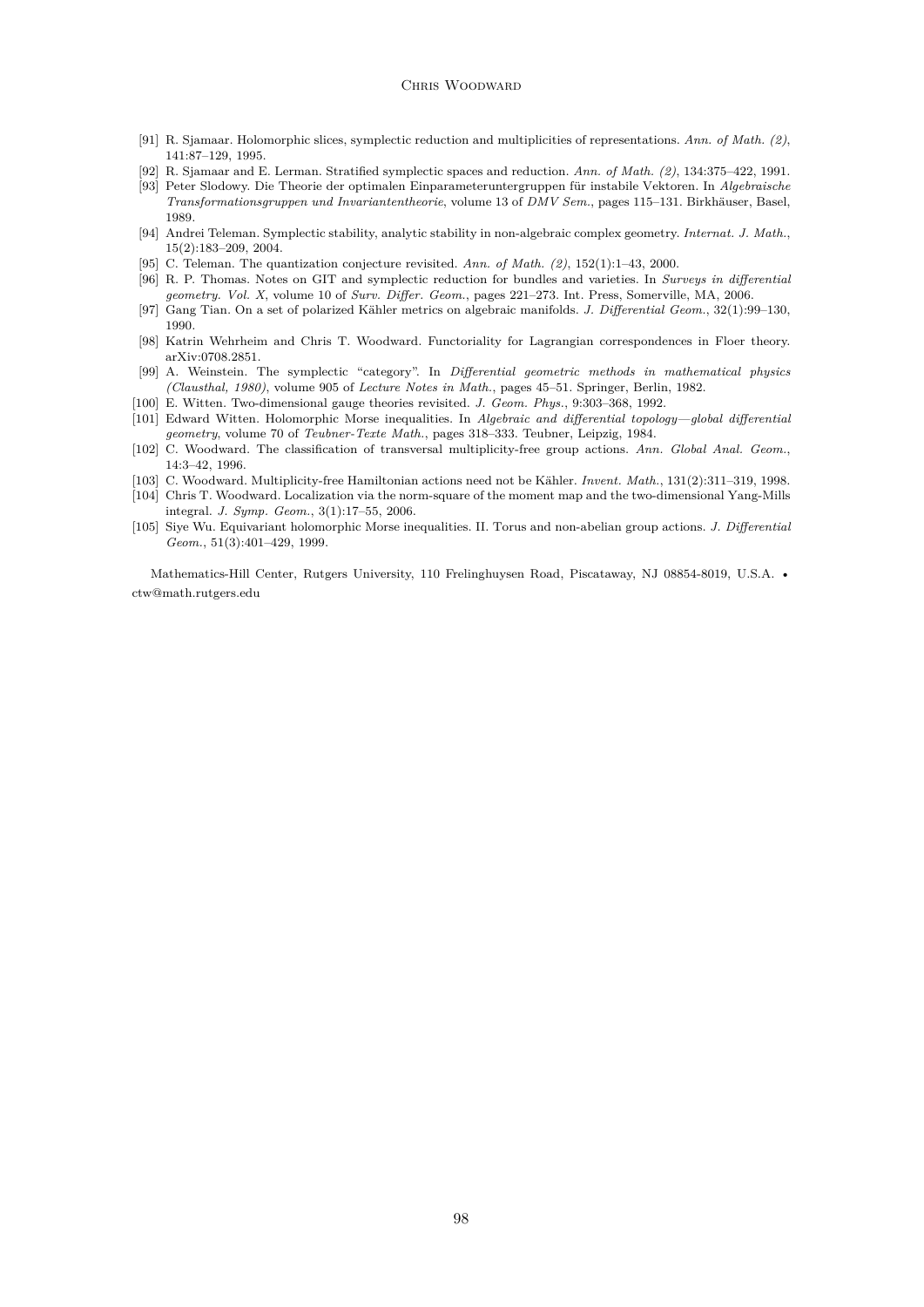[91] R. Sjamaar. Holomorphic slices, symplectic reduction and multiplicities of representations. *Ann. of Math. (2)*, 141:87–129, 1995.

[92] R. Sjamaar and E. Lerman. Stratified symplectic spaces and reduction. *Ann. of Math. (2)*, 134:375–422, 1991.

[93] Peter Slodowy. Die Theorie der optimalen Einparameteruntergruppen für instabile Vektoren. In *Algebraische Transformationsgruppen und Invariantentheorie*, volume 13 of *DMV Sem.*, pages 115–131. Birkhäuser, Basel, 1989.

[94] Andrei Teleman. Symplectic stability, analytic stability in non-algebraic complex geometry. *Internat. J. Math.*, 15(2):183–209, 2004.

[95] C. Teleman. The quantization conjecture revisited. *Ann. of Math. (2)*, 152(1):1–43, 2000.

[96] R. P. Thomas. Notes on GIT and symplectic reduction for bundles and varieties. In *Surveys in differential geometry. Vol. X*, volume 10 of *Surv. Differ. Geom.*, pages 221–273. Int. Press, Somerville, MA, 2006.

[97] Gang Tian. On a set of polarized Kähler metrics on algebraic manifolds. *J. Differential Geom.*, 32(1):99–130, 1990.

[98] Katrin Wehrheim and Chris T. Woodward. Functoriality for Lagrangian correspondences in Floer theory. arXiv:0708.2851.

[99] A. Weinstein. The symplectic "category". In *Differential geometric methods in mathematical physics (Clausthal, 1980)*, volume 905 of *Lecture Notes in Math.*, pages 45–51. Springer, Berlin, 1982.

[100] E. Witten. Two-dimensional gauge theories revisited. *J. Geom. Phys.*, 9:303–368, 1992.

[101] Edward Witten. Holomorphic Morse inequalities. In *Algebraic and differential topology—global differential geometry*, volume 70 of *Teubner-Texte Math.*, pages 318–333. Teubner, Leipzig, 1984.

[102] C. Woodward. The classification of transversal multiplicity-free group actions. *Ann. Global Anal. Geom.*, 14:3–42, 1996.

[103] C. Woodward. Multiplicity-free Hamiltonian actions need not be Kähler. *Invent. Math.*, 131(2):311–319, 1998.

[104] Chris T. Woodward. Localization via the norm-square of the moment map and the two-dimensional Yang-Mills integral. *J. Symp. Geom.*, 3(1):17–55, 2006.

[105] Siye Wu. Equivariant holomorphic Morse inequalities. II. Torus and non-abelian group actions. *J. Differential Geom.*, 51(3):401–429, 1999.

Mathematics-Hill Center, Rutgers University, 110 Frelinghuysen Road, Piscataway, NJ 08854-8019, U.S.A. • ctw@math.rutgers.edu